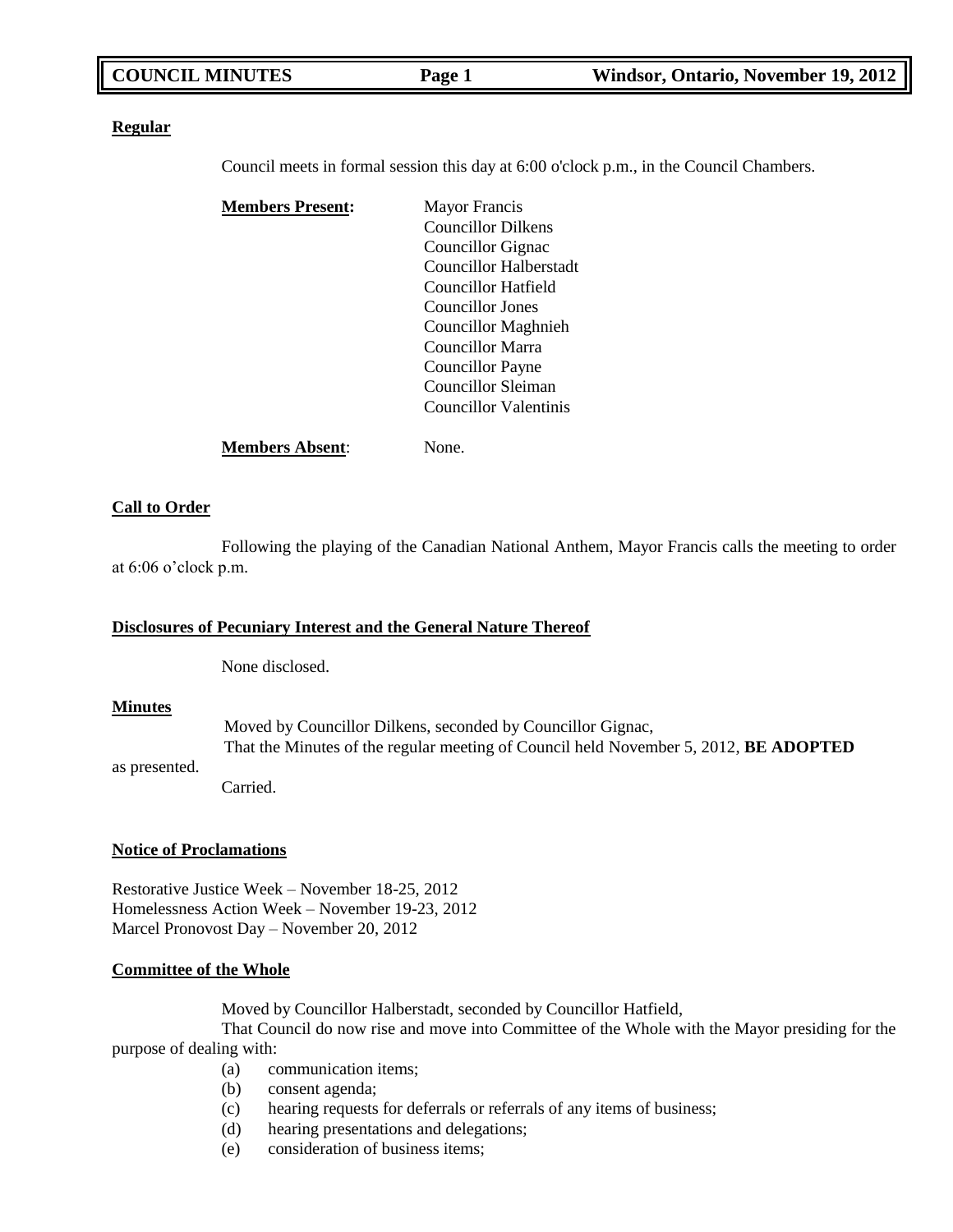**Regular**

Council meets in formal session this day at 6:00 o'clock p.m., in the Council Chambers.

**Members Present:**

Mayor Francis
Councillor Dilkens
Councillor Gignac
Councillor Halberstadt
Councillor Hatfield
Councillor Jones
Councillor Maghnieh
Councillor Marra
Councillor Payne
Councillor Sleiman
Councillor Valentinis

**Members Absent**: None.

**Call to Order**

Following the playing of the Canadian National Anthem, Mayor Francis calls the meeting to order at 6:06 o'clock p.m.

**Disclosures of Pecuniary Interest and the General Nature Thereof**

None disclosed.

**Minutes**

Moved by Councillor Dilkens, seconded by Councillor Gignac,
That the Minutes of the regular meeting of Council held November 5, 2012, **BE ADOPTED** as presented.
Carried.

**Notice of Proclamations**

Restorative Justice Week – November 18-25, 2012
Homelessness Action Week – November 19-23, 2012
Marcel Pronovost Day – November 20, 2012

**Committee of the Whole**

Moved by Councillor Halberstadt, seconded by Councillor Hatfield,
That Council do now rise and move into Committee of the Whole with the Mayor presiding for the purpose of dealing with:

(a) communication items;
(b) consent agenda;
(c) hearing requests for deferrals or referrals of any items of business;
(d) hearing presentations and delegations;
(e) consideration of business items;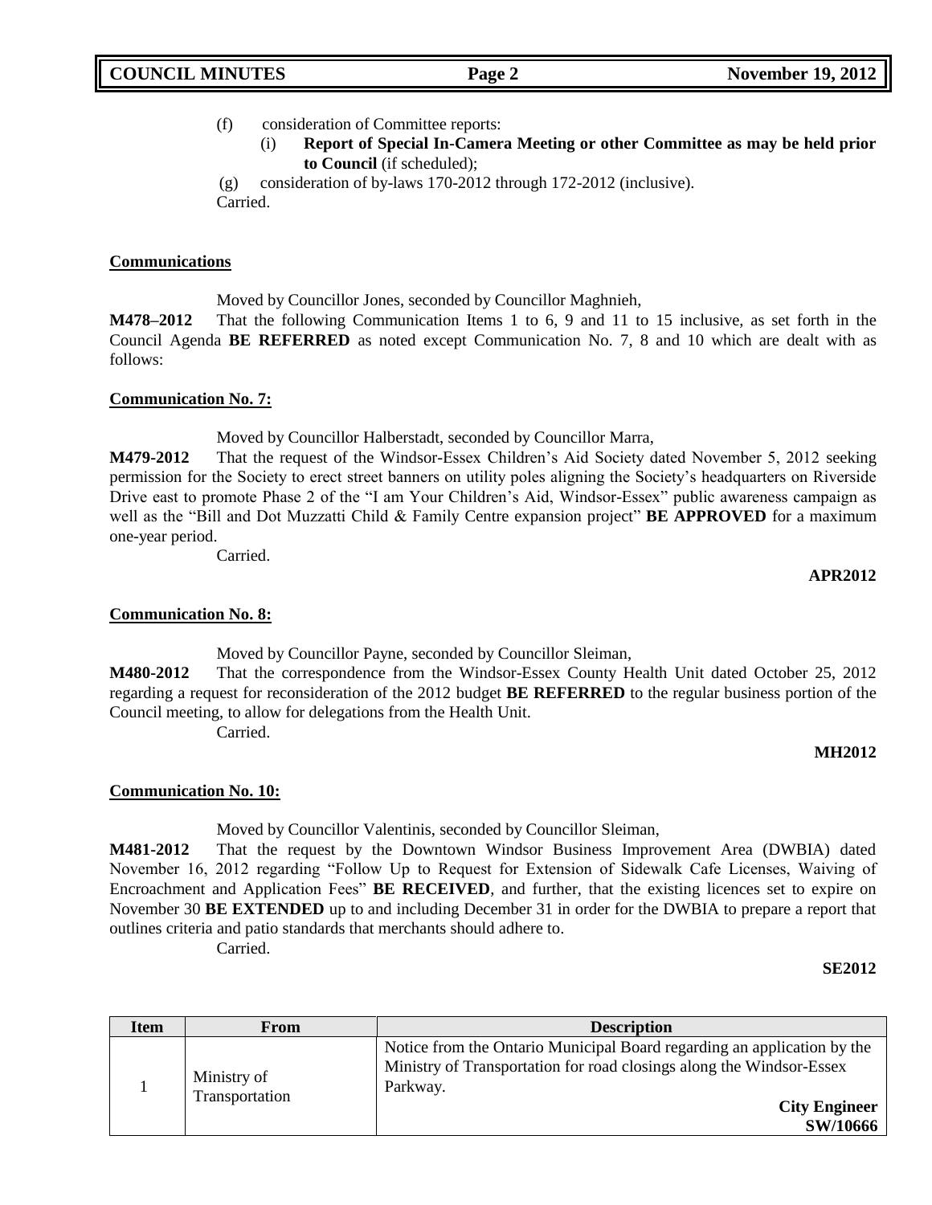(f) consideration of Committee reports:

  (i) **Report of Special In-Camera Meeting or other Committee as may be held prior to Council** (if scheduled);

(g) consideration of by-laws 170-2012 through 172-2012 (inclusive).

Carried.

**Communications**

Moved by Councillor Jones, seconded by Councillor Maghnieh,

**M478–2012** That the following Communication Items 1 to 6, 9 and 11 to 15 inclusive, as set forth in the Council Agenda **BE REFERRED** as noted except Communication No. 7, 8 and 10 which are dealt with as follows:

**Communication No. 7:**

Moved by Councillor Halberstadt, seconded by Councillor Marra,

**M479-2012** That the request of the Windsor-Essex Children's Aid Society dated November 5, 2012 seeking permission for the Society to erect street banners on utility poles aligning the Society's headquarters on Riverside Drive east to promote Phase 2 of the "I am Your Children's Aid, Windsor-Essex" public awareness campaign as well as the "Bill and Dot Muzzatti Child & Family Centre expansion project" **BE APPROVED** for a maximum one-year period.

Carried.

**APR2012**

**Communication No. 8:**

Moved by Councillor Payne, seconded by Councillor Sleiman,

**M480-2012** That the correspondence from the Windsor-Essex County Health Unit dated October 25, 2012 regarding a request for reconsideration of the 2012 budget **BE REFERRED** to the regular business portion of the Council meeting, to allow for delegations from the Health Unit.

Carried.

**MH2012**

**Communication No. 10:**

Moved by Councillor Valentinis, seconded by Councillor Sleiman,

**M481-2012** That the request by the Downtown Windsor Business Improvement Area (DWBIA) dated November 16, 2012 regarding "Follow Up to Request for Extension of Sidewalk Cafe Licenses, Waiving of Encroachment and Application Fees" **BE RECEIVED**, and further, that the existing licences set to expire on November 30 **BE EXTENDED** up to and including December 31 in order for the DWBIA to prepare a report that outlines criteria and patio standards that merchants should adhere to.

Carried.

**SE2012**

| Item | From | Description |
|---|---|---|
| 1 | Ministry of Transportation | Notice from the Ontario Municipal Board regarding an application by the Ministry of Transportation for road closings along the Windsor-Essex Parkway. **City Engineer SW/10666** |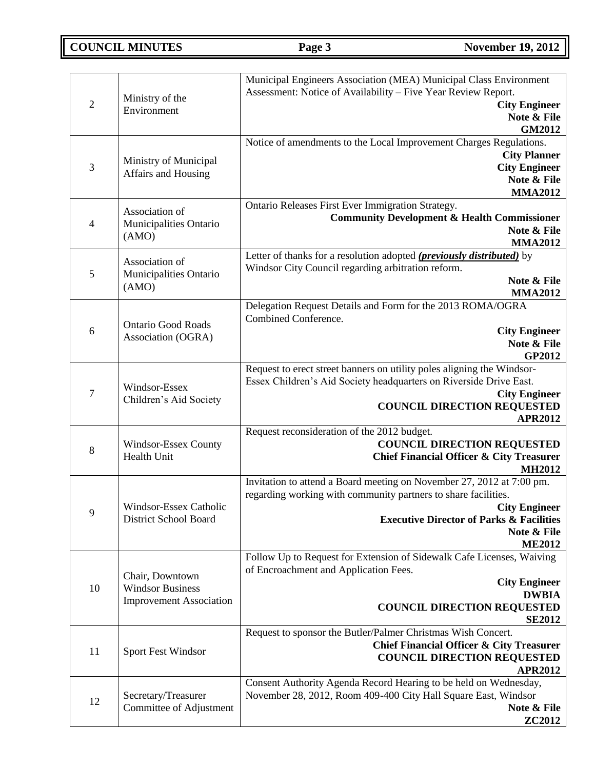| | | |
|---|---|---|
| 2 | Ministry of the Environment | Municipal Engineers Association (MEA) Municipal Class Environment Assessment: Notice of Availability – Five Year Review Report.<br>**City Engineer**<br>**Note & File**<br>**GM2012** |
| 3 | Ministry of Municipal Affairs and Housing | Notice of amendments to the Local Improvement Charges Regulations.<br>**City Planner**<br>**City Engineer**<br>**Note & File**<br>**MMA2012** |
| 4 | Association of Municipalities Ontario (AMO) | Ontario Releases First Ever Immigration Strategy.<br>**Community Development & Health Commissioner**<br>**Note & File**<br>**MMA2012** |
| 5 | Association of Municipalities Ontario (AMO) | Letter of thanks for a resolution adopted ***(previously distributed)*** by Windsor City Council regarding arbitration reform.<br>**Note & File**<br>**MMA2012** |
| 6 | Ontario Good Roads Association (OGRA) | Delegation Request Details and Form for the 2013 ROMA/OGRA Combined Conference.<br>**City Engineer**<br>**Note & File**<br>**GP2012** |
| 7 | Windsor-Essex Children's Aid Society | Request to erect street banners on utility poles aligning the Windsor-Essex Children's Aid Society headquarters on Riverside Drive East.<br>**City Engineer**<br>**COUNCIL DIRECTION REQUESTED**<br>**APR2012** |
| 8 | Windsor-Essex County Health Unit | Request reconsideration of the 2012 budget.<br>**COUNCIL DIRECTION REQUESTED**<br>**Chief Financial Officer & City Treasurer**<br>**MH2012** |
| 9 | Windsor-Essex Catholic District School Board | Invitation to attend a Board meeting on November 27, 2012 at 7:00 pm. regarding working with community partners to share facilities.<br>**City Engineer**<br>**Executive Director of Parks & Facilities**<br>**Note & File**<br>**ME2012** |
| 10 | Chair, Downtown Windsor Business Improvement Association | Follow Up to Request for Extension of Sidewalk Cafe Licenses, Waiving of Encroachment and Application Fees.<br>**City Engineer**<br>**DWBIA**<br>**COUNCIL DIRECTION REQUESTED**<br>**SE2012** |
| 11 | Sport Fest Windsor | Request to sponsor the Butler/Palmer Christmas Wish Concert.<br>**Chief Financial Officer & City Treasurer**<br>**COUNCIL DIRECTION REQUESTED**<br>**APR2012** |
| 12 | Secretary/Treasurer Committee of Adjustment | Consent Authority Agenda Record Hearing to be held on Wednesday, November 28, 2012, Room 409-400 City Hall Square East, Windsor<br>**Note & File**<br>**ZC2012** |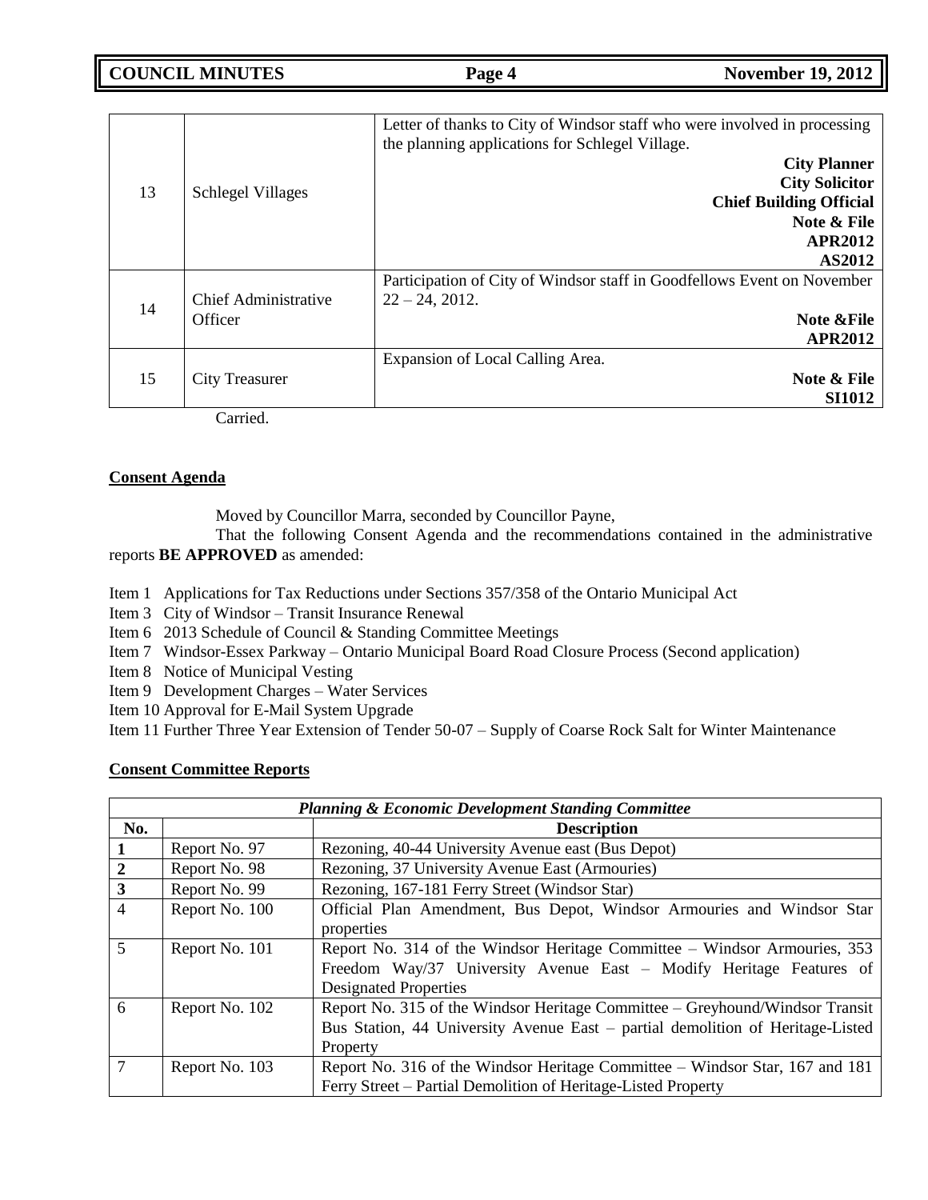| 13 | Schlegel Villages | Letter of thanks to City of Windsor staff who were involved in processing the planning applications for Schlegel Village. **City Planner** **City Solicitor** **Chief Building Official** **Note & File** **APR2012** **AS2012** |
|---|---|---|
| 14 | Chief Administrative Officer | Participation of City of Windsor staff in Goodfellows Event on November 22 – 24, 2012. **Note &File** **APR2012** |
| 15 | City Treasurer | Expansion of Local Calling Area. **Note & File** **SI1012** |

Carried.

**Consent Agenda**

Moved by Councillor Marra, seconded by Councillor Payne,

That the following Consent Agenda and the recommendations contained in the administrative reports **BE APPROVED** as amended:

Item 1 Applications for Tax Reductions under Sections 357/358 of the Ontario Municipal Act
Item 3 City of Windsor – Transit Insurance Renewal
Item 6 2013 Schedule of Council & Standing Committee Meetings
Item 7 Windsor-Essex Parkway – Ontario Municipal Board Road Closure Process (Second application)
Item 8 Notice of Municipal Vesting
Item 9 Development Charges – Water Services
Item 10 Approval for E-Mail System Upgrade
Item 11 Further Three Year Extension of Tender 50-07 – Supply of Coarse Rock Salt for Winter Maintenance

**Consent Committee Reports**

| ***Planning & Economic Development Standing Committee*** | | |
|---|---|---|
| **No.** | | **Description** |
| **1** | Report No. 97 | Rezoning, 40-44 University Avenue east (Bus Depot) |
| **2** | Report No. 98 | Rezoning, 37 University Avenue East (Armouries) |
| **3** | Report No. 99 | Rezoning, 167-181 Ferry Street (Windsor Star) |
| 4 | Report No. 100 | Official Plan Amendment, Bus Depot, Windsor Armouries and Windsor Star properties |
| 5 | Report No. 101 | Report No. 314 of the Windsor Heritage Committee – Windsor Armouries, 353 Freedom Way/37 University Avenue East – Modify Heritage Features of Designated Properties |
| 6 | Report No. 102 | Report No. 315 of the Windsor Heritage Committee – Greyhound/Windsor Transit Bus Station, 44 University Avenue East – partial demolition of Heritage-Listed Property |
| 7 | Report No. 103 | Report No. 316 of the Windsor Heritage Committee – Windsor Star, 167 and 181 Ferry Street – Partial Demolition of Heritage-Listed Property |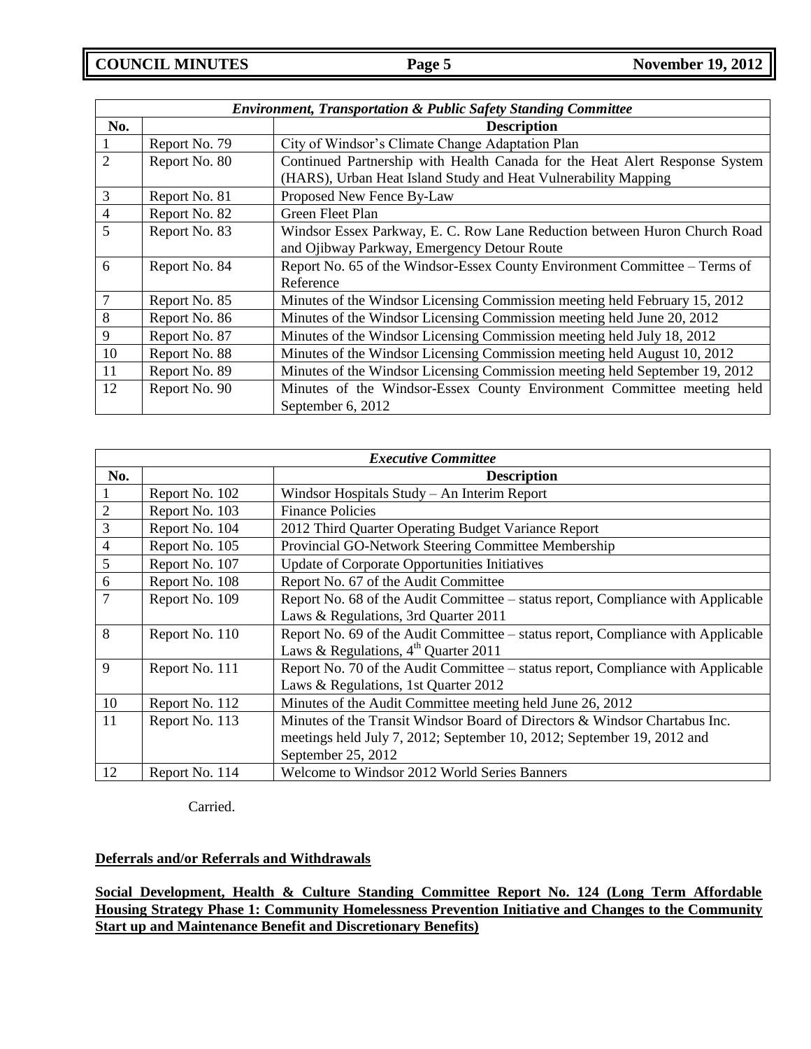| *Environment, Transportation & Public Safety Standing Committee* | | |
|---|---|---|
| **No.** | | **Description** |
| 1 | Report No. 79 | City of Windsor's Climate Change Adaptation Plan |
| 2 | Report No. 80 | Continued Partnership with Health Canada for the Heat Alert Response System (HARS), Urban Heat Island Study and Heat Vulnerability Mapping |
| 3 | Report No. 81 | Proposed New Fence By-Law |
| 4 | Report No. 82 | Green Fleet Plan |
| 5 | Report No. 83 | Windsor Essex Parkway, E. C. Row Lane Reduction between Huron Church Road and Ojibway Parkway, Emergency Detour Route |
| 6 | Report No. 84 | Report No. 65 of the Windsor-Essex County Environment Committee – Terms of Reference |
| 7 | Report No. 85 | Minutes of the Windsor Licensing Commission meeting held February 15, 2012 |
| 8 | Report No. 86 | Minutes of the Windsor Licensing Commission meeting held June 20, 2012 |
| 9 | Report No. 87 | Minutes of the Windsor Licensing Commission meeting held July 18, 2012 |
| 10 | Report No. 88 | Minutes of the Windsor Licensing Commission meeting held August 10, 2012 |
| 11 | Report No. 89 | Minutes of the Windsor Licensing Commission meeting held September 19, 2012 |
| 12 | Report No. 90 | Minutes of the Windsor-Essex County Environment Committee meeting held September 6, 2012 |

| *Executive Committee* | | |
|---|---|---|
| **No.** | | **Description** |
| 1 | Report No. 102 | Windsor Hospitals Study – An Interim Report |
| 2 | Report No. 103 | Finance Policies |
| 3 | Report No. 104 | 2012 Third Quarter Operating Budget Variance Report |
| 4 | Report No. 105 | Provincial GO-Network Steering Committee Membership |
| 5 | Report No. 107 | Update of Corporate Opportunities Initiatives |
| 6 | Report No. 108 | Report No. 67 of the Audit Committee |
| 7 | Report No. 109 | Report No. 68 of the Audit Committee – status report, Compliance with Applicable Laws & Regulations, 3rd Quarter 2011 |
| 8 | Report No. 110 | Report No. 69 of the Audit Committee – status report, Compliance with Applicable Laws & Regulations, 4th Quarter 2011 |
| 9 | Report No. 111 | Report No. 70 of the Audit Committee – status report, Compliance with Applicable Laws & Regulations, 1st Quarter 2012 |
| 10 | Report No. 112 | Minutes of the Audit Committee meeting held June 26, 2012 |
| 11 | Report No. 113 | Minutes of the Transit Windsor Board of Directors & Windsor Chartabus Inc. meetings held July 7, 2012; September 10, 2012; September 19, 2012 and September 25, 2012 |
| 12 | Report No. 114 | Welcome to Windsor 2012 World Series Banners |

Carried.

**Deferrals and/or Referrals and Withdrawals**

**Social Development, Health & Culture Standing Committee Report No. 124 (Long Term Affordable Housing Strategy Phase 1: Community Homelessness Prevention Initiative and Changes to the Community Start up and Maintenance Benefit and Discretionary Benefits)**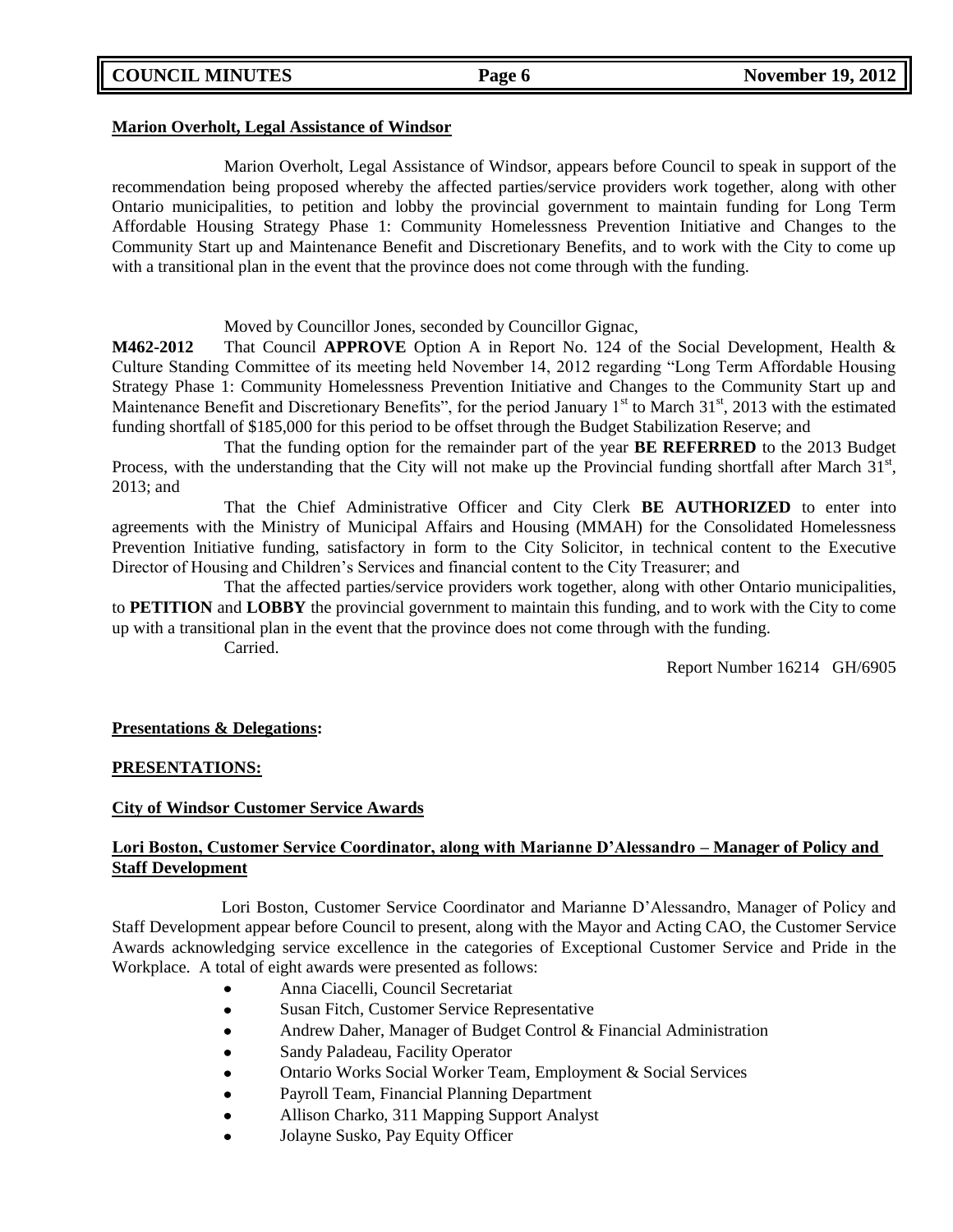**Marion Overholt, Legal Assistance of Windsor**

Marion Overholt, Legal Assistance of Windsor, appears before Council to speak in support of the recommendation being proposed whereby the affected parties/service providers work together, along with other Ontario municipalities, to petition and lobby the provincial government to maintain funding for Long Term Affordable Housing Strategy Phase 1: Community Homelessness Prevention Initiative and Changes to the Community Start up and Maintenance Benefit and Discretionary Benefits, and to work with the City to come up with a transitional plan in the event that the province does not come through with the funding.

Moved by Councillor Jones, seconded by Councillor Gignac,

**M462-2012** That Council **APPROVE** Option A in Report No. 124 of the Social Development, Health & Culture Standing Committee of its meeting held November 14, 2012 regarding "Long Term Affordable Housing Strategy Phase 1: Community Homelessness Prevention Initiative and Changes to the Community Start up and Maintenance Benefit and Discretionary Benefits", for the period January 1st to March 31st, 2013 with the estimated funding shortfall of $185,000 for this period to be offset through the Budget Stabilization Reserve; and

That the funding option for the remainder part of the year **BE REFERRED** to the 2013 Budget Process, with the understanding that the City will not make up the Provincial funding shortfall after March 31st, 2013; and

That the Chief Administrative Officer and City Clerk **BE AUTHORIZED** to enter into agreements with the Ministry of Municipal Affairs and Housing (MMAH) for the Consolidated Homelessness Prevention Initiative funding, satisfactory in form to the City Solicitor, in technical content to the Executive Director of Housing and Children's Services and financial content to the City Treasurer; and

That the affected parties/service providers work together, along with other Ontario municipalities, to **PETITION** and **LOBBY** the provincial government to maintain this funding, and to work with the City to come up with a transitional plan in the event that the province does not come through with the funding.

Carried.

Report Number 16214 GH/6905

**Presentations & Delegations:**

**PRESENTATIONS:**

**City of Windsor Customer Service Awards**

**Lori Boston, Customer Service Coordinator, along with Marianne D'Alessandro – Manager of Policy and Staff Development**

Lori Boston, Customer Service Coordinator and Marianne D'Alessandro, Manager of Policy and Staff Development appear before Council to present, along with the Mayor and Acting CAO, the Customer Service Awards acknowledging service excellence in the categories of Exceptional Customer Service and Pride in the Workplace. A total of eight awards were presented as follows:

- Anna Ciacelli, Council Secretariat
- Susan Fitch, Customer Service Representative
- Andrew Daher, Manager of Budget Control & Financial Administration
- Sandy Paladeau, Facility Operator
- Ontario Works Social Worker Team, Employment & Social Services
- Payroll Team, Financial Planning Department
- Allison Charko, 311 Mapping Support Analyst
- Jolayne Susko, Pay Equity Officer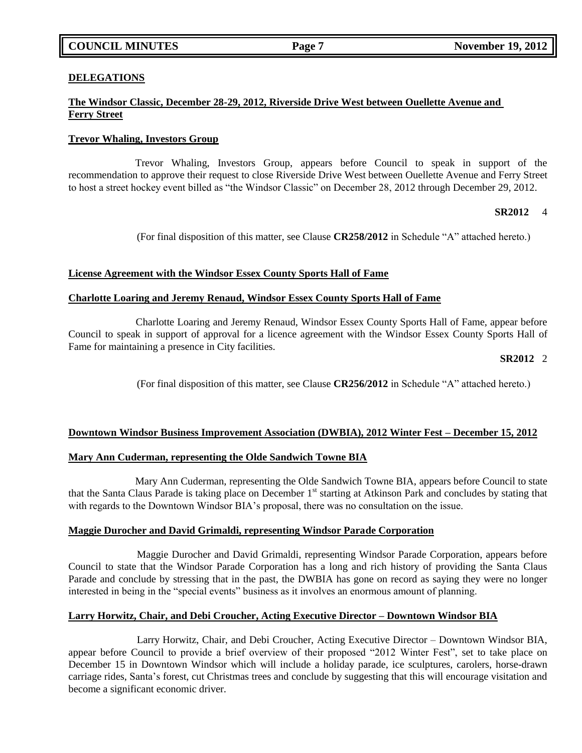## DELEGATIONS

**The Windsor Classic, December 28-29, 2012, Riverside Drive West between Ouellette Avenue and Ferry Street**

**Trevor Whaling, Investors Group**

Trevor Whaling, Investors Group, appears before Council to speak in support of the recommendation to approve their request to close Riverside Drive West between Ouellette Avenue and Ferry Street to host a street hockey event billed as "the Windsor Classic" on December 28, 2012 through December 29, 2012.

**SR2012** 4

(For final disposition of this matter, see Clause **CR258/2012** in Schedule "A" attached hereto.)

**License Agreement with the Windsor Essex County Sports Hall of Fame**

**Charlotte Loaring and Jeremy Renaud, Windsor Essex County Sports Hall of Fame**

Charlotte Loaring and Jeremy Renaud, Windsor Essex County Sports Hall of Fame, appear before Council to speak in support of approval for a licence agreement with the Windsor Essex County Sports Hall of Fame for maintaining a presence in City facilities.

**SR2012** 2

(For final disposition of this matter, see Clause **CR256/2012** in Schedule "A" attached hereto.)

**Downtown Windsor Business Improvement Association (DWBIA), 2012 Winter Fest – December 15, 2012**

**Mary Ann Cuderman, representing the Olde Sandwich Towne BIA**

Mary Ann Cuderman, representing the Olde Sandwich Towne BIA, appears before Council to state that the Santa Claus Parade is taking place on December 1st starting at Atkinson Park and concludes by stating that with regards to the Downtown Windsor BIA's proposal, there was no consultation on the issue.

**Maggie Durocher and David Grimaldi, representing Windsor Parade Corporation**

Maggie Durocher and David Grimaldi, representing Windsor Parade Corporation, appears before Council to state that the Windsor Parade Corporation has a long and rich history of providing the Santa Claus Parade and conclude by stressing that in the past, the DWBIA has gone on record as saying they were no longer interested in being in the "special events" business as it involves an enormous amount of planning.

**Larry Horwitz, Chair, and Debi Croucher, Acting Executive Director – Downtown Windsor BIA**

Larry Horwitz, Chair, and Debi Croucher, Acting Executive Director – Downtown Windsor BIA, appear before Council to provide a brief overview of their proposed "2012 Winter Fest", set to take place on December 15 in Downtown Windsor which will include a holiday parade, ice sculptures, carolers, horse-drawn carriage rides, Santa's forest, cut Christmas trees and conclude by suggesting that this will encourage visitation and become a significant economic driver.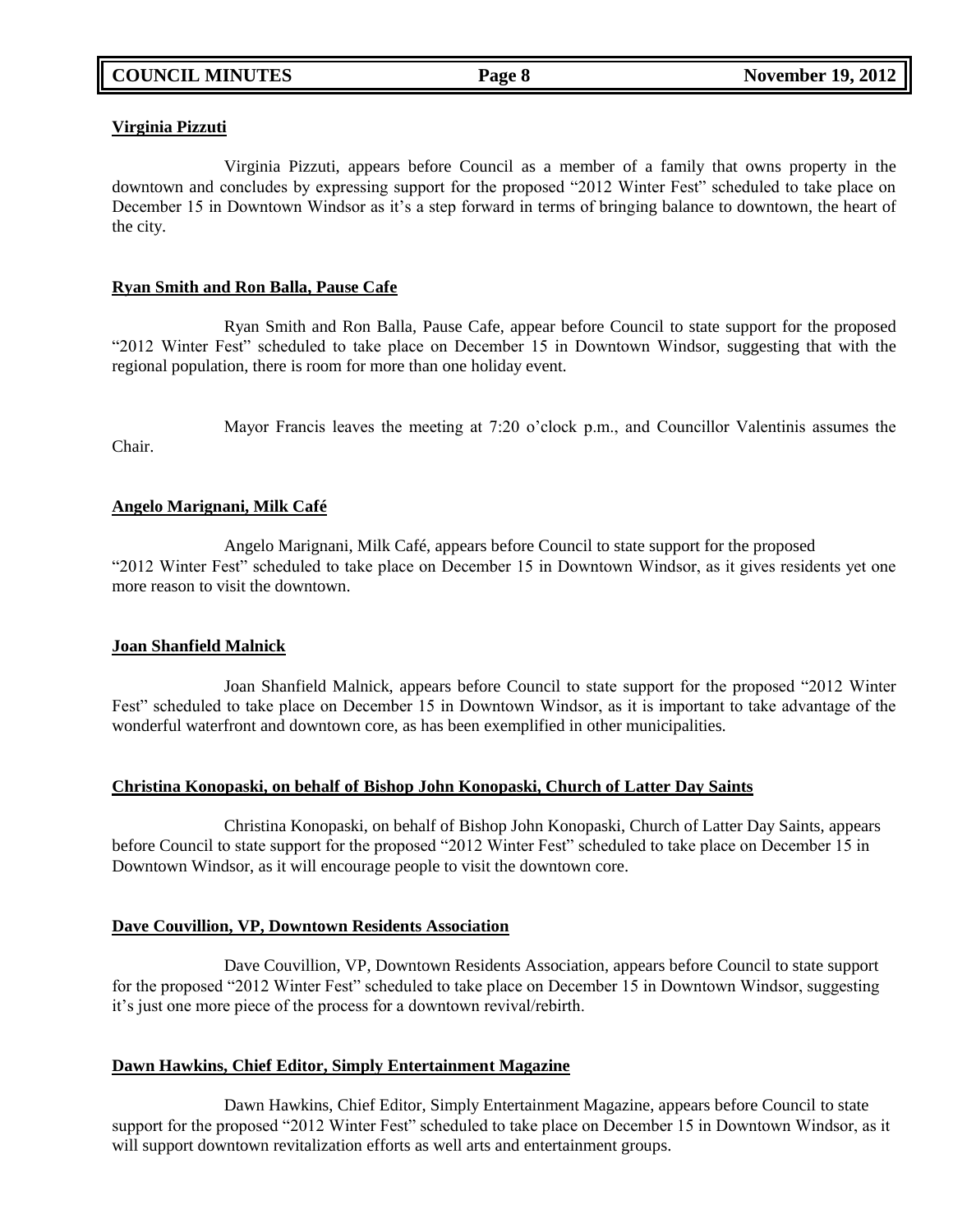**Virginia Pizzuti**

Virginia Pizzuti, appears before Council as a member of a family that owns property in the downtown and concludes by expressing support for the proposed "2012 Winter Fest" scheduled to take place on December 15 in Downtown Windsor as it's a step forward in terms of bringing balance to downtown, the heart of the city.

**Ryan Smith and Ron Balla, Pause Cafe**

Ryan Smith and Ron Balla, Pause Cafe, appear before Council to state support for the proposed "2012 Winter Fest" scheduled to take place on December 15 in Downtown Windsor, suggesting that with the regional population, there is room for more than one holiday event.

Mayor Francis leaves the meeting at 7:20 o'clock p.m., and Councillor Valentinis assumes the Chair.

**Angelo Marignani, Milk Café**

Angelo Marignani, Milk Café, appears before Council to state support for the proposed "2012 Winter Fest" scheduled to take place on December 15 in Downtown Windsor, as it gives residents yet one more reason to visit the downtown.

**Joan Shanfield Malnick**

Joan Shanfield Malnick, appears before Council to state support for the proposed "2012 Winter Fest" scheduled to take place on December 15 in Downtown Windsor, as it is important to take advantage of the wonderful waterfront and downtown core, as has been exemplified in other municipalities.

**Christina Konopaski, on behalf of Bishop John Konopaski, Church of Latter Day Saints**

Christina Konopaski, on behalf of Bishop John Konopaski, Church of Latter Day Saints, appears before Council to state support for the proposed "2012 Winter Fest" scheduled to take place on December 15 in Downtown Windsor, as it will encourage people to visit the downtown core.

**Dave Couvillion, VP, Downtown Residents Association**

Dave Couvillion, VP, Downtown Residents Association, appears before Council to state support for the proposed "2012 Winter Fest" scheduled to take place on December 15 in Downtown Windsor, suggesting it's just one more piece of the process for a downtown revival/rebirth.

**Dawn Hawkins, Chief Editor, Simply Entertainment Magazine**

Dawn Hawkins, Chief Editor, Simply Entertainment Magazine, appears before Council to state support for the proposed "2012 Winter Fest" scheduled to take place on December 15 in Downtown Windsor, as it will support downtown revitalization efforts as well arts and entertainment groups.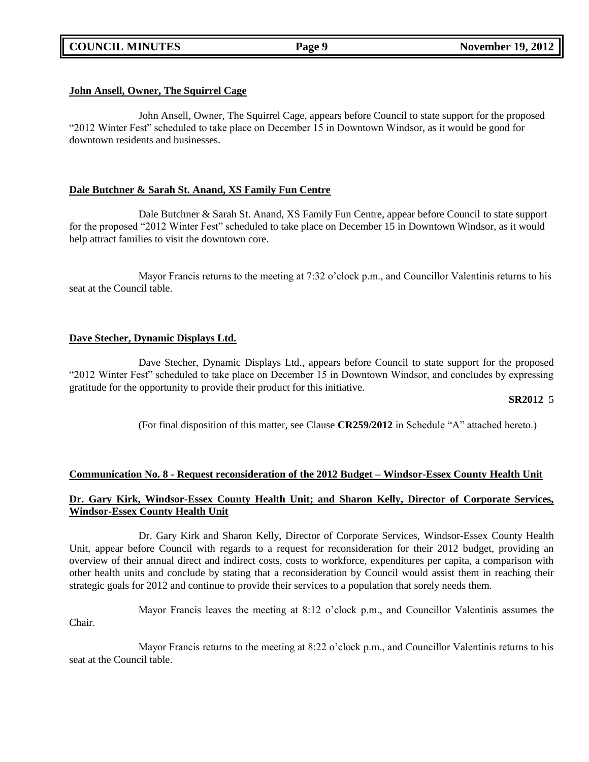**John Ansell, Owner, The Squirrel Cage**

John Ansell, Owner, The Squirrel Cage, appears before Council to state support for the proposed "2012 Winter Fest" scheduled to take place on December 15 in Downtown Windsor, as it would be good for downtown residents and businesses.

**Dale Butchner & Sarah St. Anand, XS Family Fun Centre**

Dale Butchner & Sarah St. Anand, XS Family Fun Centre, appear before Council to state support for the proposed "2012 Winter Fest" scheduled to take place on December 15 in Downtown Windsor, as it would help attract families to visit the downtown core.

Mayor Francis returns to the meeting at 7:32 o'clock p.m., and Councillor Valentinis returns to his seat at the Council table.

**Dave Stecher, Dynamic Displays Ltd.**

Dave Stecher, Dynamic Displays Ltd., appears before Council to state support for the proposed "2012 Winter Fest" scheduled to take place on December 15 in Downtown Windsor, and concludes by expressing gratitude for the opportunity to provide their product for this initiative.

**SR2012** 5

(For final disposition of this matter, see Clause **CR259/2012** in Schedule "A" attached hereto.)

**Communication No. 8 - Request reconsideration of the 2012 Budget – Windsor-Essex County Health Unit**

**Dr. Gary Kirk, Windsor-Essex County Health Unit; and Sharon Kelly, Director of Corporate Services, Windsor-Essex County Health Unit**

Dr. Gary Kirk and Sharon Kelly, Director of Corporate Services, Windsor-Essex County Health Unit, appear before Council with regards to a request for reconsideration for their 2012 budget, providing an overview of their annual direct and indirect costs, costs to workforce, expenditures per capita, a comparison with other health units and conclude by stating that a reconsideration by Council would assist them in reaching their strategic goals for 2012 and continue to provide their services to a population that sorely needs them.

Mayor Francis leaves the meeting at 8:12 o'clock p.m., and Councillor Valentinis assumes the Chair.

Mayor Francis returns to the meeting at 8:22 o'clock p.m., and Councillor Valentinis returns to his seat at the Council table.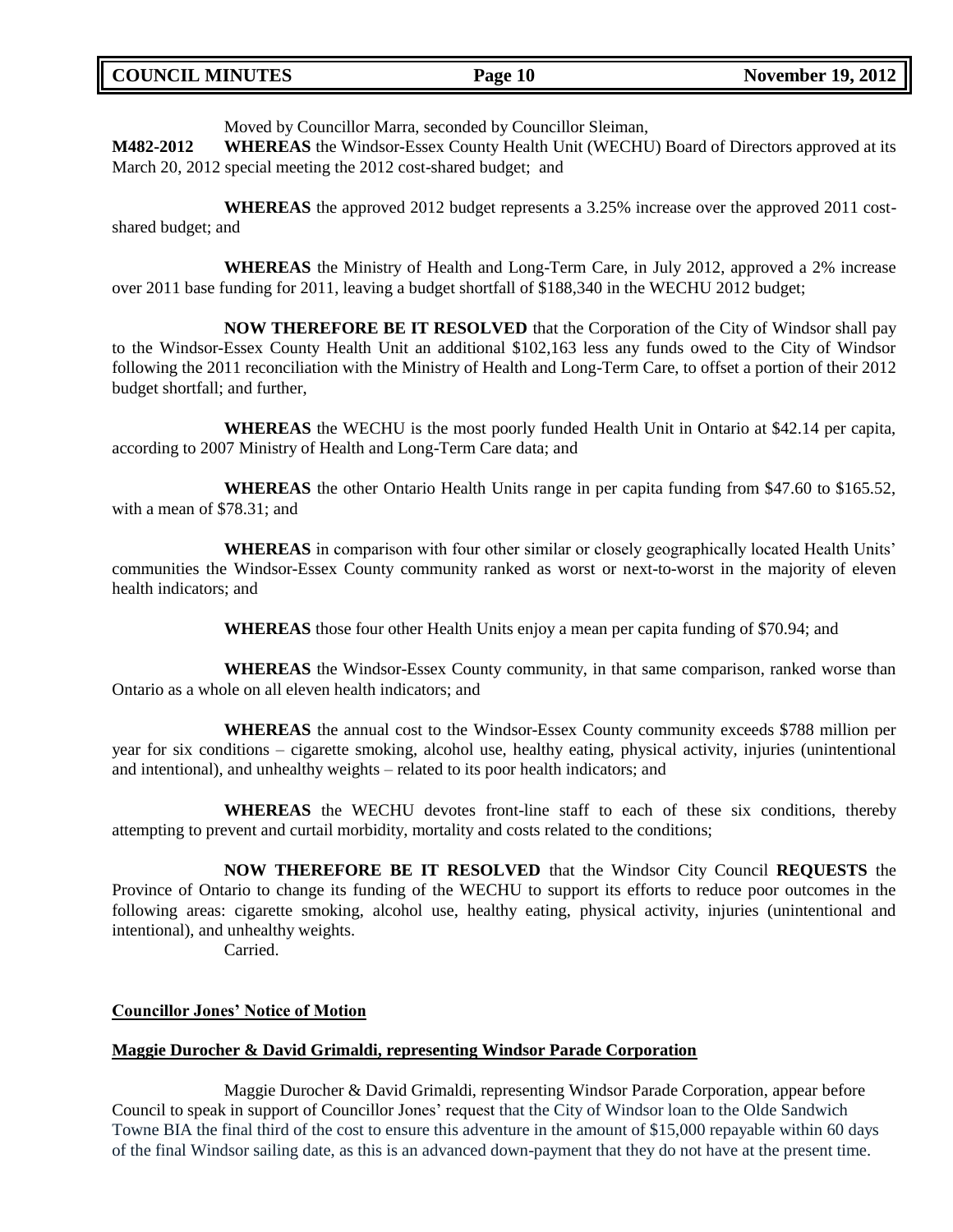Moved by Councillor Marra, seconded by Councillor Sleiman,

**M482-2012** **WHEREAS** the Windsor-Essex County Health Unit (WECHU) Board of Directors approved at its March 20, 2012 special meeting the 2012 cost-shared budget; and

**WHEREAS** the approved 2012 budget represents a 3.25% increase over the approved 2011 cost-shared budget; and

**WHEREAS** the Ministry of Health and Long-Term Care, in July 2012, approved a 2% increase over 2011 base funding for 2011, leaving a budget shortfall of $188,340 in the WECHU 2012 budget;

**NOW THEREFORE BE IT RESOLVED** that the Corporation of the City of Windsor shall pay to the Windsor-Essex County Health Unit an additional $102,163 less any funds owed to the City of Windsor following the 2011 reconciliation with the Ministry of Health and Long-Term Care, to offset a portion of their 2012 budget shortfall; and further,

**WHEREAS** the WECHU is the most poorly funded Health Unit in Ontario at $42.14 per capita, according to 2007 Ministry of Health and Long-Term Care data; and

**WHEREAS** the other Ontario Health Units range in per capita funding from $47.60 to $165.52, with a mean of $78.31; and

**WHEREAS** in comparison with four other similar or closely geographically located Health Units' communities the Windsor-Essex County community ranked as worst or next-to-worst in the majority of eleven health indicators; and

**WHEREAS** those four other Health Units enjoy a mean per capita funding of $70.94; and

**WHEREAS** the Windsor-Essex County community, in that same comparison, ranked worse than Ontario as a whole on all eleven health indicators; and

**WHEREAS** the annual cost to the Windsor-Essex County community exceeds $788 million per year for six conditions – cigarette smoking, alcohol use, healthy eating, physical activity, injuries (unintentional and intentional), and unhealthy weights – related to its poor health indicators; and

**WHEREAS** the WECHU devotes front-line staff to each of these six conditions, thereby attempting to prevent and curtail morbidity, mortality and costs related to the conditions;

**NOW THEREFORE BE IT RESOLVED** that the Windsor City Council **REQUESTS** the Province of Ontario to change its funding of the WECHU to support its efforts to reduce poor outcomes in the following areas: cigarette smoking, alcohol use, healthy eating, physical activity, injuries (unintentional and intentional), and unhealthy weights.

Carried.

**Councillor Jones' Notice of Motion**

**Maggie Durocher & David Grimaldi, representing Windsor Parade Corporation**

Maggie Durocher & David Grimaldi, representing Windsor Parade Corporation, appear before Council to speak in support of Councillor Jones' request that the City of Windsor loan to the Olde Sandwich Towne BIA the final third of the cost to ensure this adventure in the amount of $15,000 repayable within 60 days of the final Windsor sailing date, as this is an advanced down-payment that they do not have at the present time.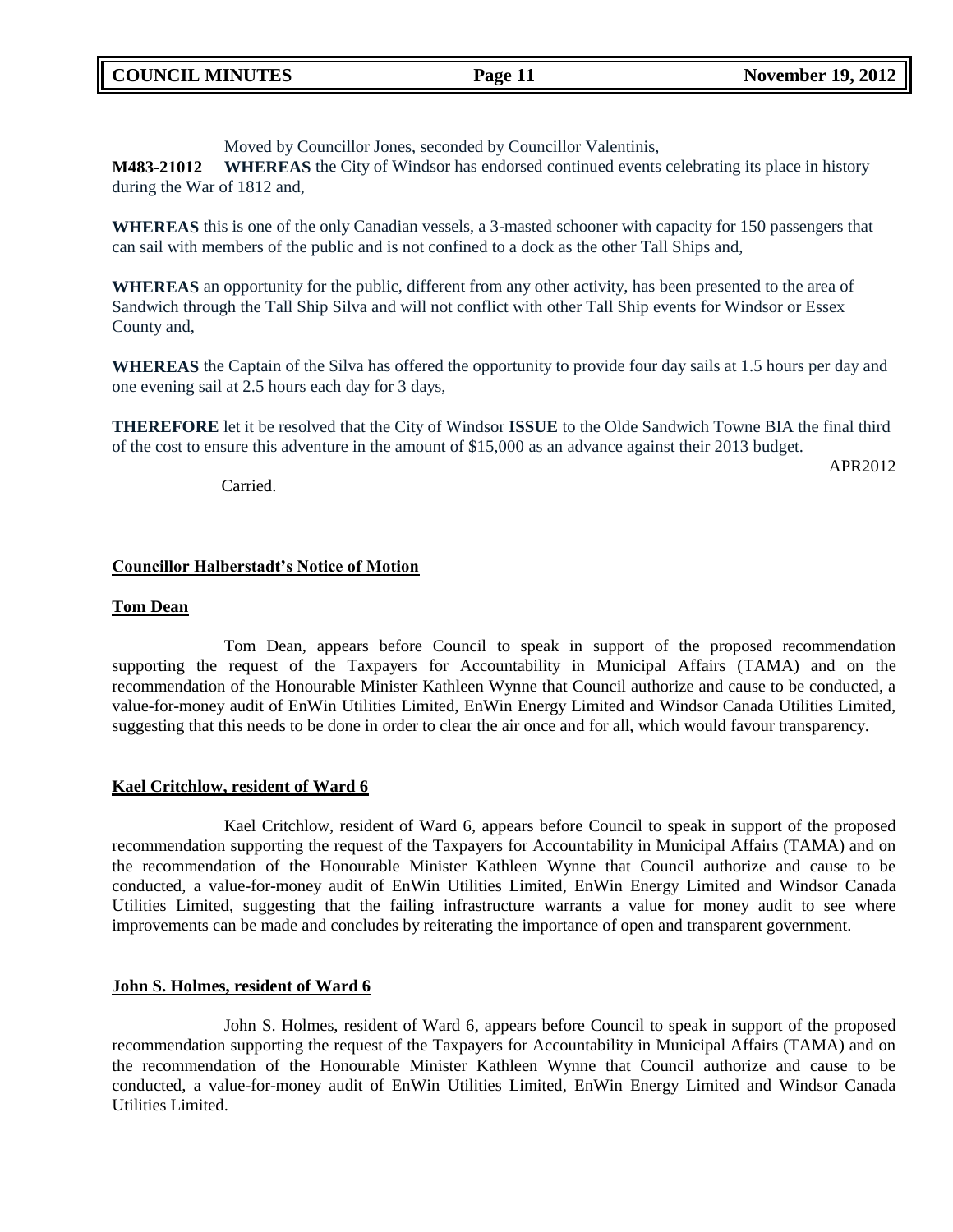Moved by Councillor Jones, seconded by Councillor Valentinis,

**M483-21012** **WHEREAS** the City of Windsor has endorsed continued events celebrating its place in history during the War of 1812 and,

**WHEREAS** this is one of the only Canadian vessels, a 3-masted schooner with capacity for 150 passengers that can sail with members of the public and is not confined to a dock as the other Tall Ships and,

**WHEREAS** an opportunity for the public, different from any other activity, has been presented to the area of Sandwich through the Tall Ship Silva and will not conflict with other Tall Ship events for Windsor or Essex County and,

**WHEREAS** the Captain of the Silva has offered the opportunity to provide four day sails at 1.5 hours per day and one evening sail at 2.5 hours each day for 3 days,

**THEREFORE** let it be resolved that the City of Windsor **ISSUE** to the Olde Sandwich Towne BIA the final third of the cost to ensure this adventure in the amount of $15,000 as an advance against their 2013 budget.

APR2012

Carried.

**Councillor Halberstadt's Notice of Motion**

**Tom Dean**

Tom Dean, appears before Council to speak in support of the proposed recommendation supporting the request of the Taxpayers for Accountability in Municipal Affairs (TAMA) and on the recommendation of the Honourable Minister Kathleen Wynne that Council authorize and cause to be conducted, a value-for-money audit of EnWin Utilities Limited, EnWin Energy Limited and Windsor Canada Utilities Limited, suggesting that this needs to be done in order to clear the air once and for all, which would favour transparency.

**Kael Critchlow, resident of Ward 6**

Kael Critchlow, resident of Ward 6, appears before Council to speak in support of the proposed recommendation supporting the request of the Taxpayers for Accountability in Municipal Affairs (TAMA) and on the recommendation of the Honourable Minister Kathleen Wynne that Council authorize and cause to be conducted, a value-for-money audit of EnWin Utilities Limited, EnWin Energy Limited and Windsor Canada Utilities Limited, suggesting that the failing infrastructure warrants a value for money audit to see where improvements can be made and concludes by reiterating the importance of open and transparent government.

**John S. Holmes, resident of Ward 6**

John S. Holmes, resident of Ward 6, appears before Council to speak in support of the proposed recommendation supporting the request of the Taxpayers for Accountability in Municipal Affairs (TAMA) and on the recommendation of the Honourable Minister Kathleen Wynne that Council authorize and cause to be conducted, a value-for-money audit of EnWin Utilities Limited, EnWin Energy Limited and Windsor Canada Utilities Limited.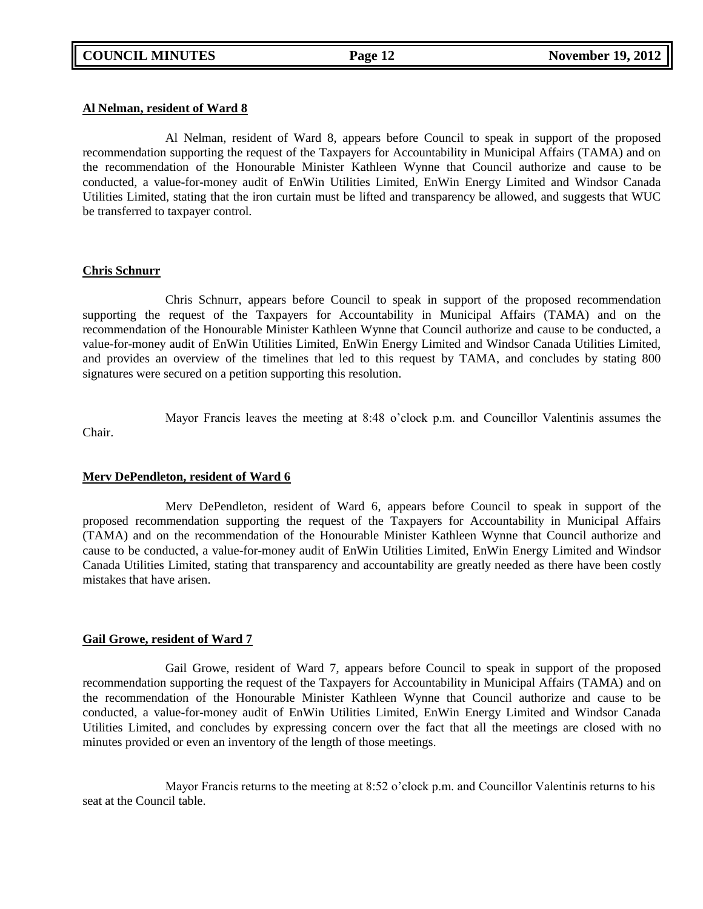**Al Nelman, resident of Ward 8**

Al Nelman, resident of Ward 8, appears before Council to speak in support of the proposed recommendation supporting the request of the Taxpayers for Accountability in Municipal Affairs (TAMA) and on the recommendation of the Honourable Minister Kathleen Wynne that Council authorize and cause to be conducted, a value-for-money audit of EnWin Utilities Limited, EnWin Energy Limited and Windsor Canada Utilities Limited, stating that the iron curtain must be lifted and transparency be allowed, and suggests that WUC be transferred to taxpayer control.

**Chris Schnurr**

Chris Schnurr, appears before Council to speak in support of the proposed recommendation supporting the request of the Taxpayers for Accountability in Municipal Affairs (TAMA) and on the recommendation of the Honourable Minister Kathleen Wynne that Council authorize and cause to be conducted, a value-for-money audit of EnWin Utilities Limited, EnWin Energy Limited and Windsor Canada Utilities Limited, and provides an overview of the timelines that led to this request by TAMA, and concludes by stating 800 signatures were secured on a petition supporting this resolution.

Mayor Francis leaves the meeting at 8:48 o'clock p.m. and Councillor Valentinis assumes the Chair.

**Merv DePendleton, resident of Ward 6**

Merv DePendleton, resident of Ward 6, appears before Council to speak in support of the proposed recommendation supporting the request of the Taxpayers for Accountability in Municipal Affairs (TAMA) and on the recommendation of the Honourable Minister Kathleen Wynne that Council authorize and cause to be conducted, a value-for-money audit of EnWin Utilities Limited, EnWin Energy Limited and Windsor Canada Utilities Limited, stating that transparency and accountability are greatly needed as there have been costly mistakes that have arisen.

**Gail Growe, resident of Ward 7**

Gail Growe, resident of Ward 7, appears before Council to speak in support of the proposed recommendation supporting the request of the Taxpayers for Accountability in Municipal Affairs (TAMA) and on the recommendation of the Honourable Minister Kathleen Wynne that Council authorize and cause to be conducted, a value-for-money audit of EnWin Utilities Limited, EnWin Energy Limited and Windsor Canada Utilities Limited, and concludes by expressing concern over the fact that all the meetings are closed with no minutes provided or even an inventory of the length of those meetings.

Mayor Francis returns to the meeting at 8:52 o'clock p.m. and Councillor Valentinis returns to his seat at the Council table.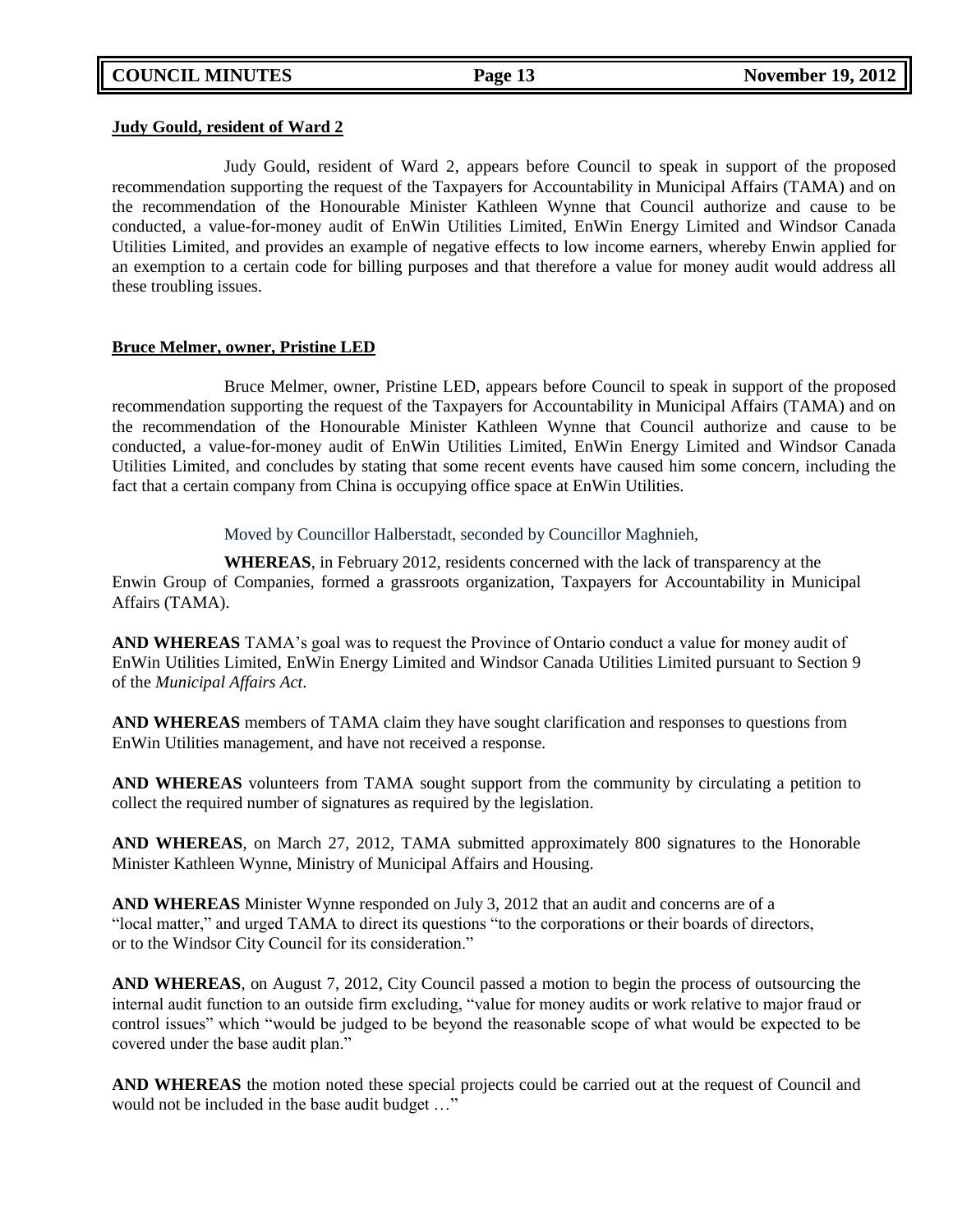**Judy Gould, resident of Ward 2**

Judy Gould, resident of Ward 2, appears before Council to speak in support of the proposed recommendation supporting the request of the Taxpayers for Accountability in Municipal Affairs (TAMA) and on the recommendation of the Honourable Minister Kathleen Wynne that Council authorize and cause to be conducted, a value-for-money audit of EnWin Utilities Limited, EnWin Energy Limited and Windsor Canada Utilities Limited, and provides an example of negative effects to low income earners, whereby Enwin applied for an exemption to a certain code for billing purposes and that therefore a value for money audit would address all these troubling issues.

**Bruce Melmer, owner, Pristine LED**

Bruce Melmer, owner, Pristine LED, appears before Council to speak in support of the proposed recommendation supporting the request of the Taxpayers for Accountability in Municipal Affairs (TAMA) and on the recommendation of the Honourable Minister Kathleen Wynne that Council authorize and cause to be conducted, a value-for-money audit of EnWin Utilities Limited, EnWin Energy Limited and Windsor Canada Utilities Limited, and concludes by stating that some recent events have caused him some concern, including the fact that a certain company from China is occupying office space at EnWin Utilities.

Moved by Councillor Halberstadt, seconded by Councillor Maghnieh,

**WHEREAS**, in February 2012, residents concerned with the lack of transparency at the Enwin Group of Companies, formed a grassroots organization, Taxpayers for Accountability in Municipal Affairs (TAMA).

**AND WHEREAS** TAMA's goal was to request the Province of Ontario conduct a value for money audit of EnWin Utilities Limited, EnWin Energy Limited and Windsor Canada Utilities Limited pursuant to Section 9 of the *Municipal Affairs Act*.

**AND WHEREAS** members of TAMA claim they have sought clarification and responses to questions from EnWin Utilities management, and have not received a response.

**AND WHEREAS** volunteers from TAMA sought support from the community by circulating a petition to collect the required number of signatures as required by the legislation.

**AND WHEREAS**, on March 27, 2012, TAMA submitted approximately 800 signatures to the Honorable Minister Kathleen Wynne, Ministry of Municipal Affairs and Housing.

**AND WHEREAS** Minister Wynne responded on July 3, 2012 that an audit and concerns are of a "local matter," and urged TAMA to direct its questions "to the corporations or their boards of directors, or to the Windsor City Council for its consideration."

**AND WHEREAS**, on August 7, 2012, City Council passed a motion to begin the process of outsourcing the internal audit function to an outside firm excluding, "value for money audits or work relative to major fraud or control issues" which "would be judged to be beyond the reasonable scope of what would be expected to be covered under the base audit plan."

**AND WHEREAS** the motion noted these special projects could be carried out at the request of Council and would not be included in the base audit budget …"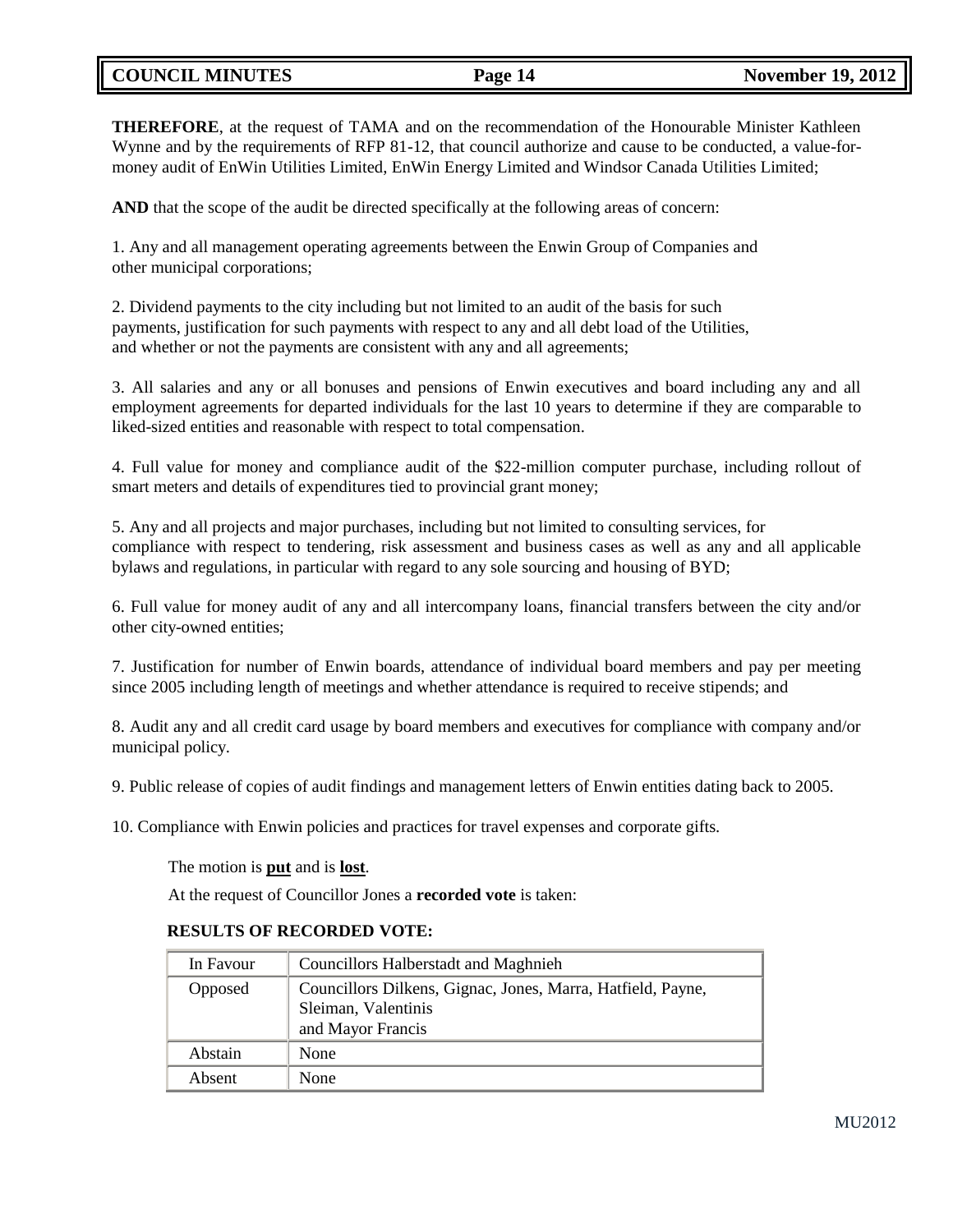**THEREFORE**, at the request of TAMA and on the recommendation of the Honourable Minister Kathleen Wynne and by the requirements of RFP 81-12, that council authorize and cause to be conducted, a value-for-money audit of EnWin Utilities Limited, EnWin Energy Limited and Windsor Canada Utilities Limited;

**AND** that the scope of the audit be directed specifically at the following areas of concern:

1. Any and all management operating agreements between the Enwin Group of Companies and other municipal corporations;

2. Dividend payments to the city including but not limited to an audit of the basis for such payments, justification for such payments with respect to any and all debt load of the Utilities, and whether or not the payments are consistent with any and all agreements;

3. All salaries and any or all bonuses and pensions of Enwin executives and board including any and all employment agreements for departed individuals for the last 10 years to determine if they are comparable to liked-sized entities and reasonable with respect to total compensation.

4. Full value for money and compliance audit of the $22-million computer purchase, including rollout of smart meters and details of expenditures tied to provincial grant money;

5. Any and all projects and major purchases, including but not limited to consulting services, for compliance with respect to tendering, risk assessment and business cases as well as any and all applicable bylaws and regulations, in particular with regard to any sole sourcing and housing of BYD;

6. Full value for money audit of any and all intercompany loans, financial transfers between the city and/or other city-owned entities;

7. Justification for number of Enwin boards, attendance of individual board members and pay per meeting since 2005 including length of meetings and whether attendance is required to receive stipends; and

8. Audit any and all credit card usage by board members and executives for compliance with company and/or municipal policy.

9. Public release of copies of audit findings and management letters of Enwin entities dating back to 2005.

10. Compliance with Enwin policies and practices for travel expenses and corporate gifts.

The motion is **put** and is **lost**.

At the request of Councillor Jones a **recorded vote** is taken:

**RESULTS OF RECORDED VOTE:**

| | |
|---|---|
| In Favour | Councillors Halberstadt and Maghnieh |
| Opposed | Councillors Dilkens, Gignac, Jones, Marra, Hatfield, Payne, Sleiman, Valentinis and Mayor Francis |
| Abstain | None |
| Absent | None |

MU2012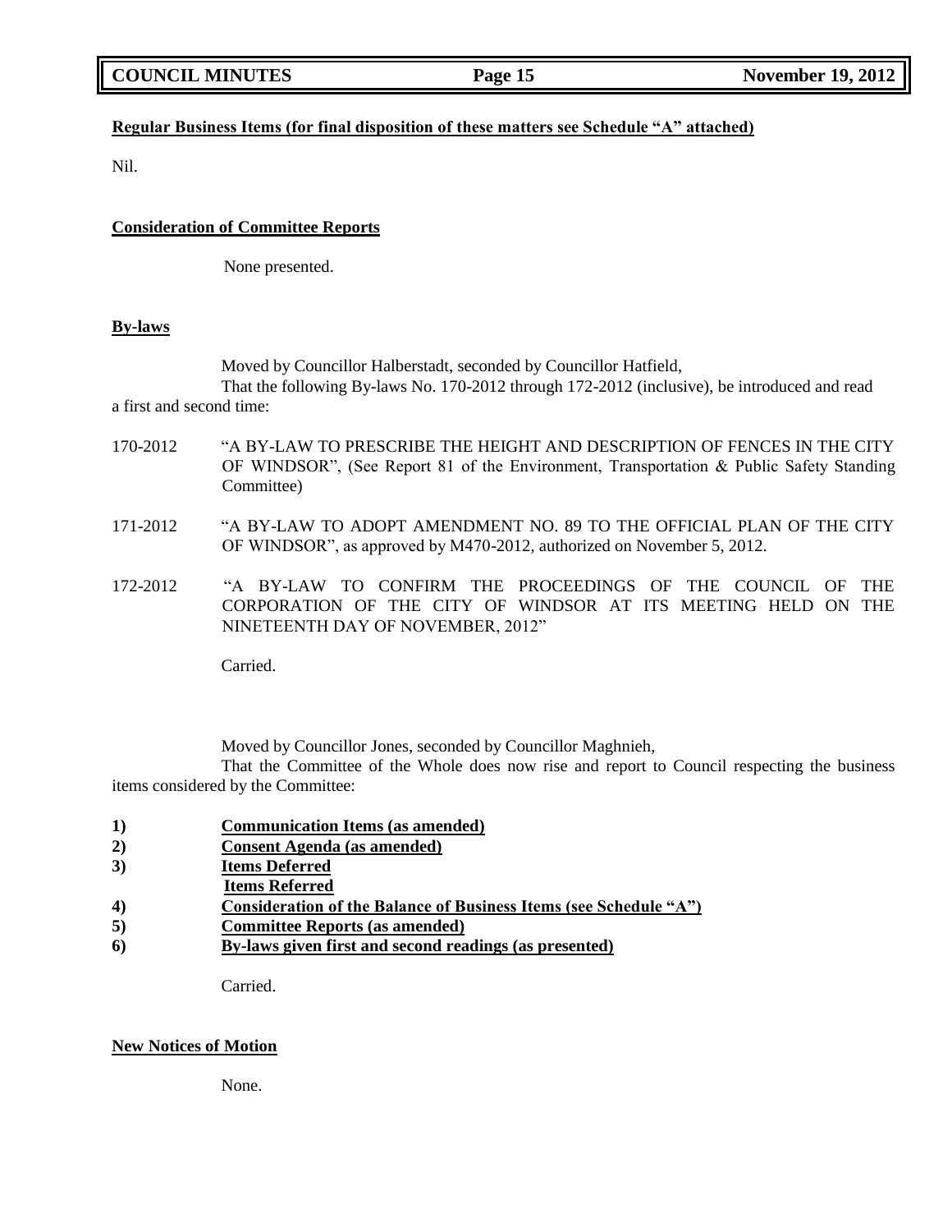**Regular Business Items (for final disposition of these matters see Schedule "A" attached)**

Nil.

**Consideration of Committee Reports**

None presented.

**By-laws**

Moved by Councillor Halberstadt, seconded by Councillor Hatfield,

That the following By-laws No. 170-2012 through 172-2012 (inclusive), be introduced and read a first and second time:

170-2012 "A BY-LAW TO PRESCRIBE THE HEIGHT AND DESCRIPTION OF FENCES IN THE CITY OF WINDSOR", (See Report 81 of the Environment, Transportation & Public Safety Standing Committee)

171-2012 "A BY-LAW TO ADOPT AMENDMENT NO. 89 TO THE OFFICIAL PLAN OF THE CITY OF WINDSOR", as approved by M470-2012, authorized on November 5, 2012.

172-2012 "A BY-LAW TO CONFIRM THE PROCEEDINGS OF THE COUNCIL OF THE CORPORATION OF THE CITY OF WINDSOR AT ITS MEETING HELD ON THE NINETEENTH DAY OF NOVEMBER, 2012"

Carried.

Moved by Councillor Jones, seconded by Councillor Maghnieh,

That the Committee of the Whole does now rise and report to Council respecting the business items considered by the Committee:

1) **Communication Items (as amended)**
2) **Consent Agenda (as amended)**
3) **Items Deferred**
   **Items Referred**
4) **Consideration of the Balance of Business Items (see Schedule "A")**
5) **Committee Reports (as amended)**
6) **By-laws given first and second readings (as presented)**

Carried.

**New Notices of Motion**

None.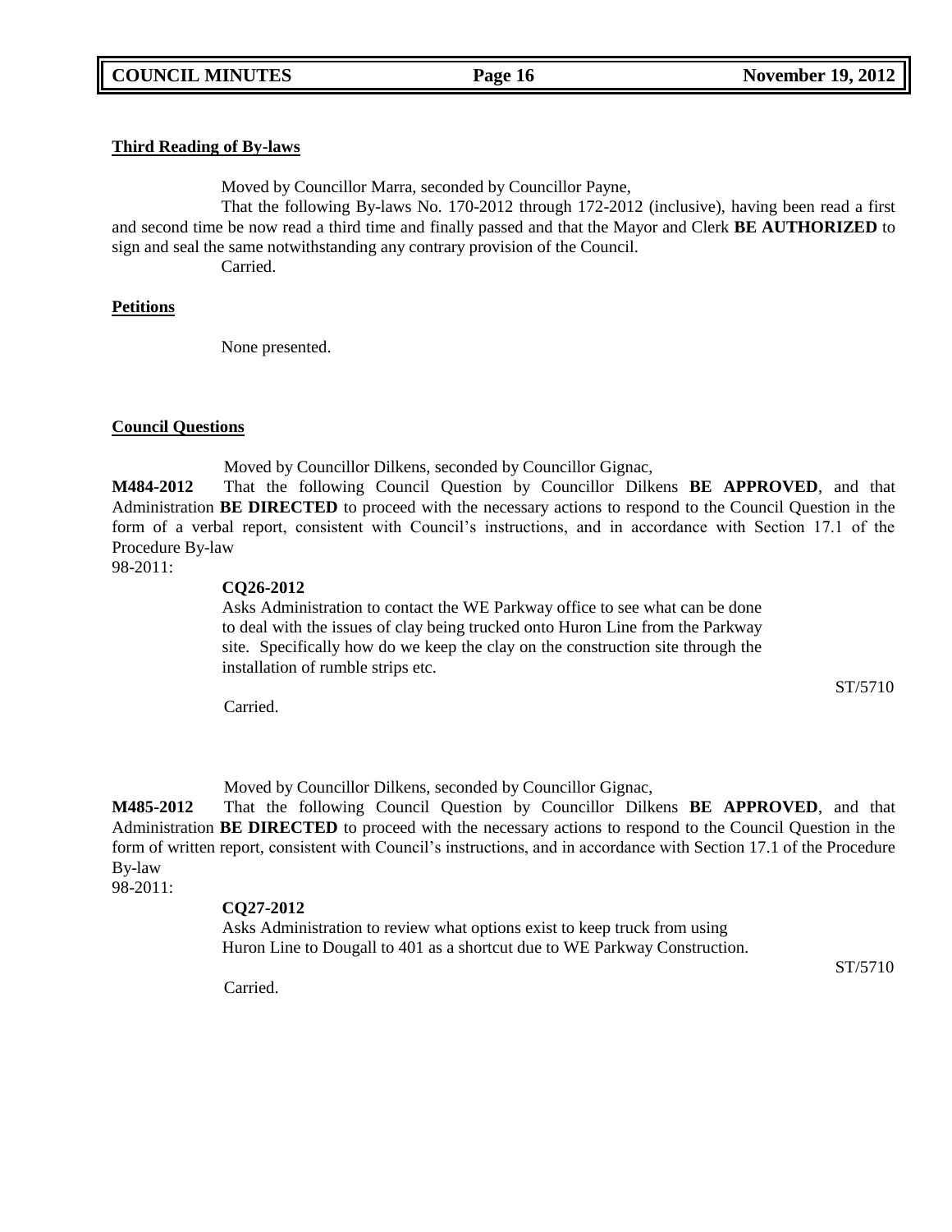**Third Reading of By-laws**

Moved by Councillor Marra, seconded by Councillor Payne,

That the following By-laws No. 170-2012 through 172-2012 (inclusive), having been read a first and second time be now read a third time and finally passed and that the Mayor and Clerk **BE AUTHORIZED** to sign and seal the same notwithstanding any contrary provision of the Council.

Carried.

**Petitions**

None presented.

**Council Questions**

Moved by Councillor Dilkens, seconded by Councillor Gignac,

**M484-2012** That the following Council Question by Councillor Dilkens **BE APPROVED**, and that Administration **BE DIRECTED** to proceed with the necessary actions to respond to the Council Question in the form of a verbal report, consistent with Council's instructions, and in accordance with Section 17.1 of the Procedure By-law 98-2011:

**CQ26-2012**

Asks Administration to contact the WE Parkway office to see what can be done to deal with the issues of clay being trucked onto Huron Line from the Parkway site. Specifically how do we keep the clay on the construction site through the installation of rumble strips etc.

ST/5710

Carried.

Moved by Councillor Dilkens, seconded by Councillor Gignac,

**M485-2012** That the following Council Question by Councillor Dilkens **BE APPROVED**, and that Administration **BE DIRECTED** to proceed with the necessary actions to respond to the Council Question in the form of written report, consistent with Council's instructions, and in accordance with Section 17.1 of the Procedure By-law 98-2011:

**CQ27-2012**

Asks Administration to review what options exist to keep truck from using Huron Line to Dougall to 401 as a shortcut due to WE Parkway Construction.

ST/5710

Carried.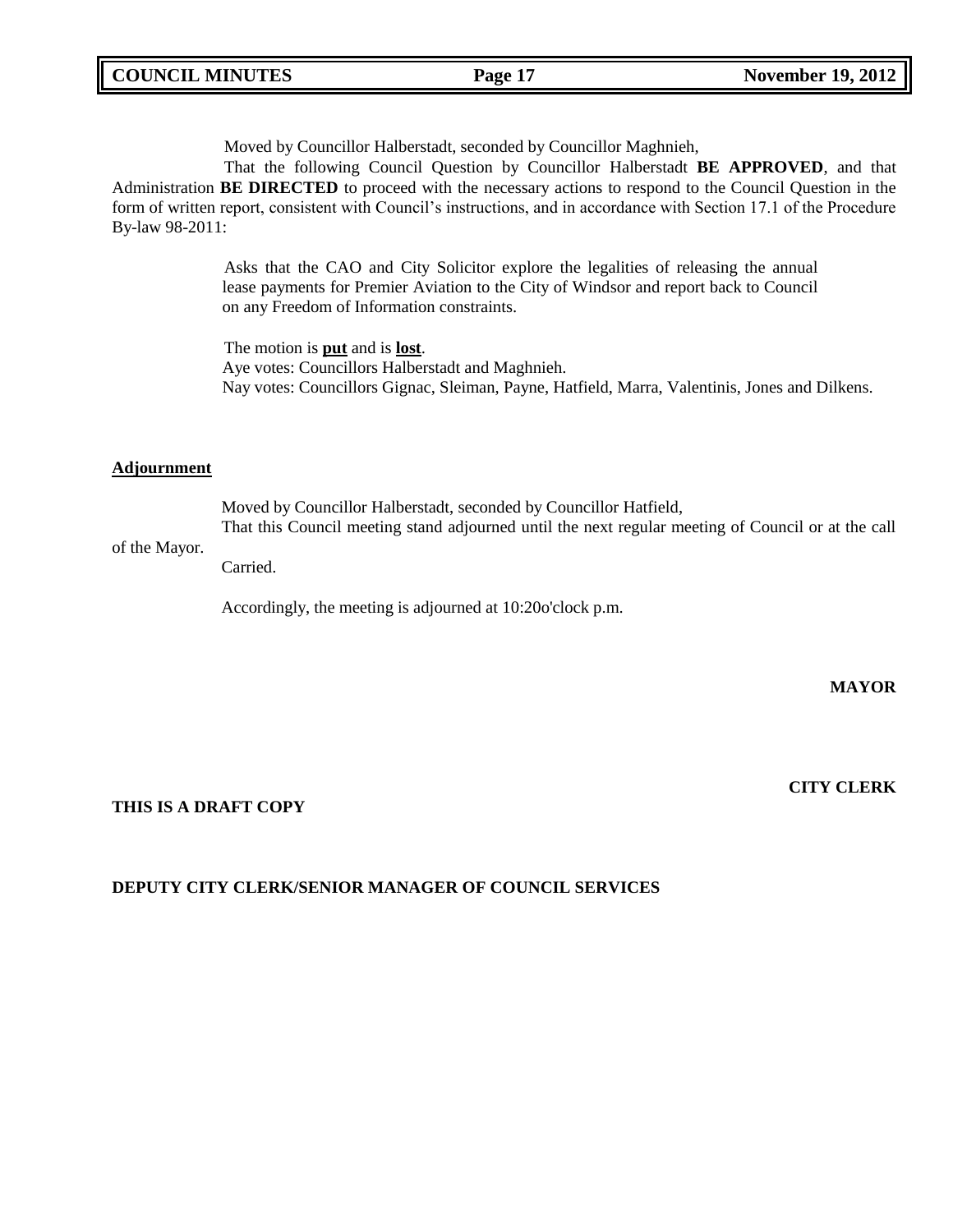Moved by Councillor Halberstadt, seconded by Councillor Maghnieh,

That the following Council Question by Councillor Halberstadt **BE APPROVED**, and that Administration **BE DIRECTED** to proceed with the necessary actions to respond to the Council Question in the form of written report, consistent with Council's instructions, and in accordance with Section 17.1 of the Procedure By-law 98-2011:

> Asks that the CAO and City Solicitor explore the legalities of releasing the annual lease payments for Premier Aviation to the City of Windsor and report back to Council on any Freedom of Information constraints.

The motion is **put** and is **lost**.
Aye votes: Councillors Halberstadt and Maghnieh.
Nay votes: Councillors Gignac, Sleiman, Payne, Hatfield, Marra, Valentinis, Jones and Dilkens.

## Adjournment

Moved by Councillor Halberstadt, seconded by Councillor Hatfield,

That this Council meeting stand adjourned until the next regular meeting of Council or at the call of the Mayor.

Carried.

Accordingly, the meeting is adjourned at 10:20o'clock p.m.

**MAYOR**

**CITY CLERK**

**THIS IS A DRAFT COPY**

**DEPUTY CITY CLERK/SENIOR MANAGER OF COUNCIL SERVICES**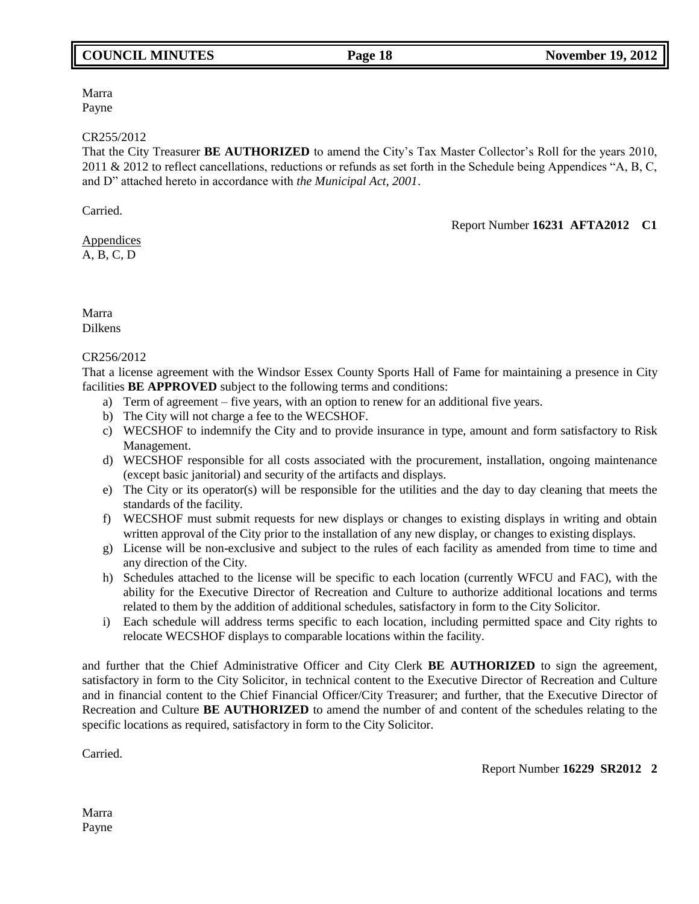Marra
Payne

CR255/2012
That the City Treasurer **BE AUTHORIZED** to amend the City's Tax Master Collector's Roll for the years 2010, 2011 & 2012 to reflect cancellations, reductions or refunds as set forth in the Schedule being Appendices "A, B, C, and D" attached hereto in accordance with *the Municipal Act, 2001*.

Carried.

Report Number **16231 AFTA2012 C1**

Appendices
A, B, C, D

Marra
Dilkens

CR256/2012
That a license agreement with the Windsor Essex County Sports Hall of Fame for maintaining a presence in City facilities **BE APPROVED** subject to the following terms and conditions:

a) Term of agreement – five years, with an option to renew for an additional five years.
b) The City will not charge a fee to the WECSHOF.
c) WECSHOF to indemnify the City and to provide insurance in type, amount and form satisfactory to Risk Management.
d) WECSHOF responsible for all costs associated with the procurement, installation, ongoing maintenance (except basic janitorial) and security of the artifacts and displays.
e) The City or its operator(s) will be responsible for the utilities and the day to day cleaning that meets the standards of the facility.
f) WECSHOF must submit requests for new displays or changes to existing displays in writing and obtain written approval of the City prior to the installation of any new display, or changes to existing displays.
g) License will be non-exclusive and subject to the rules of each facility as amended from time to time and any direction of the City.
h) Schedules attached to the license will be specific to each location (currently WFCU and FAC), with the ability for the Executive Director of Recreation and Culture to authorize additional locations and terms related to them by the addition of additional schedules, satisfactory in form to the City Solicitor.
i) Each schedule will address terms specific to each location, including permitted space and City rights to relocate WECSHOF displays to comparable locations within the facility.

and further that the Chief Administrative Officer and City Clerk **BE AUTHORIZED** to sign the agreement, satisfactory in form to the City Solicitor, in technical content to the Executive Director of Recreation and Culture and in financial content to the Chief Financial Officer/City Treasurer; and further, that the Executive Director of Recreation and Culture **BE AUTHORIZED** to amend the number of and content of the schedules relating to the specific locations as required, satisfactory in form to the City Solicitor.

Carried.

Report Number **16229 SR2012 2**

Marra
Payne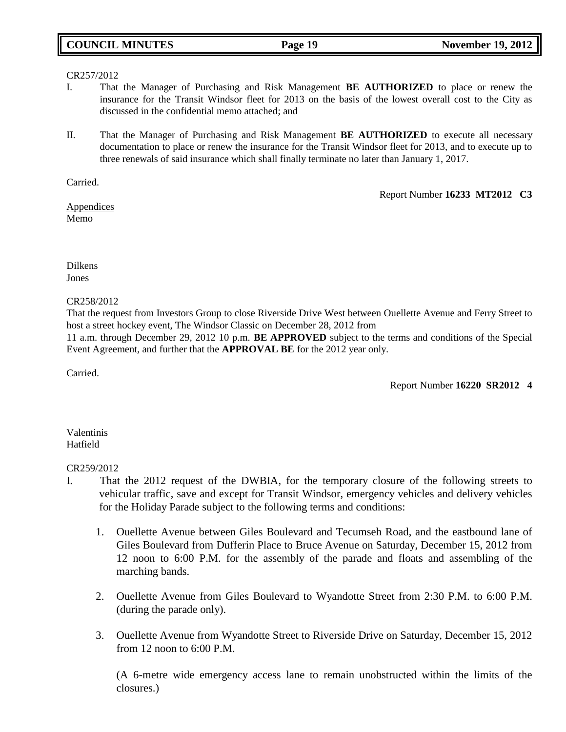CR257/2012

I. That the Manager of Purchasing and Risk Management **BE AUTHORIZED** to place or renew the insurance for the Transit Windsor fleet for 2013 on the basis of the lowest overall cost to the City as discussed in the confidential memo attached; and

II. That the Manager of Purchasing and Risk Management **BE AUTHORIZED** to execute all necessary documentation to place or renew the insurance for the Transit Windsor fleet for 2013, and to execute up to three renewals of said insurance which shall finally terminate no later than January 1, 2017.

Carried.

Report Number **16233 MT2012 C3**

Appendices
Memo

Dilkens
Jones

CR258/2012

That the request from Investors Group to close Riverside Drive West between Ouellette Avenue and Ferry Street to host a street hockey event, The Windsor Classic on December 28, 2012 from 11 a.m. through December 29, 2012 10 p.m. **BE APPROVED** subject to the terms and conditions of the Special Event Agreement, and further that the **APPROVAL BE** for the 2012 year only.

Carried.

Report Number **16220 SR2012 4**

Valentinis
Hatfield

CR259/2012

I. That the 2012 request of the DWBIA, for the temporary closure of the following streets to vehicular traffic, save and except for Transit Windsor, emergency vehicles and delivery vehicles for the Holiday Parade subject to the following terms and conditions:

1. Ouellette Avenue between Giles Boulevard and Tecumseh Road, and the eastbound lane of Giles Boulevard from Dufferin Place to Bruce Avenue on Saturday, December 15, 2012 from 12 noon to 6:00 P.M. for the assembly of the parade and floats and assembling of the marching bands.

2. Ouellette Avenue from Giles Boulevard to Wyandotte Street from 2:30 P.M. to 6:00 P.M. (during the parade only).

3. Ouellette Avenue from Wyandotte Street to Riverside Drive on Saturday, December 15, 2012 from 12 noon to 6:00 P.M.

   (A 6-metre wide emergency access lane to remain unobstructed within the limits of the closures.)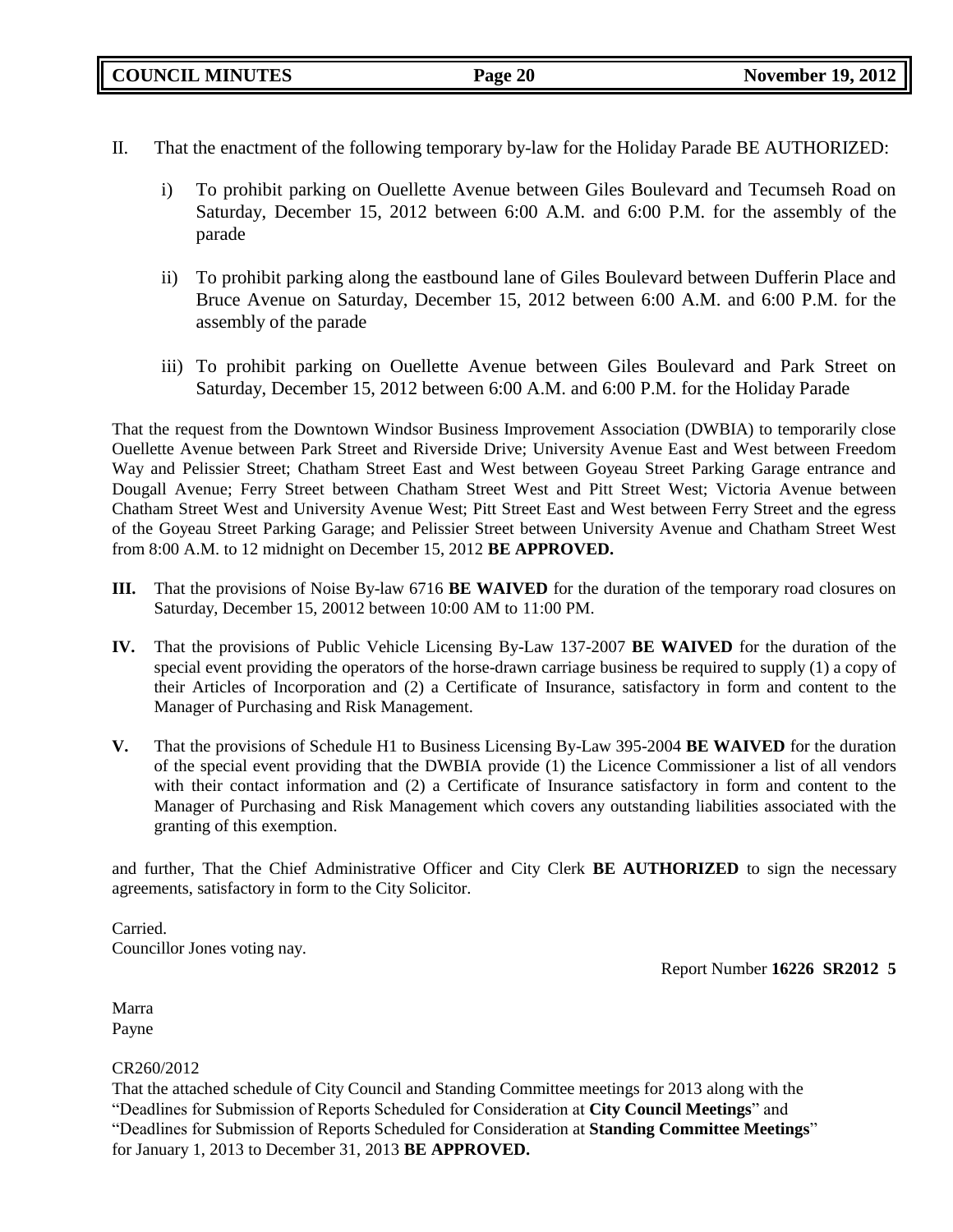II. That the enactment of the following temporary by-law for the Holiday Parade BE AUTHORIZED:

  i) To prohibit parking on Ouellette Avenue between Giles Boulevard and Tecumseh Road on Saturday, December 15, 2012 between 6:00 A.M. and 6:00 P.M. for the assembly of the parade

  ii) To prohibit parking along the eastbound lane of Giles Boulevard between Dufferin Place and Bruce Avenue on Saturday, December 15, 2012 between 6:00 A.M. and 6:00 P.M. for the assembly of the parade

  iii) To prohibit parking on Ouellette Avenue between Giles Boulevard and Park Street on Saturday, December 15, 2012 between 6:00 A.M. and 6:00 P.M. for the Holiday Parade

That the request from the Downtown Windsor Business Improvement Association (DWBIA) to temporarily close Ouellette Avenue between Park Street and Riverside Drive; University Avenue East and West between Freedom Way and Pelissier Street; Chatham Street East and West between Goyeau Street Parking Garage entrance and Dougall Avenue; Ferry Street between Chatham Street West and Pitt Street West; Victoria Avenue between Chatham Street West and University Avenue West; Pitt Street East and West between Ferry Street and the egress of the Goyeau Street Parking Garage; and Pelissier Street between University Avenue and Chatham Street West from 8:00 A.M. to 12 midnight on December 15, 2012 **BE APPROVED.**

**III.** That the provisions of Noise By-law 6716 **BE WAIVED** for the duration of the temporary road closures on Saturday, December 15, 20012 between 10:00 AM to 11:00 PM.

**IV.** That the provisions of Public Vehicle Licensing By-Law 137-2007 **BE WAIVED** for the duration of the special event providing the operators of the horse-drawn carriage business be required to supply (1) a copy of their Articles of Incorporation and (2) a Certificate of Insurance, satisfactory in form and content to the Manager of Purchasing and Risk Management.

**V.** That the provisions of Schedule H1 to Business Licensing By-Law 395-2004 **BE WAIVED** for the duration of the special event providing that the DWBIA provide (1) the Licence Commissioner a list of all vendors with their contact information and (2) a Certificate of Insurance satisfactory in form and content to the Manager of Purchasing and Risk Management which covers any outstanding liabilities associated with the granting of this exemption.

and further, That the Chief Administrative Officer and City Clerk **BE AUTHORIZED** to sign the necessary agreements, satisfactory in form to the City Solicitor.

Carried.
Councillor Jones voting nay.

Report Number **16226 SR2012 5**

Marra
Payne

CR260/2012
That the attached schedule of City Council and Standing Committee meetings for 2013 along with the "Deadlines for Submission of Reports Scheduled for Consideration at **City Council Meetings**" and "Deadlines for Submission of Reports Scheduled for Consideration at **Standing Committee Meetings**" for January 1, 2013 to December 31, 2013 **BE APPROVED.**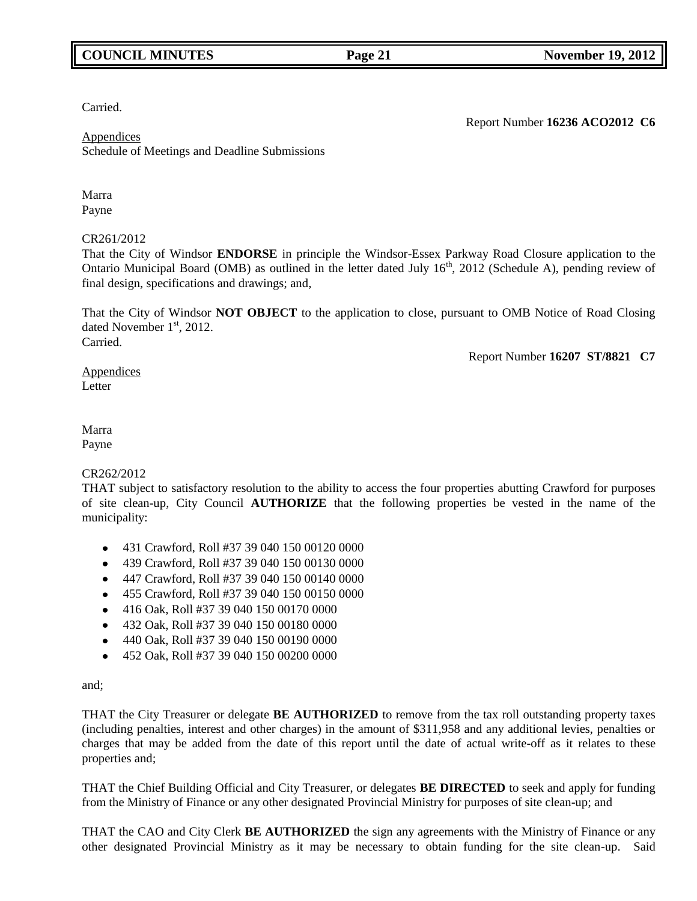Carried.

Report Number **16236 ACO2012 C6**

Appendices
Schedule of Meetings and Deadline Submissions

Marra
Payne

CR261/2012
That the City of Windsor **ENDORSE** in principle the Windsor-Essex Parkway Road Closure application to the Ontario Municipal Board (OMB) as outlined in the letter dated July 16th, 2012 (Schedule A), pending review of final design, specifications and drawings; and,

That the City of Windsor **NOT OBJECT** to the application to close, pursuant to OMB Notice of Road Closing dated November 1st, 2012.
Carried.

Report Number **16207 ST/8821 C7**

Appendices
Letter

Marra
Payne

CR262/2012
THAT subject to satisfactory resolution to the ability to access the four properties abutting Crawford for purposes of site clean-up, City Council **AUTHORIZE** that the following properties be vested in the name of the municipality:

- 431 Crawford, Roll #37 39 040 150 00120 0000
- 439 Crawford, Roll #37 39 040 150 00130 0000
- 447 Crawford, Roll #37 39 040 150 00140 0000
- 455 Crawford, Roll #37 39 040 150 00150 0000
- 416 Oak, Roll #37 39 040 150 00170 0000
- 432 Oak, Roll #37 39 040 150 00180 0000
- 440 Oak, Roll #37 39 040 150 00190 0000
- 452 Oak, Roll #37 39 040 150 00200 0000

and;

THAT the City Treasurer or delegate **BE AUTHORIZED** to remove from the tax roll outstanding property taxes (including penalties, interest and other charges) in the amount of $311,958 and any additional levies, penalties or charges that may be added from the date of this report until the date of actual write-off as it relates to these properties and;

THAT the Chief Building Official and City Treasurer, or delegates **BE DIRECTED** to seek and apply for funding from the Ministry of Finance or any other designated Provincial Ministry for purposes of site clean-up; and

THAT the CAO and City Clerk **BE AUTHORIZED** the sign any agreements with the Ministry of Finance or any other designated Provincial Ministry as it may be necessary to obtain funding for the site clean-up. Said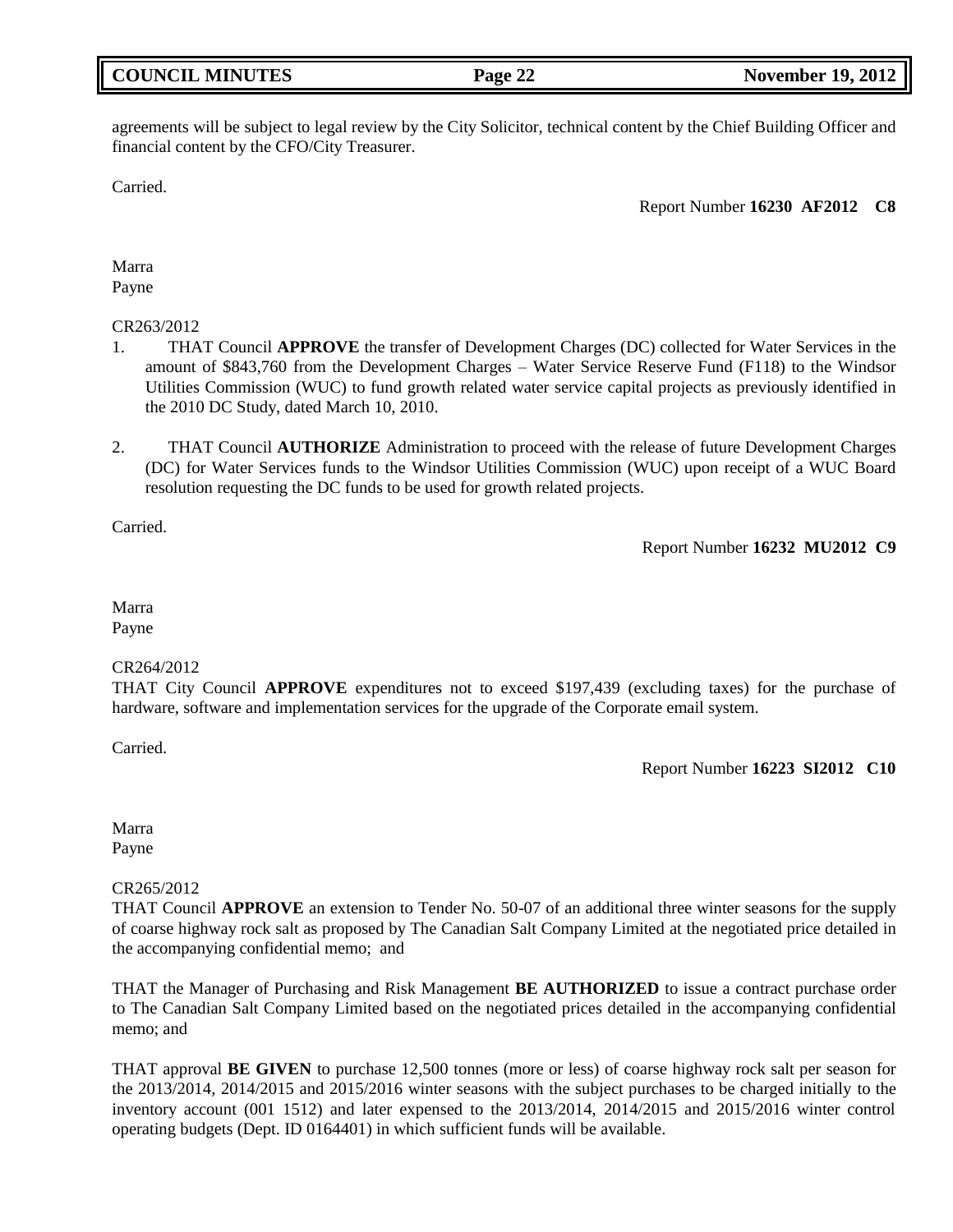agreements will be subject to legal review by the City Solicitor, technical content by the Chief Building Officer and financial content by the CFO/City Treasurer.

Carried.

Report Number **16230 AF2012 C8**

Marra
Payne

CR263/2012

1. THAT Council **APPROVE** the transfer of Development Charges (DC) collected for Water Services in the amount of $843,760 from the Development Charges – Water Service Reserve Fund (F118) to the Windsor Utilities Commission (WUC) to fund growth related water service capital projects as previously identified in the 2010 DC Study, dated March 10, 2010.

2. THAT Council **AUTHORIZE** Administration to proceed with the release of future Development Charges (DC) for Water Services funds to the Windsor Utilities Commission (WUC) upon receipt of a WUC Board resolution requesting the DC funds to be used for growth related projects.

Carried.

Report Number **16232 MU2012 C9**

Marra
Payne

CR264/2012

THAT City Council **APPROVE** expenditures not to exceed $197,439 (excluding taxes) for the purchase of hardware, software and implementation services for the upgrade of the Corporate email system.

Carried.

Report Number **16223 SI2012 C10**

Marra
Payne

CR265/2012

THAT Council **APPROVE** an extension to Tender No. 50-07 of an additional three winter seasons for the supply of coarse highway rock salt as proposed by The Canadian Salt Company Limited at the negotiated price detailed in the accompanying confidential memo; and

THAT the Manager of Purchasing and Risk Management **BE AUTHORIZED** to issue a contract purchase order to The Canadian Salt Company Limited based on the negotiated prices detailed in the accompanying confidential memo; and

THAT approval **BE GIVEN** to purchase 12,500 tonnes (more or less) of coarse highway rock salt per season for the 2013/2014, 2014/2015 and 2015/2016 winter seasons with the subject purchases to be charged initially to the inventory account (001 1512) and later expensed to the 2013/2014, 2014/2015 and 2015/2016 winter control operating budgets (Dept. ID 0164401) in which sufficient funds will be available.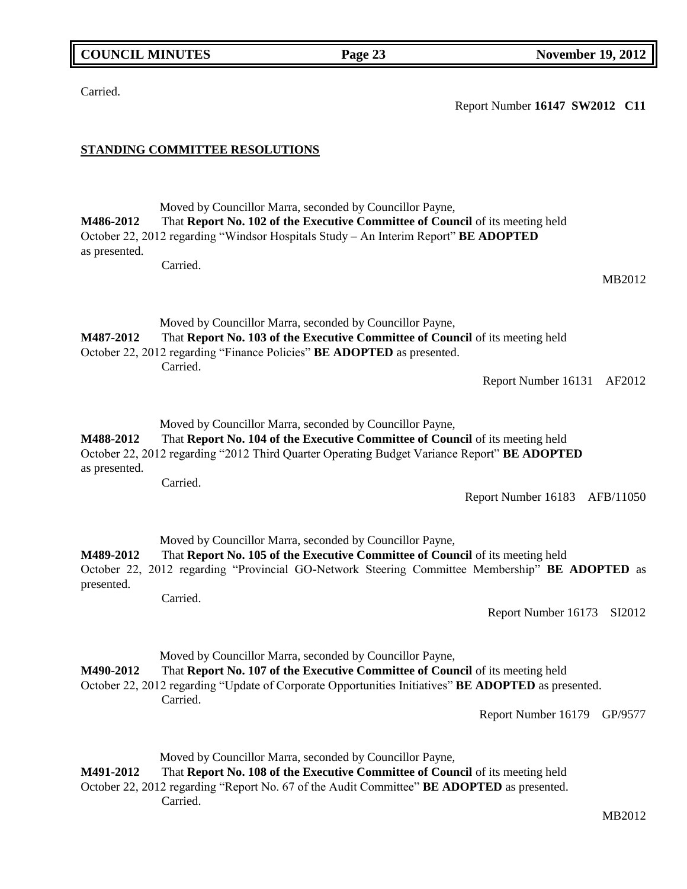Carried.

Report Number **16147 SW2012 C11**

## STANDING COMMITTEE RESOLUTIONS

Moved by Councillor Marra, seconded by Councillor Payne,

**M486-2012** That **Report No. 102 of the Executive Committee of Council** of its meeting held October 22, 2012 regarding "Windsor Hospitals Study – An Interim Report" **BE ADOPTED** as presented.

Carried.

MB2012

Moved by Councillor Marra, seconded by Councillor Payne,

**M487-2012** That **Report No. 103 of the Executive Committee of Council** of its meeting held October 22, 2012 regarding "Finance Policies" **BE ADOPTED** as presented.

Carried.

Report Number 16131 AF2012

Moved by Councillor Marra, seconded by Councillor Payne,

**M488-2012** That **Report No. 104 of the Executive Committee of Council** of its meeting held October 22, 2012 regarding "2012 Third Quarter Operating Budget Variance Report" **BE ADOPTED** as presented.

Carried.

Report Number 16183 AFB/11050

Moved by Councillor Marra, seconded by Councillor Payne,

**M489-2012** That **Report No. 105 of the Executive Committee of Council** of its meeting held October 22, 2012 regarding "Provincial GO-Network Steering Committee Membership" **BE ADOPTED** as presented.

Carried.

Report Number 16173 SI2012

Moved by Councillor Marra, seconded by Councillor Payne,

**M490-2012** That **Report No. 107 of the Executive Committee of Council** of its meeting held October 22, 2012 regarding "Update of Corporate Opportunities Initiatives" **BE ADOPTED** as presented.

Carried.

Report Number 16179 GP/9577

Moved by Councillor Marra, seconded by Councillor Payne,

**M491-2012** That **Report No. 108 of the Executive Committee of Council** of its meeting held October 22, 2012 regarding "Report No. 67 of the Audit Committee" **BE ADOPTED** as presented.

Carried.

MB2012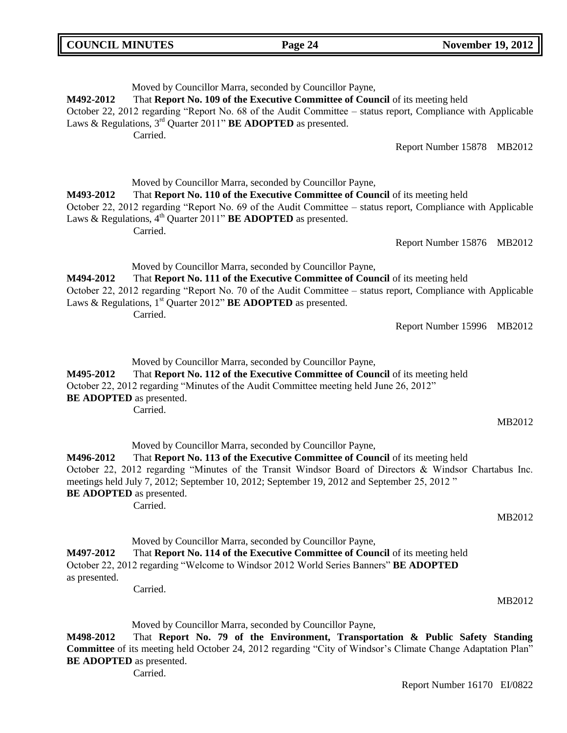Moved by Councillor Marra, seconded by Councillor Payne,

**M492-2012** That **Report No. 109 of the Executive Committee of Council** of its meeting held October 22, 2012 regarding "Report No. 68 of the Audit Committee – status report, Compliance with Applicable Laws & Regulations, 3rd Quarter 2011" **BE ADOPTED** as presented.

Carried.

Report Number 15878 MB2012

Moved by Councillor Marra, seconded by Councillor Payne,

**M493-2012** That **Report No. 110 of the Executive Committee of Council** of its meeting held October 22, 2012 regarding "Report No. 69 of the Audit Committee – status report, Compliance with Applicable Laws & Regulations, 4th Quarter 2011" **BE ADOPTED** as presented.

Carried.

Report Number 15876 MB2012

Moved by Councillor Marra, seconded by Councillor Payne,

**M494-2012** That **Report No. 111 of the Executive Committee of Council** of its meeting held October 22, 2012 regarding "Report No. 70 of the Audit Committee – status report, Compliance with Applicable Laws & Regulations, 1st Quarter 2012" **BE ADOPTED** as presented.

Carried.

Report Number 15996 MB2012

Moved by Councillor Marra, seconded by Councillor Payne,

**M495-2012** That **Report No. 112 of the Executive Committee of Council** of its meeting held October 22, 2012 regarding "Minutes of the Audit Committee meeting held June 26, 2012" **BE ADOPTED** as presented.

Carried.

MB2012

Moved by Councillor Marra, seconded by Councillor Payne,

**M496-2012** That **Report No. 113 of the Executive Committee of Council** of its meeting held October 22, 2012 regarding "Minutes of the Transit Windsor Board of Directors & Windsor Chartabus Inc. meetings held July 7, 2012; September 10, 2012; September 19, 2012 and September 25, 2012 " **BE ADOPTED** as presented.

Carried.

MB2012

Moved by Councillor Marra, seconded by Councillor Payne,

**M497-2012** That **Report No. 114 of the Executive Committee of Council** of its meeting held October 22, 2012 regarding "Welcome to Windsor 2012 World Series Banners" **BE ADOPTED** as presented.

Carried.

MB2012

Moved by Councillor Marra, seconded by Councillor Payne,

**M498-2012** That **Report No. 79 of the Environment, Transportation & Public Safety Standing Committee** of its meeting held October 24, 2012 regarding "City of Windsor's Climate Change Adaptation Plan" **BE ADOPTED** as presented.

Carried.

Report Number 16170 EI/0822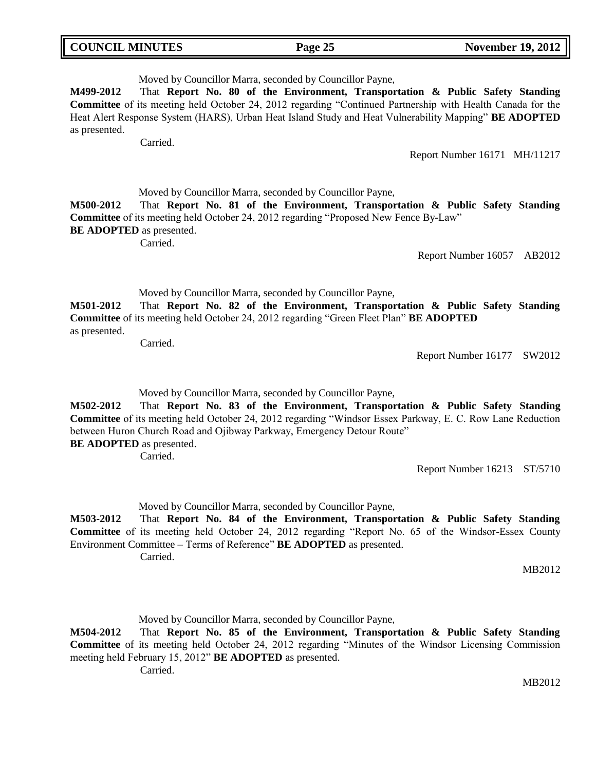Moved by Councillor Marra, seconded by Councillor Payne,

**M499-2012** That **Report No. 80 of the Environment, Transportation & Public Safety Standing Committee** of its meeting held October 24, 2012 regarding "Continued Partnership with Health Canada for the Heat Alert Response System (HARS), Urban Heat Island Study and Heat Vulnerability Mapping" **BE ADOPTED** as presented.

Carried.

Report Number 16171 MH/11217

Moved by Councillor Marra, seconded by Councillor Payne,

**M500-2012** That **Report No. 81 of the Environment, Transportation & Public Safety Standing Committee** of its meeting held October 24, 2012 regarding "Proposed New Fence By-Law" **BE ADOPTED** as presented.

Carried.

Report Number 16057 AB2012

Moved by Councillor Marra, seconded by Councillor Payne,

**M501-2012** That **Report No. 82 of the Environment, Transportation & Public Safety Standing Committee** of its meeting held October 24, 2012 regarding "Green Fleet Plan" **BE ADOPTED** as presented.

Carried.

Report Number 16177 SW2012

Moved by Councillor Marra, seconded by Councillor Payne,

**M502-2012** That **Report No. 83 of the Environment, Transportation & Public Safety Standing Committee** of its meeting held October 24, 2012 regarding "Windsor Essex Parkway, E. C. Row Lane Reduction between Huron Church Road and Ojibway Parkway, Emergency Detour Route" **BE ADOPTED** as presented.

Carried.

Report Number 16213 ST/5710

Moved by Councillor Marra, seconded by Councillor Payne,

**M503-2012** That **Report No. 84 of the Environment, Transportation & Public Safety Standing Committee** of its meeting held October 24, 2012 regarding "Report No. 65 of the Windsor-Essex County Environment Committee – Terms of Reference" **BE ADOPTED** as presented.

Carried.

MB2012

Moved by Councillor Marra, seconded by Councillor Payne,

**M504-2012** That **Report No. 85 of the Environment, Transportation & Public Safety Standing Committee** of its meeting held October 24, 2012 regarding "Minutes of the Windsor Licensing Commission meeting held February 15, 2012" **BE ADOPTED** as presented.

Carried.

MB2012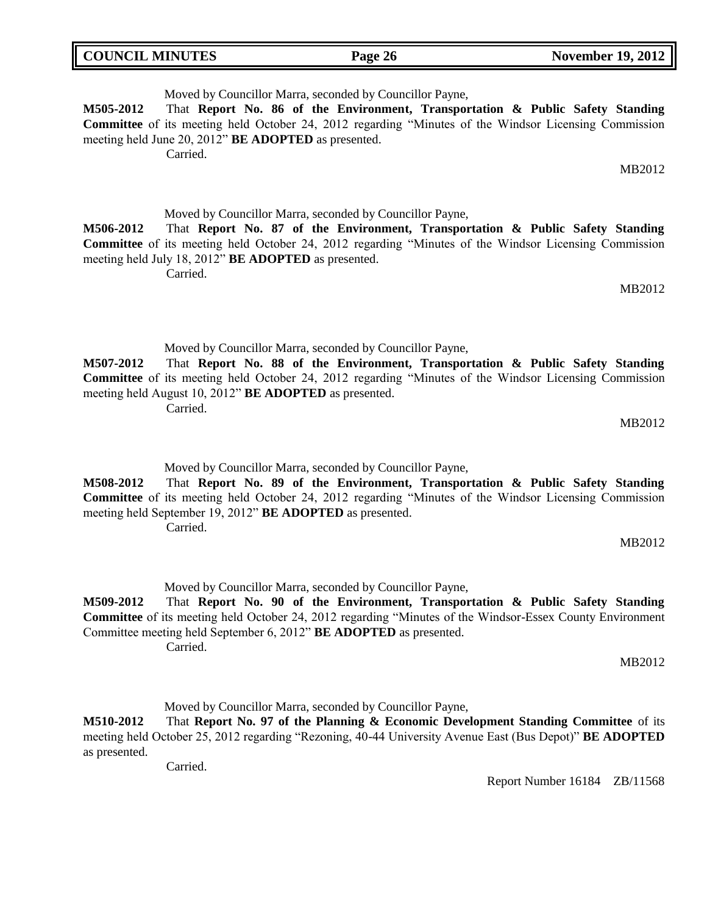Moved by Councillor Marra, seconded by Councillor Payne,

**M505-2012** That **Report No. 86 of the Environment, Transportation & Public Safety Standing Committee** of its meeting held October 24, 2012 regarding "Minutes of the Windsor Licensing Commission meeting held June 20, 2012" **BE ADOPTED** as presented.

Carried.

MB2012

Moved by Councillor Marra, seconded by Councillor Payne,

**M506-2012** That **Report No. 87 of the Environment, Transportation & Public Safety Standing Committee** of its meeting held October 24, 2012 regarding "Minutes of the Windsor Licensing Commission meeting held July 18, 2012" **BE ADOPTED** as presented.

Carried.

MB2012

Moved by Councillor Marra, seconded by Councillor Payne,

**M507-2012** That **Report No. 88 of the Environment, Transportation & Public Safety Standing Committee** of its meeting held October 24, 2012 regarding "Minutes of the Windsor Licensing Commission meeting held August 10, 2012" **BE ADOPTED** as presented.

Carried.

MB2012

Moved by Councillor Marra, seconded by Councillor Payne,

**M508-2012** That **Report No. 89 of the Environment, Transportation & Public Safety Standing Committee** of its meeting held October 24, 2012 regarding "Minutes of the Windsor Licensing Commission meeting held September 19, 2012" **BE ADOPTED** as presented.

Carried.

MB2012

Moved by Councillor Marra, seconded by Councillor Payne,

**M509-2012** That **Report No. 90 of the Environment, Transportation & Public Safety Standing Committee** of its meeting held October 24, 2012 regarding "Minutes of the Windsor-Essex County Environment Committee meeting held September 6, 2012" **BE ADOPTED** as presented.

Carried.

MB2012

Moved by Councillor Marra, seconded by Councillor Payne,

**M510-2012** That **Report No. 97 of the Planning & Economic Development Standing Committee** of its meeting held October 25, 2012 regarding "Rezoning, 40-44 University Avenue East (Bus Depot)" **BE ADOPTED** as presented.

Carried.

Report Number 16184 ZB/11568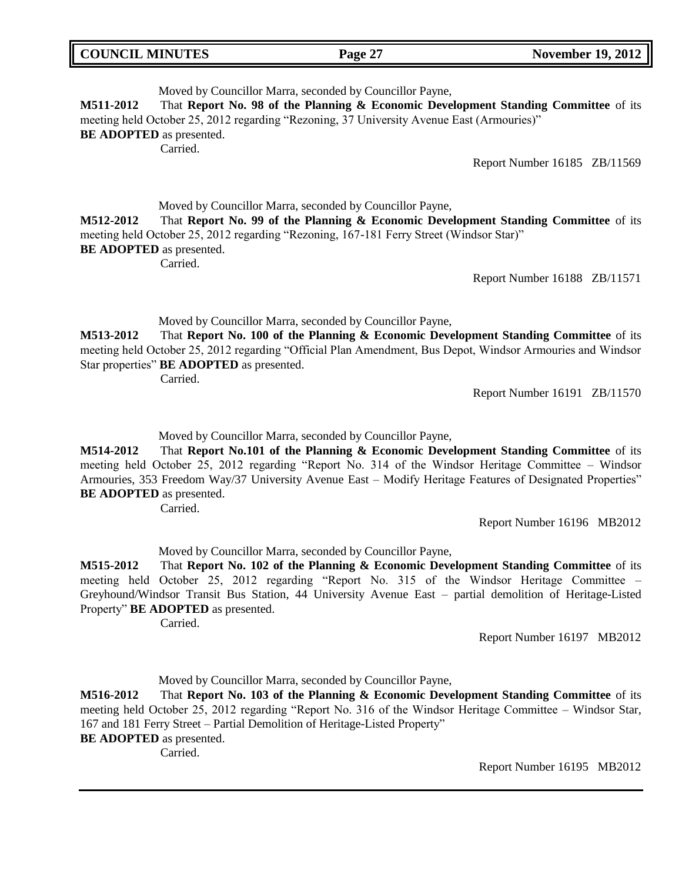Moved by Councillor Marra, seconded by Councillor Payne,

**M511-2012** That **Report No. 98 of the Planning & Economic Development Standing Committee** of its meeting held October 25, 2012 regarding "Rezoning, 37 University Avenue East (Armouries)"
**BE ADOPTED** as presented.

Carried.

Report Number 16185 ZB/11569

Moved by Councillor Marra, seconded by Councillor Payne,

**M512-2012** That **Report No. 99 of the Planning & Economic Development Standing Committee** of its meeting held October 25, 2012 regarding "Rezoning, 167-181 Ferry Street (Windsor Star)"
**BE ADOPTED** as presented.

Carried.

Report Number 16188 ZB/11571

Moved by Councillor Marra, seconded by Councillor Payne,

**M513-2012** That **Report No. 100 of the Planning & Economic Development Standing Committee** of its meeting held October 25, 2012 regarding "Official Plan Amendment, Bus Depot, Windsor Armouries and Windsor Star properties" **BE ADOPTED** as presented.

Carried.

Report Number 16191 ZB/11570

Moved by Councillor Marra, seconded by Councillor Payne,

**M514-2012** That **Report No.101 of the Planning & Economic Development Standing Committee** of its meeting held October 25, 2012 regarding "Report No. 314 of the Windsor Heritage Committee – Windsor Armouries, 353 Freedom Way/37 University Avenue East – Modify Heritage Features of Designated Properties"
**BE ADOPTED** as presented.

Carried.

Report Number 16196 MB2012

Moved by Councillor Marra, seconded by Councillor Payne,

**M515-2012** That **Report No. 102 of the Planning & Economic Development Standing Committee** of its meeting held October 25, 2012 regarding "Report No. 315 of the Windsor Heritage Committee – Greyhound/Windsor Transit Bus Station, 44 University Avenue East – partial demolition of Heritage-Listed Property" **BE ADOPTED** as presented.

Carried.

Report Number 16197 MB2012

Moved by Councillor Marra, seconded by Councillor Payne,

**M516-2012** That **Report No. 103 of the Planning & Economic Development Standing Committee** of its meeting held October 25, 2012 regarding "Report No. 316 of the Windsor Heritage Committee – Windsor Star, 167 and 181 Ferry Street – Partial Demolition of Heritage-Listed Property"
**BE ADOPTED** as presented.

Carried.

Report Number 16195 MB2012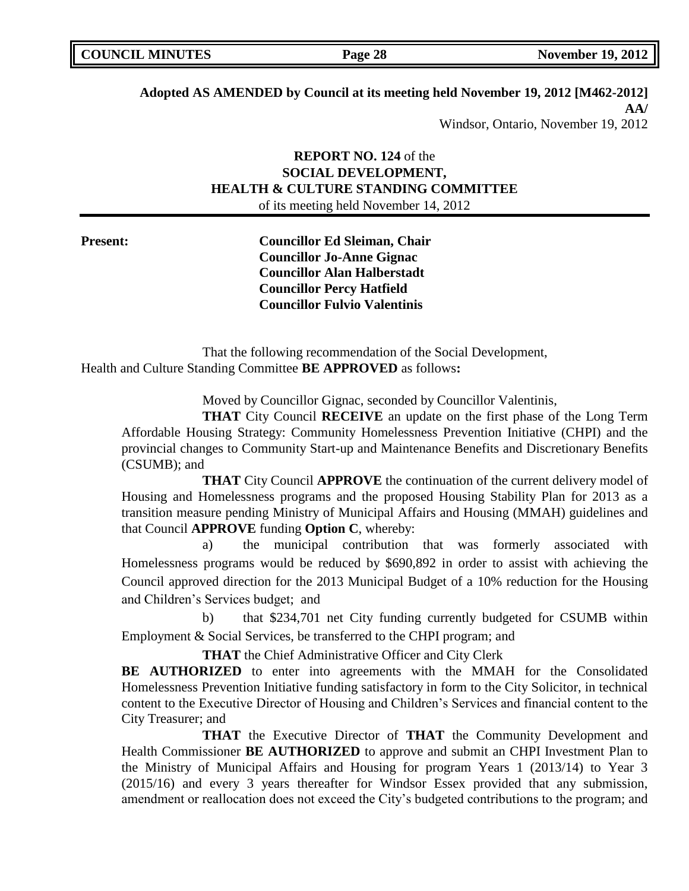**Adopted AS AMENDED by Council at its meeting held November 19, 2012 [M462-2012]**

**AA/**

Windsor, Ontario, November 19, 2012

**REPORT NO. 124** of the
**SOCIAL DEVELOPMENT,**
**HEALTH & CULTURE STANDING COMMITTEE**
of its meeting held November 14, 2012

**Present:**

**Councillor Ed Sleiman, Chair**
**Councillor Jo-Anne Gignac**
**Councillor Alan Halberstadt**
**Councillor Percy Hatfield**
**Councillor Fulvio Valentinis**

That the following recommendation of the Social Development, Health and Culture Standing Committee **BE APPROVED** as follows**:**

Moved by Councillor Gignac, seconded by Councillor Valentinis,

**THAT** City Council **RECEIVE** an update on the first phase of the Long Term Affordable Housing Strategy: Community Homelessness Prevention Initiative (CHPI) and the provincial changes to Community Start-up and Maintenance Benefits and Discretionary Benefits (CSUMB); and

**THAT** City Council **APPROVE** the continuation of the current delivery model of Housing and Homelessness programs and the proposed Housing Stability Plan for 2013 as a transition measure pending Ministry of Municipal Affairs and Housing (MMAH) guidelines and that Council **APPROVE** funding **Option C**, whereby:

a) the municipal contribution that was formerly associated with Homelessness programs would be reduced by $690,892 in order to assist with achieving the Council approved direction for the 2013 Municipal Budget of a 10% reduction for the Housing and Children's Services budget; and

b) that $234,701 net City funding currently budgeted for CSUMB within Employment & Social Services, be transferred to the CHPI program; and

**THAT** the Chief Administrative Officer and City Clerk **BE AUTHORIZED** to enter into agreements with the MMAH for the Consolidated Homelessness Prevention Initiative funding satisfactory in form to the City Solicitor, in technical content to the Executive Director of Housing and Children's Services and financial content to the City Treasurer; and

**THAT** the Executive Director of **THAT** the Community Development and Health Commissioner **BE AUTHORIZED** to approve and submit an CHPI Investment Plan to the Ministry of Municipal Affairs and Housing for program Years 1 (2013/14) to Year 3 (2015/16) and every 3 years thereafter for Windsor Essex provided that any submission, amendment or reallocation does not exceed the City's budgeted contributions to the program; and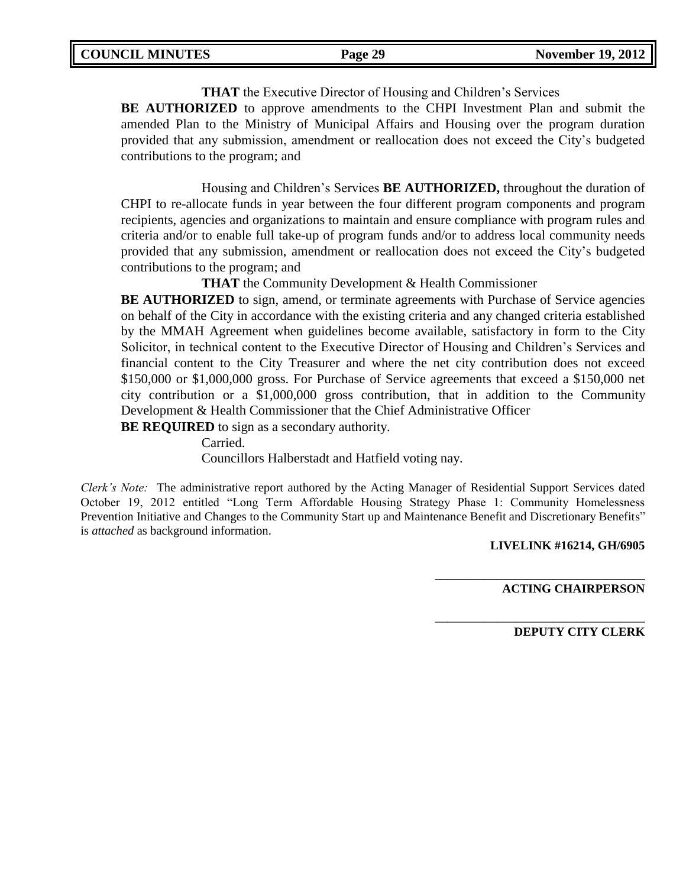**THAT** the Executive Director of Housing and Children's Services **BE AUTHORIZED** to approve amendments to the CHPI Investment Plan and submit the amended Plan to the Ministry of Municipal Affairs and Housing over the program duration provided that any submission, amendment or reallocation does not exceed the City's budgeted contributions to the program; and

Housing and Children's Services **BE AUTHORIZED,** throughout the duration of CHPI to re-allocate funds in year between the four different program components and program recipients, agencies and organizations to maintain and ensure compliance with program rules and criteria and/or to enable full take-up of program funds and/or to address local community needs provided that any submission, amendment or reallocation does not exceed the City's budgeted contributions to the program; and

**THAT** the Community Development & Health Commissioner **BE AUTHORIZED** to sign, amend, or terminate agreements with Purchase of Service agencies on behalf of the City in accordance with the existing criteria and any changed criteria established by the MMAH Agreement when guidelines become available, satisfactory in form to the City Solicitor, in technical content to the Executive Director of Housing and Children's Services and financial content to the City Treasurer and where the net city contribution does not exceed $150,000 or $1,000,000 gross. For Purchase of Service agreements that exceed a $150,000 net city contribution or a $1,000,000 gross contribution, that in addition to the Community Development & Health Commissioner that the Chief Administrative Officer **BE REQUIRED** to sign as a secondary authority.

Carried.

Councillors Halberstadt and Hatfield voting nay.

*Clerk's Note:* The administrative report authored by the Acting Manager of Residential Support Services dated October 19, 2012 entitled "Long Term Affordable Housing Strategy Phase 1: Community Homelessness Prevention Initiative and Changes to the Community Start up and Maintenance Benefit and Discretionary Benefits" is *attached* as background information.

**LIVELINK #16214, GH/6905**

\_\_\_\_\_\_\_\_\_\_\_\_\_\_\_\_\_\_\_\_\_\_\_\_\_\_\_\_\_\_\_\_\_\_

**ACTING CHAIRPERSON**

\_\_\_\_\_\_\_\_\_\_\_\_\_\_\_\_\_\_\_\_\_\_\_\_\_\_\_\_\_\_\_\_\_\_

**DEPUTY CITY CLERK**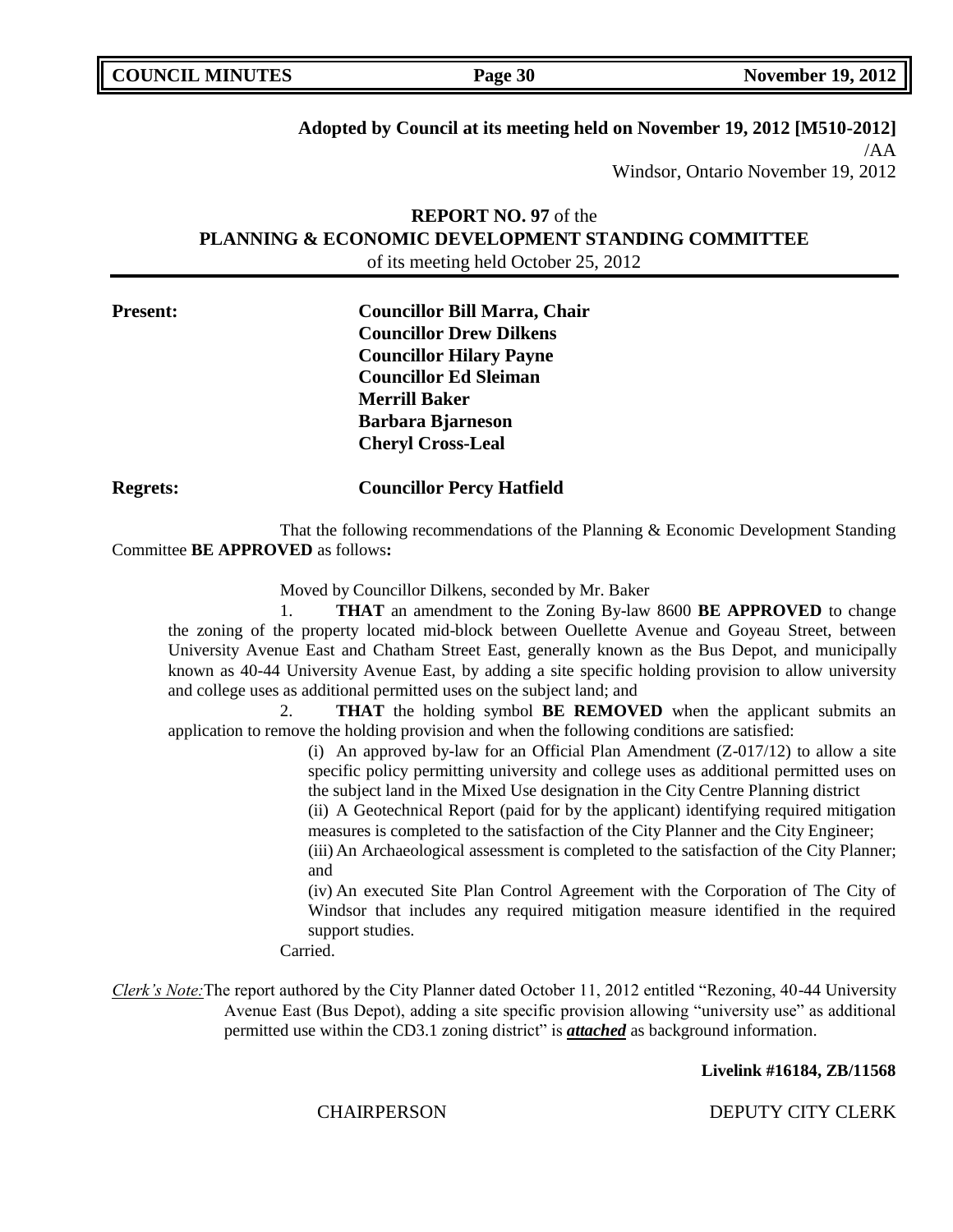**Adopted by Council at its meeting held on November 19, 2012 [M510-2012]**

/AA

Windsor, Ontario November 19, 2012

**REPORT NO. 97** of the
**PLANNING & ECONOMIC DEVELOPMENT STANDING COMMITTEE**
of its meeting held October 25, 2012

**Present:**

**Councillor Bill Marra, Chair**
**Councillor Drew Dilkens**
**Councillor Hilary Payne**
**Councillor Ed Sleiman**
**Merrill Baker**
**Barbara Bjarneson**
**Cheryl Cross-Leal**

**Regrets:** **Councillor Percy Hatfield**

That the following recommendations of the Planning & Economic Development Standing Committee **BE APPROVED** as follows**:**

Moved by Councillor Dilkens, seconded by Mr. Baker

1. **THAT** an amendment to the Zoning By-law 8600 **BE APPROVED** to change the zoning of the property located mid-block between Ouellette Avenue and Goyeau Street, between University Avenue East and Chatham Street East, generally known as the Bus Depot, and municipally known as 40-44 University Avenue East, by adding a site specific holding provision to allow university and college uses as additional permitted uses on the subject land; and

2. **THAT** the holding symbol **BE REMOVED** when the applicant submits an application to remove the holding provision and when the following conditions are satisfied:

(i) An approved by-law for an Official Plan Amendment (Z-017/12) to allow a site specific policy permitting university and college uses as additional permitted uses on the subject land in the Mixed Use designation in the City Centre Planning district

(ii) A Geotechnical Report (paid for by the applicant) identifying required mitigation measures is completed to the satisfaction of the City Planner and the City Engineer;

(iii) An Archaeological assessment is completed to the satisfaction of the City Planner; and

(iv) An executed Site Plan Control Agreement with the Corporation of The City of Windsor that includes any required mitigation measure identified in the required support studies.

Carried.

*Clerk's Note:* The report authored by the City Planner dated October 11, 2012 entitled "Rezoning, 40-44 University Avenue East (Bus Depot), adding a site specific provision allowing "university use" as additional permitted use within the CD3.1 zoning district" is ***attached*** as background information.

**Livelink #16184, ZB/11568**

CHAIRPERSON DEPUTY CITY CLERK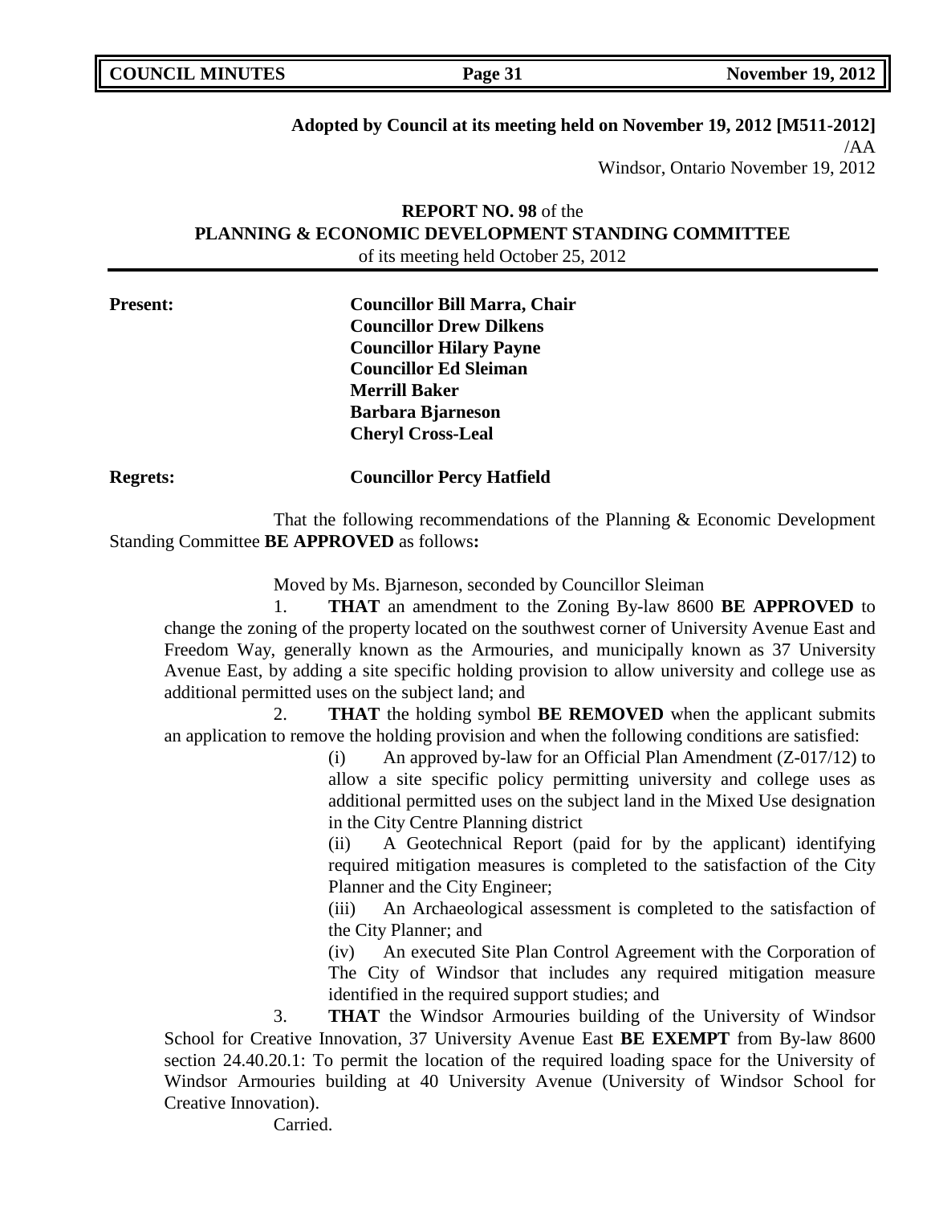**Adopted by Council at its meeting held on November 19, 2012 [M511-2012]**
/AA
Windsor, Ontario November 19, 2012

**REPORT NO. 98** of the
**PLANNING & ECONOMIC DEVELOPMENT STANDING COMMITTEE**
of its meeting held October 25, 2012

**Present:** **Councillor Bill Marra, Chair**
**Councillor Drew Dilkens**
**Councillor Hilary Payne**
**Councillor Ed Sleiman**
**Merrill Baker**
**Barbara Bjarneson**
**Cheryl Cross-Leal**

**Regrets:** **Councillor Percy Hatfield**

That the following recommendations of the Planning & Economic Development Standing Committee **BE APPROVED** as follows**:**

Moved by Ms. Bjarneson, seconded by Councillor Sleiman

1. **THAT** an amendment to the Zoning By-law 8600 **BE APPROVED** to change the zoning of the property located on the southwest corner of University Avenue East and Freedom Way, generally known as the Armouries, and municipally known as 37 University Avenue East, by adding a site specific holding provision to allow university and college use as additional permitted uses on the subject land; and

2. **THAT** the holding symbol **BE REMOVED** when the applicant submits an application to remove the holding provision and when the following conditions are satisfied:

   (i) An approved by-law for an Official Plan Amendment (Z-017/12) to allow a site specific policy permitting university and college uses as additional permitted uses on the subject land in the Mixed Use designation in the City Centre Planning district

   (ii) A Geotechnical Report (paid for by the applicant) identifying required mitigation measures is completed to the satisfaction of the City Planner and the City Engineer;

   (iii) An Archaeological assessment is completed to the satisfaction of the City Planner; and

   (iv) An executed Site Plan Control Agreement with the Corporation of The City of Windsor that includes any required mitigation measure identified in the required support studies; and

3. **THAT** the Windsor Armouries building of the University of Windsor School for Creative Innovation, 37 University Avenue East **BE EXEMPT** from By-law 8600 section 24.40.20.1: To permit the location of the required loading space for the University of Windsor Armouries building at 40 University Avenue (University of Windsor School for Creative Innovation).

Carried.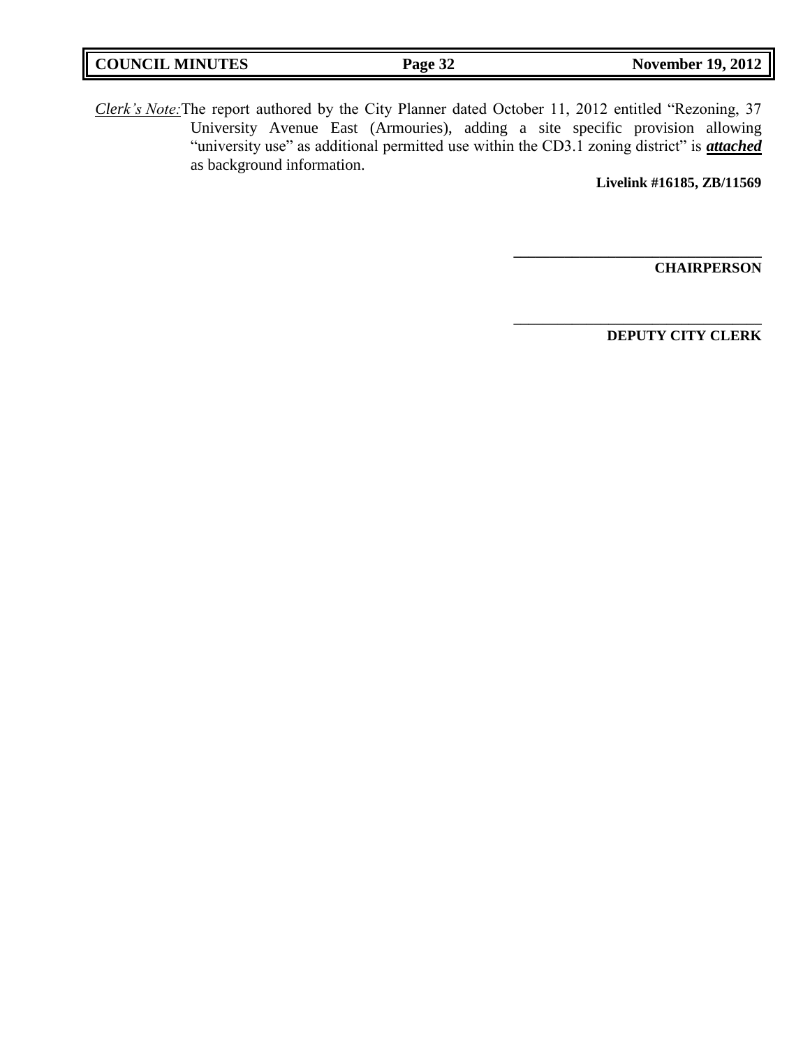*Clerk's Note:* The report authored by the City Planner dated October 11, 2012 entitled "Rezoning, 37 University Avenue East (Armouries), adding a site specific provision allowing "university use" as additional permitted use within the CD3.1 zoning district" is ***attached*** as background information.

**Livelink #16185, ZB/11569**

\_\_\_\_\_\_\_\_\_\_\_\_\_\_\_\_\_\_\_\_\_\_\_\_\_\_\_\_\_\_\_\_\_\_\_

**CHAIRPERSON**

\_\_\_\_\_\_\_\_\_\_\_\_\_\_\_\_\_\_\_\_\_\_\_\_\_\_\_\_\_\_\_\_\_\_\_

**DEPUTY CITY CLERK**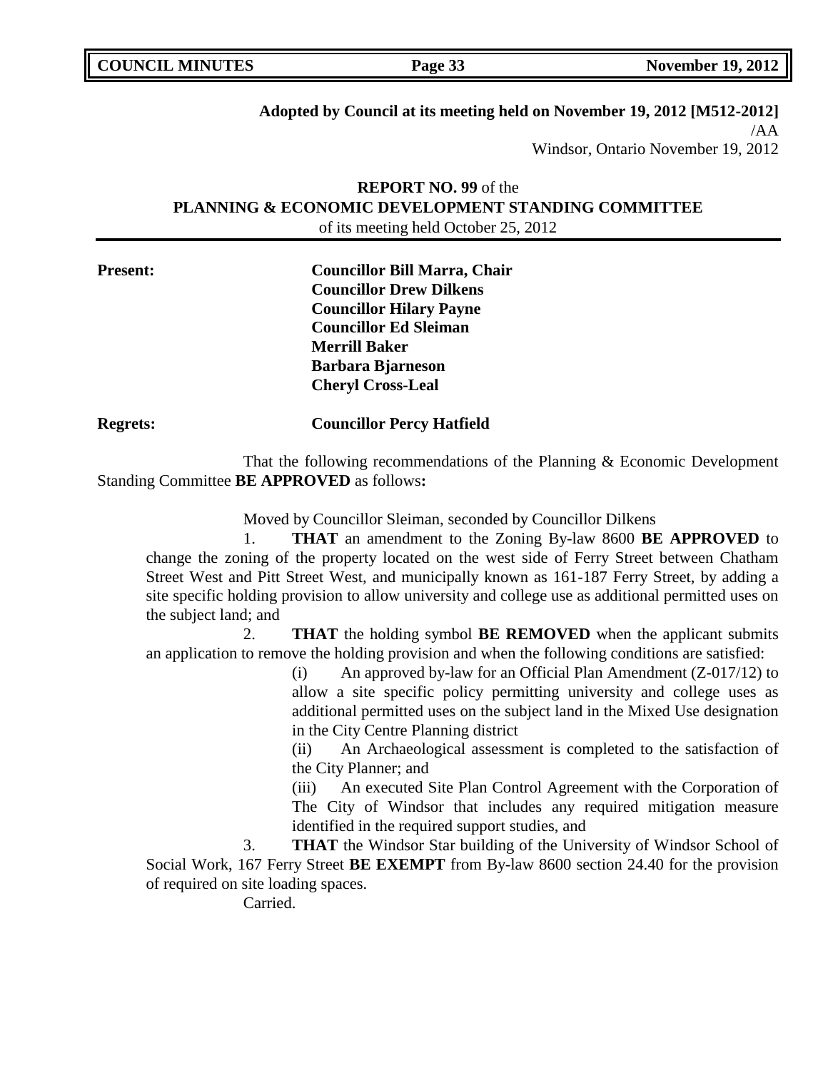**Adopted by Council at its meeting held on November 19, 2012 [M512-2012]**

/AA

Windsor, Ontario November 19, 2012

**REPORT NO. 99** of the
**PLANNING & ECONOMIC DEVELOPMENT STANDING COMMITTEE**
of its meeting held October 25, 2012

**Present:** **Councillor Bill Marra, Chair**
**Councillor Drew Dilkens**
**Councillor Hilary Payne**
**Councillor Ed Sleiman**
**Merrill Baker**
**Barbara Bjarneson**
**Cheryl Cross-Leal**

**Regrets:** **Councillor Percy Hatfield**

That the following recommendations of the Planning & Economic Development Standing Committee **BE APPROVED** as follows**:**

Moved by Councillor Sleiman, seconded by Councillor Dilkens

1. **THAT** an amendment to the Zoning By-law 8600 **BE APPROVED** to change the zoning of the property located on the west side of Ferry Street between Chatham Street West and Pitt Street West, and municipally known as 161-187 Ferry Street, by adding a site specific holding provision to allow university and college use as additional permitted uses on the subject land; and

2. **THAT** the holding symbol **BE REMOVED** when the applicant submits an application to remove the holding provision and when the following conditions are satisfied:

   (i) An approved by-law for an Official Plan Amendment (Z-017/12) to allow a site specific policy permitting university and college uses as additional permitted uses on the subject land in the Mixed Use designation in the City Centre Planning district

   (ii) An Archaeological assessment is completed to the satisfaction of the City Planner; and

   (iii) An executed Site Plan Control Agreement with the Corporation of The City of Windsor that includes any required mitigation measure identified in the required support studies, and

3. **THAT** the Windsor Star building of the University of Windsor School of Social Work, 167 Ferry Street **BE EXEMPT** from By-law 8600 section 24.40 for the provision of required on site loading spaces.

Carried.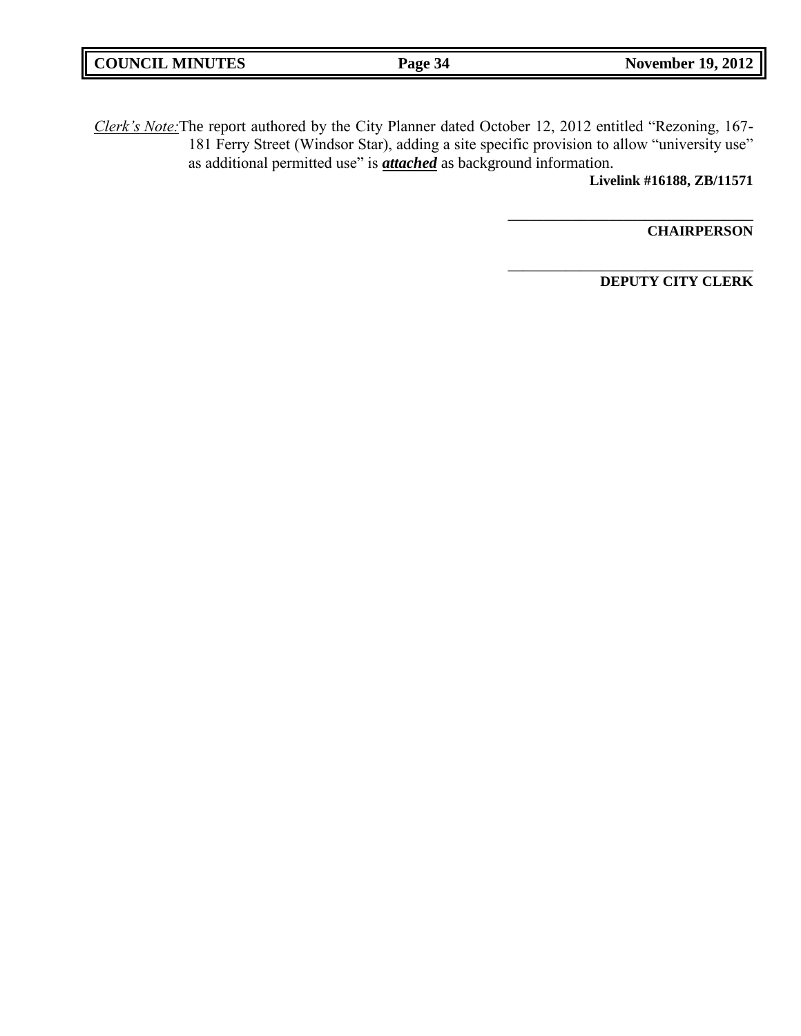*Clerk's Note:* The report authored by the City Planner dated October 12, 2012 entitled "Rezoning, 167-181 Ferry Street (Windsor Star), adding a site specific provision to allow "university use" as additional permitted use" is ***attached*** as background information.

**Livelink #16188, ZB/11571**

\_\_\_\_\_\_\_\_\_\_\_\_\_\_\_\_\_\_\_\_\_\_\_\_\_\_\_\_\_\_\_\_\_\_

**CHAIRPERSON**

\_\_\_\_\_\_\_\_\_\_\_\_\_\_\_\_\_\_\_\_\_\_\_\_\_\_\_\_\_\_\_\_\_\_

**DEPUTY CITY CLERK**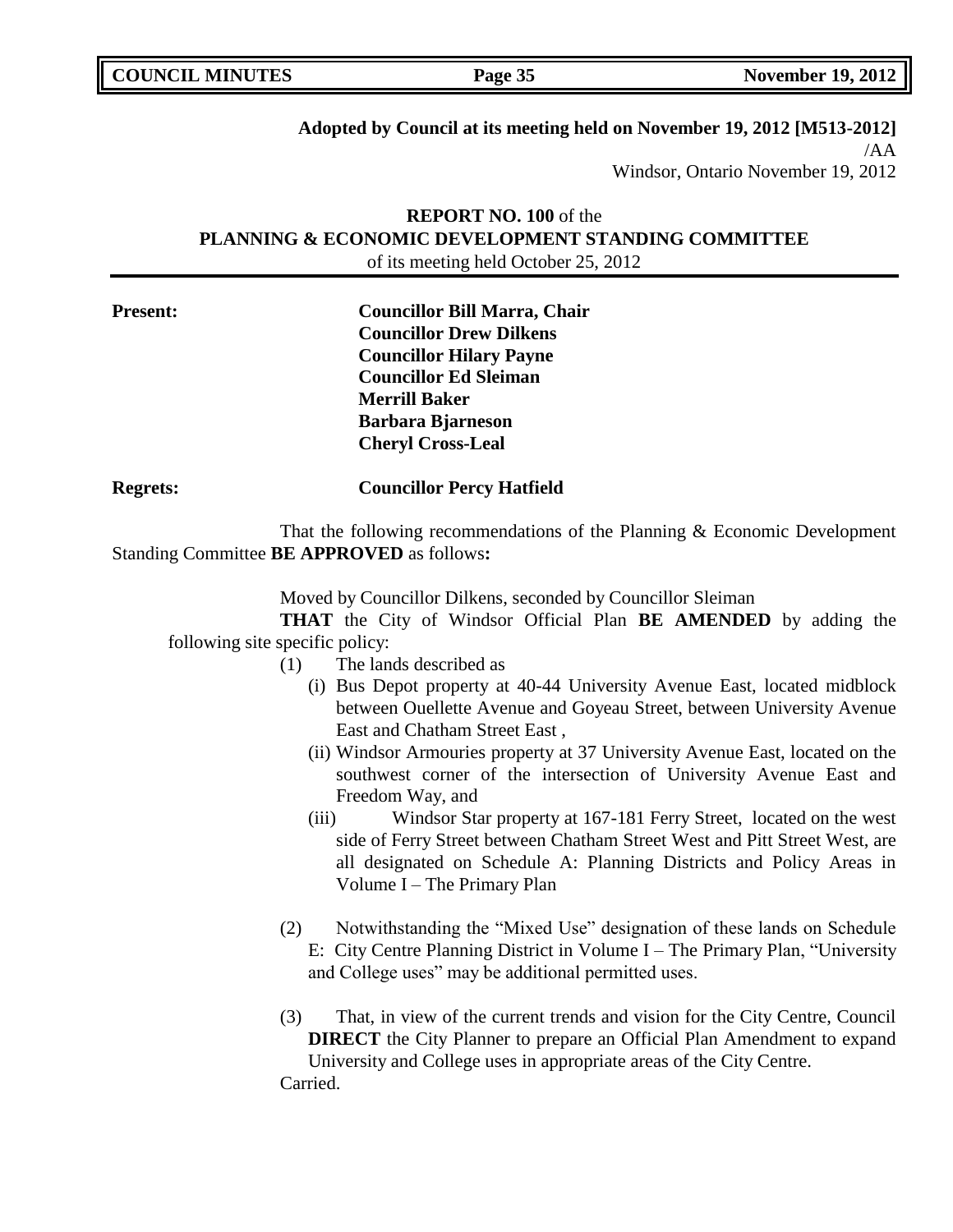**Adopted by Council at its meeting held on November 19, 2012 [M513-2012]**
/AA
Windsor, Ontario November 19, 2012

**REPORT NO. 100** of the
**PLANNING & ECONOMIC DEVELOPMENT STANDING COMMITTEE**
of its meeting held October 25, 2012

**Present:**
**Councillor Bill Marra, Chair**
**Councillor Drew Dilkens**
**Councillor Hilary Payne**
**Councillor Ed Sleiman**
**Merrill Baker**
**Barbara Bjarneson**
**Cheryl Cross-Leal**

**Regrets:** **Councillor Percy Hatfield**

That the following recommendations of the Planning & Economic Development Standing Committee **BE APPROVED** as follows**:**

Moved by Councillor Dilkens, seconded by Councillor Sleiman

**THAT** the City of Windsor Official Plan **BE AMENDED** by adding the following site specific policy:

(1) The lands described as

(i) Bus Depot property at 40-44 University Avenue East, located midblock between Ouellette Avenue and Goyeau Street, between University Avenue East and Chatham Street East ,

(ii) Windsor Armouries property at 37 University Avenue East, located on the southwest corner of the intersection of University Avenue East and Freedom Way, and

(iii) Windsor Star property at 167-181 Ferry Street, located on the west side of Ferry Street between Chatham Street West and Pitt Street West, are all designated on Schedule A: Planning Districts and Policy Areas in Volume I – The Primary Plan

(2) Notwithstanding the "Mixed Use" designation of these lands on Schedule E: City Centre Planning District in Volume I – The Primary Plan, "University and College uses" may be additional permitted uses.

(3) That, in view of the current trends and vision for the City Centre, Council **DIRECT** the City Planner to prepare an Official Plan Amendment to expand University and College uses in appropriate areas of the City Centre.

Carried.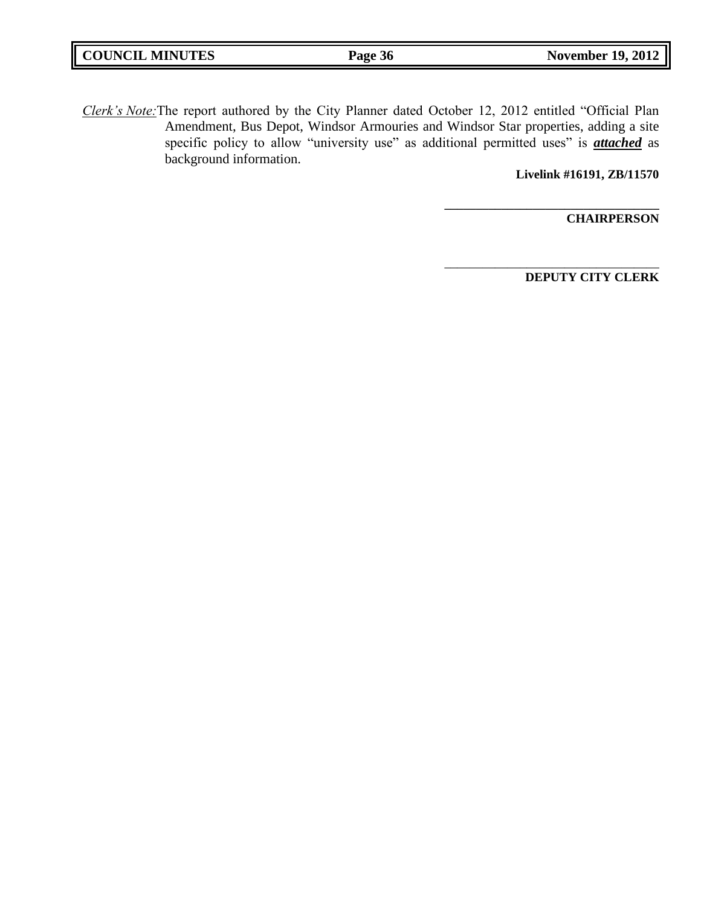*Clerk's Note:* The report authored by the City Planner dated October 12, 2012 entitled "Official Plan Amendment, Bus Depot, Windsor Armouries and Windsor Star properties, adding a site specific policy to allow "university use" as additional permitted uses" is ***attached*** as background information.

**Livelink #16191, ZB/11570**

\_\_\_\_\_\_\_\_\_\_\_\_\_\_\_\_\_\_\_\_\_\_\_\_\_\_\_\_\_\_\_\_\_\_

**CHAIRPERSON**

\_\_\_\_\_\_\_\_\_\_\_\_\_\_\_\_\_\_\_\_\_\_\_\_\_\_\_\_\_\_\_\_\_\_

**DEPUTY CITY CLERK**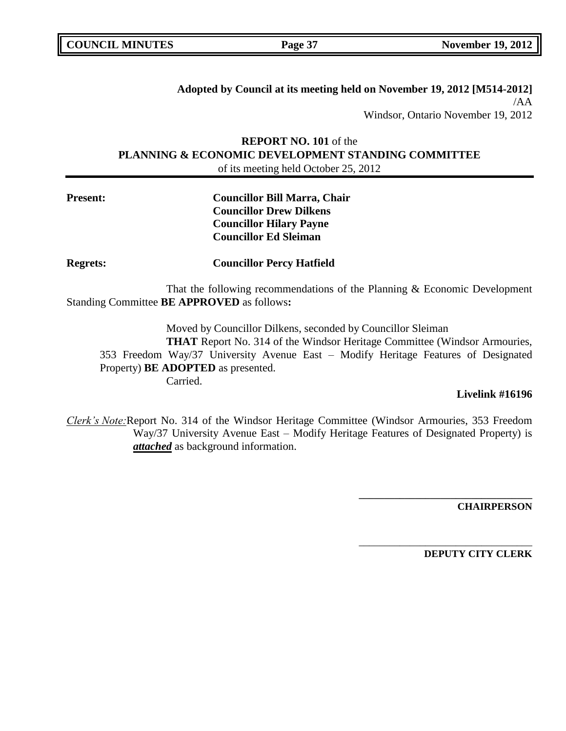**Adopted by Council at its meeting held on November 19, 2012 [M514-2012]**
/AA
Windsor, Ontario November 19, 2012

**REPORT NO. 101** of the
**PLANNING & ECONOMIC DEVELOPMENT STANDING COMMITTEE**
of its meeting held October 25, 2012

**Present:** **Councillor Bill Marra, Chair**
**Councillor Drew Dilkens**
**Councillor Hilary Payne**
**Councillor Ed Sleiman**

**Regrets:** **Councillor Percy Hatfield**

That the following recommendations of the Planning & Economic Development Standing Committee **BE APPROVED** as follows**:**

Moved by Councillor Dilkens, seconded by Councillor Sleiman

**THAT** Report No. 314 of the Windsor Heritage Committee (Windsor Armouries, 353 Freedom Way/37 University Avenue East – Modify Heritage Features of Designated Property) **BE ADOPTED** as presented.

Carried.

**Livelink #16196**

*Clerk's Note:* Report No. 314 of the Windsor Heritage Committee (Windsor Armouries, 353 Freedom Way/37 University Avenue East – Modify Heritage Features of Designated Property) is ***attached*** as background information.

**\_\_\_\_\_\_\_\_\_\_\_\_\_\_\_\_\_\_\_\_\_\_\_\_\_\_\_\_\_\_\_\_\_**
**CHAIRPERSON**

\_\_\_\_\_\_\_\_\_\_\_\_\_\_\_\_\_\_\_\_\_\_\_\_\_\_\_\_\_\_\_\_\_
**DEPUTY CITY CLERK**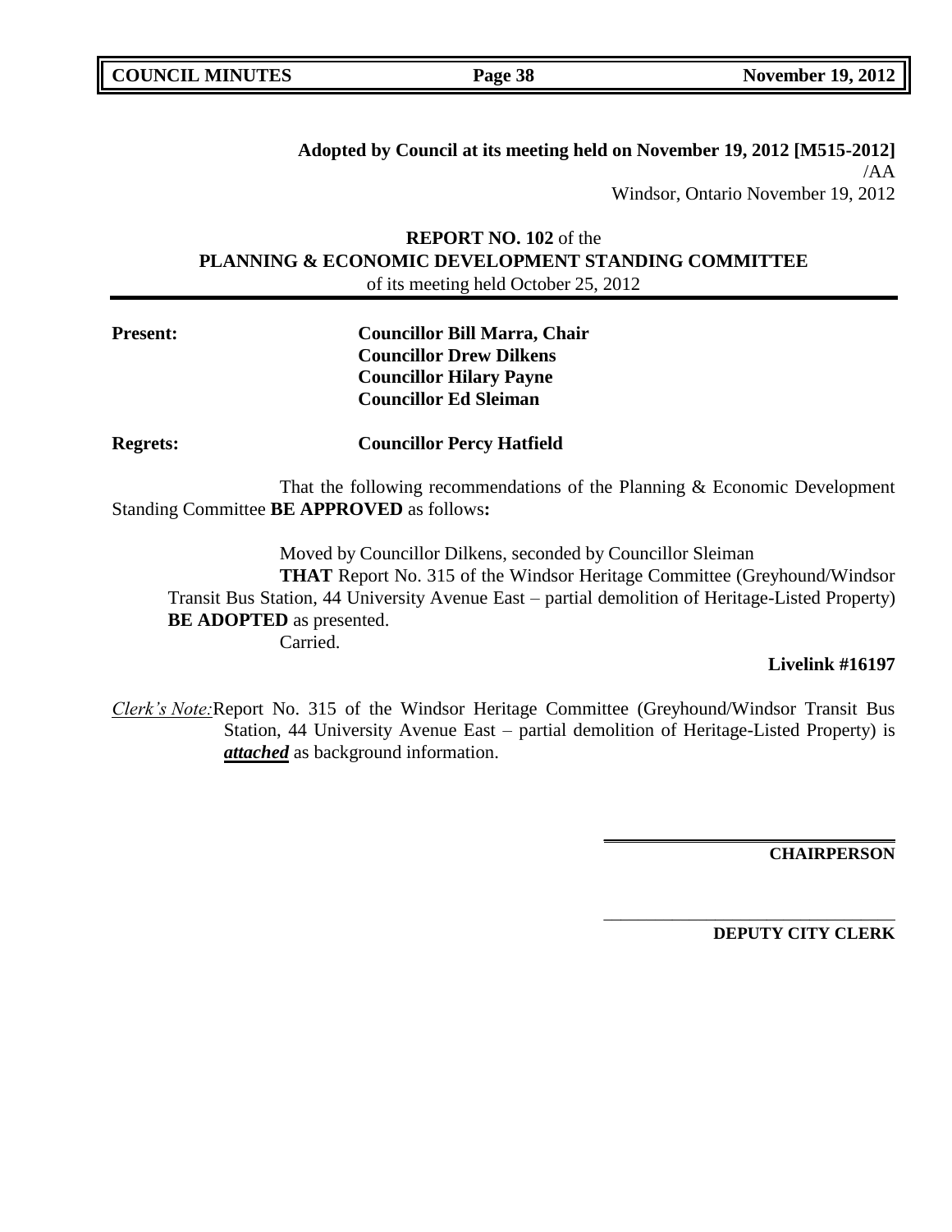**Adopted by Council at its meeting held on November 19, 2012 [M515-2012]**
/AA
Windsor, Ontario November 19, 2012

**REPORT NO. 102** of the
**PLANNING & ECONOMIC DEVELOPMENT STANDING COMMITTEE**
of its meeting held October 25, 2012

**Present:** **Councillor Bill Marra, Chair**
**Councillor Drew Dilkens**
**Councillor Hilary Payne**
**Councillor Ed Sleiman**

**Regrets:** **Councillor Percy Hatfield**

That the following recommendations of the Planning & Economic Development Standing Committee **BE APPROVED** as follows**:**

Moved by Councillor Dilkens, seconded by Councillor Sleiman
**THAT** Report No. 315 of the Windsor Heritage Committee (Greyhound/Windsor Transit Bus Station, 44 University Avenue East – partial demolition of Heritage-Listed Property) **BE ADOPTED** as presented.
Carried.

**Livelink #16197**

*Clerk's Note:* Report No. 315 of the Windsor Heritage Committee (Greyhound/Windsor Transit Bus Station, 44 University Avenue East – partial demolition of Heritage-Listed Property) is ***attached*** as background information.

**CHAIRPERSON**

**DEPUTY CITY CLERK**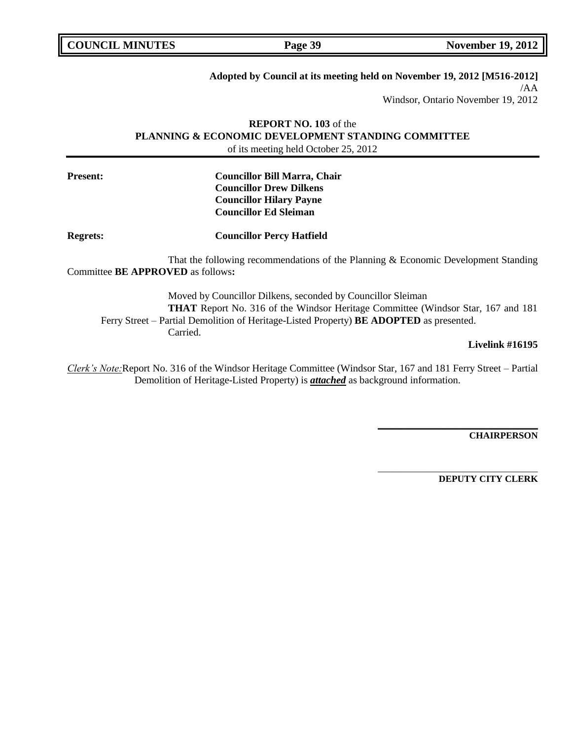**Adopted by Council at its meeting held on November 19, 2012 [M516-2012]**
/AA
Windsor, Ontario November 19, 2012

**REPORT NO. 103** of the
**PLANNING & ECONOMIC DEVELOPMENT STANDING COMMITTEE**
of its meeting held October 25, 2012

**Present:** **Councillor Bill Marra, Chair**
**Councillor Drew Dilkens**
**Councillor Hilary Payne**
**Councillor Ed Sleiman**

**Regrets:** **Councillor Percy Hatfield**

That the following recommendations of the Planning & Economic Development Standing Committee **BE APPROVED** as follows**:**

Moved by Councillor Dilkens, seconded by Councillor Sleiman
**THAT** Report No. 316 of the Windsor Heritage Committee (Windsor Star, 167 and 181 Ferry Street – Partial Demolition of Heritage-Listed Property) **BE ADOPTED** as presented.
Carried.

**Livelink #16195**

*Clerk's Note:* Report No. 316 of the Windsor Heritage Committee (Windsor Star, 167 and 181 Ferry Street – Partial Demolition of Heritage-Listed Property) is ***attached*** as background information.

**CHAIRPERSON**

**DEPUTY CITY CLERK**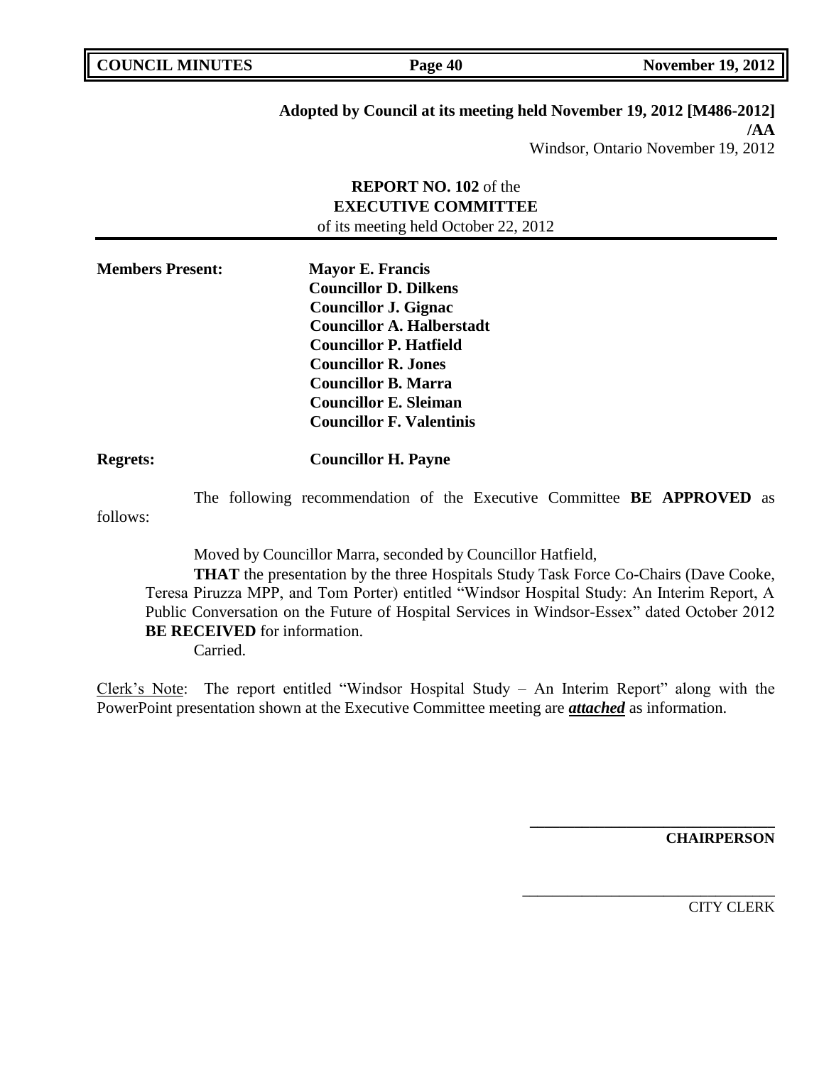**Adopted by Council at its meeting held November 19, 2012 [M486-2012]**
**/AA**
Windsor, Ontario November 19, 2012

**REPORT NO. 102** of the
**EXECUTIVE COMMITTEE**
of its meeting held October 22, 2012

**Members Present:** **Mayor E. Francis**
**Councillor D. Dilkens**
**Councillor J. Gignac**
**Councillor A. Halberstadt**
**Councillor P. Hatfield**
**Councillor R. Jones**
**Councillor B. Marra**
**Councillor E. Sleiman**
**Councillor F. Valentinis**

**Regrets:** **Councillor H. Payne**

The following recommendation of the Executive Committee **BE APPROVED** as follows:

Moved by Councillor Marra, seconded by Councillor Hatfield,

**THAT** the presentation by the three Hospitals Study Task Force Co-Chairs (Dave Cooke, Teresa Piruzza MPP, and Tom Porter) entitled "Windsor Hospital Study: An Interim Report, A Public Conversation on the Future of Hospital Services in Windsor-Essex" dated October 2012 **BE RECEIVED** for information.

Carried.

Clerk's Note: The report entitled "Windsor Hospital Study – An Interim Report" along with the PowerPoint presentation shown at the Executive Committee meeting are ***attached*** as information.

**CHAIRPERSON**

CITY CLERK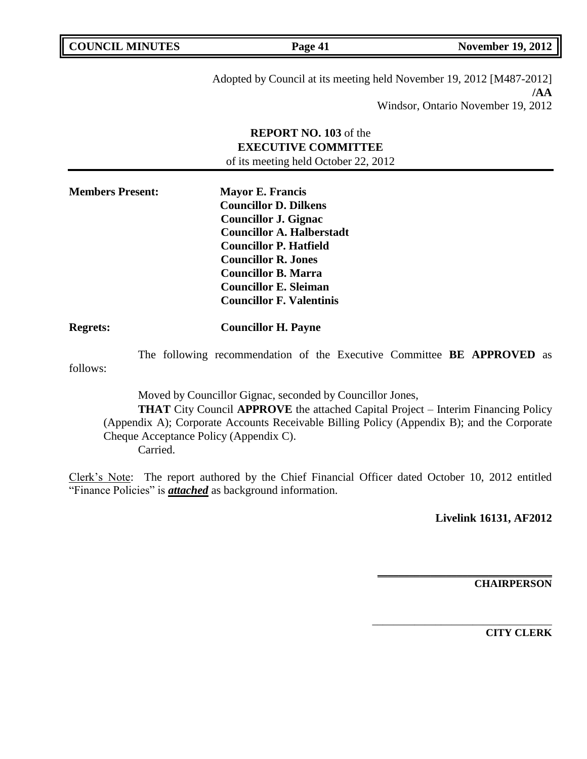Adopted by Council at its meeting held November 19, 2012 [M487-2012]
**/AA**
Windsor, Ontario November 19, 2012

**REPORT NO. 103** of the
**EXECUTIVE COMMITTEE**
of its meeting held October 22, 2012

**Members Present:** **Mayor E. Francis**
**Councillor D. Dilkens**
**Councillor J. Gignac**
**Councillor A. Halberstadt**
**Councillor P. Hatfield**
**Councillor R. Jones**
**Councillor B. Marra**
**Councillor E. Sleiman**
**Councillor F. Valentinis**

**Regrets:** **Councillor H. Payne**

The following recommendation of the Executive Committee **BE APPROVED** as follows:

Moved by Councillor Gignac, seconded by Councillor Jones,

**THAT** City Council **APPROVE** the attached Capital Project – Interim Financing Policy (Appendix A); Corporate Accounts Receivable Billing Policy (Appendix B); and the Corporate Cheque Acceptance Policy (Appendix C).

Carried.

Clerk's Note: The report authored by the Chief Financial Officer dated October 10, 2012 entitled "Finance Policies" is ***attached*** as background information.

**Livelink 16131, AF2012**

**CHAIRPERSON**

**CITY CLERK**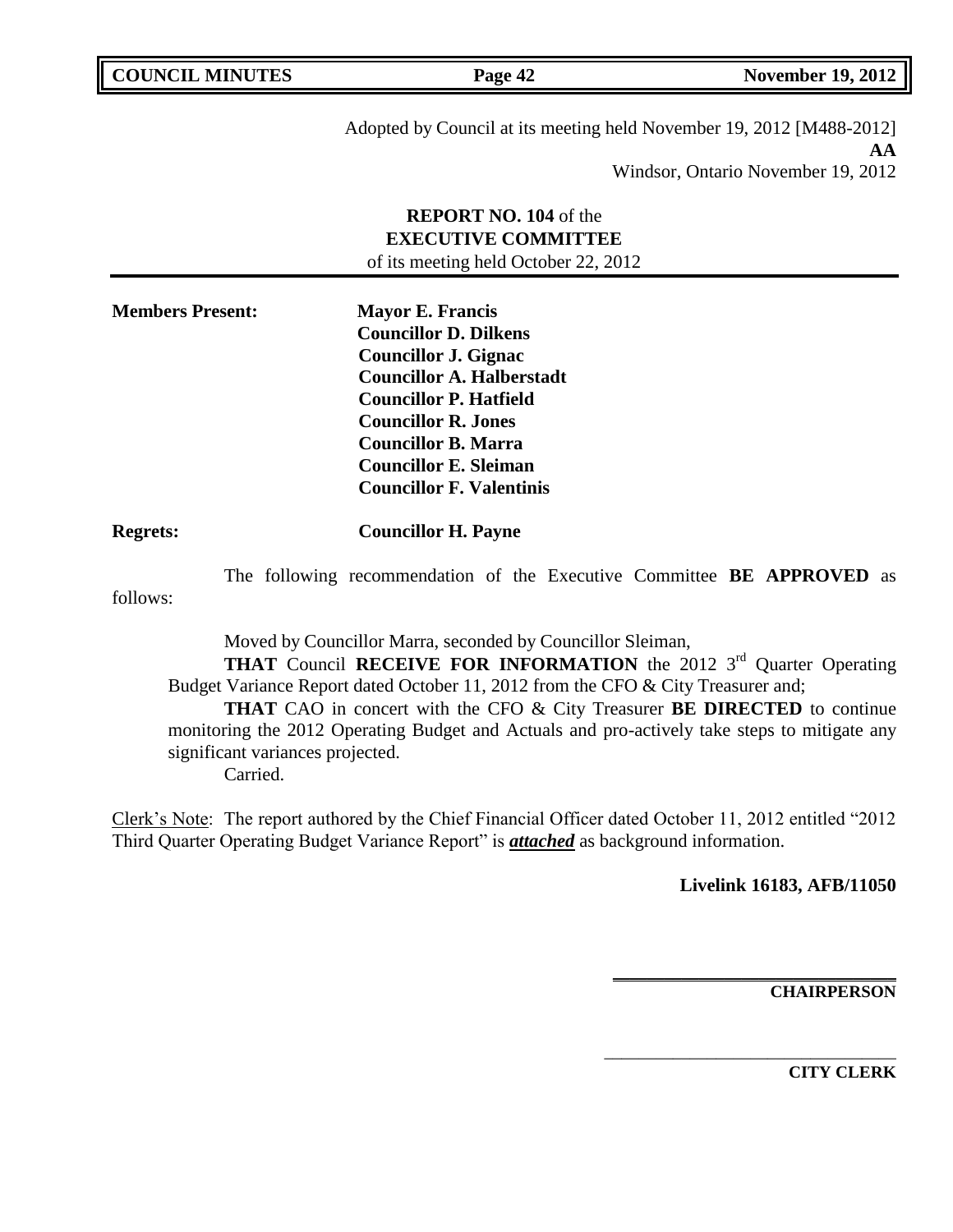Adopted by Council at its meeting held November 19, 2012 [M488-2012]
**AA**
Windsor, Ontario November 19, 2012

**REPORT NO. 104** of the
**EXECUTIVE COMMITTEE**
of its meeting held October 22, 2012

**Members Present:** **Mayor E. Francis**
**Councillor D. Dilkens**
**Councillor J. Gignac**
**Councillor A. Halberstadt**
**Councillor P. Hatfield**
**Councillor R. Jones**
**Councillor B. Marra**
**Councillor E. Sleiman**
**Councillor F. Valentinis**

**Regrets:** **Councillor H. Payne**

The following recommendation of the Executive Committee **BE APPROVED** as follows:

Moved by Councillor Marra, seconded by Councillor Sleiman,

**THAT** Council **RECEIVE FOR INFORMATION** the 2012 3rd Quarter Operating Budget Variance Report dated October 11, 2012 from the CFO & City Treasurer and;

**THAT** CAO in concert with the CFO & City Treasurer **BE DIRECTED** to continue monitoring the 2012 Operating Budget and Actuals and pro-actively take steps to mitigate any significant variances projected.

Carried.

Clerk's Note: The report authored by the Chief Financial Officer dated October 11, 2012 entitled "2012 Third Quarter Operating Budget Variance Report" is ***attached*** as background information.

**Livelink 16183, AFB/11050**

**CHAIRPERSON**

**CITY CLERK**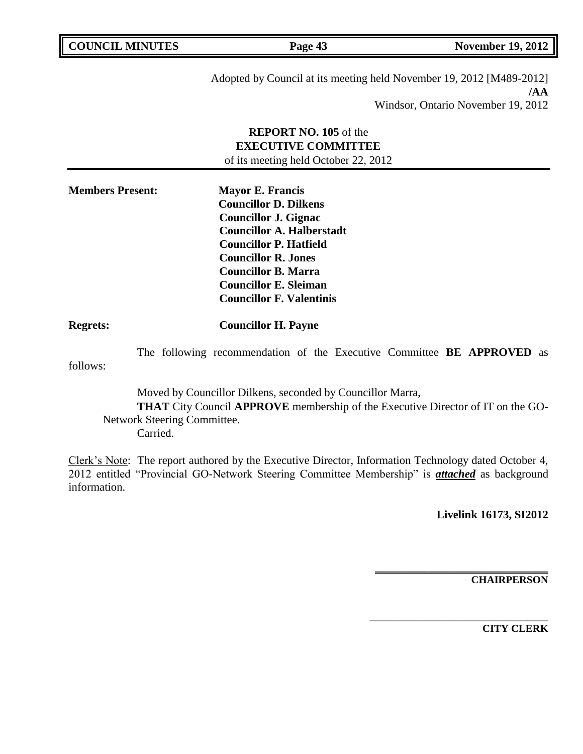Adopted by Council at its meeting held November 19, 2012 [M489-2012]
**/AA**
Windsor, Ontario November 19, 2012

**REPORT NO. 105** of the
**EXECUTIVE COMMITTEE**
of its meeting held October 22, 2012

**Members Present:** **Mayor E. Francis**
**Councillor D. Dilkens**
**Councillor J. Gignac**
**Councillor A. Halberstadt**
**Councillor P. Hatfield**
**Councillor R. Jones**
**Councillor B. Marra**
**Councillor E. Sleiman**
**Councillor F. Valentinis**

**Regrets:** **Councillor H. Payne**

The following recommendation of the Executive Committee **BE APPROVED** as follows:

Moved by Councillor Dilkens, seconded by Councillor Marra,
**THAT** City Council **APPROVE** membership of the Executive Director of IT on the GO-Network Steering Committee.
Carried.

<u>Clerk's Note</u>: The report authored by the Executive Director, Information Technology dated October 4, 2012 entitled "Provincial GO-Network Steering Committee Membership" is ***attached*** as background information.

**Livelink 16173, SI2012**

**CHAIRPERSON**

**CITY CLERK**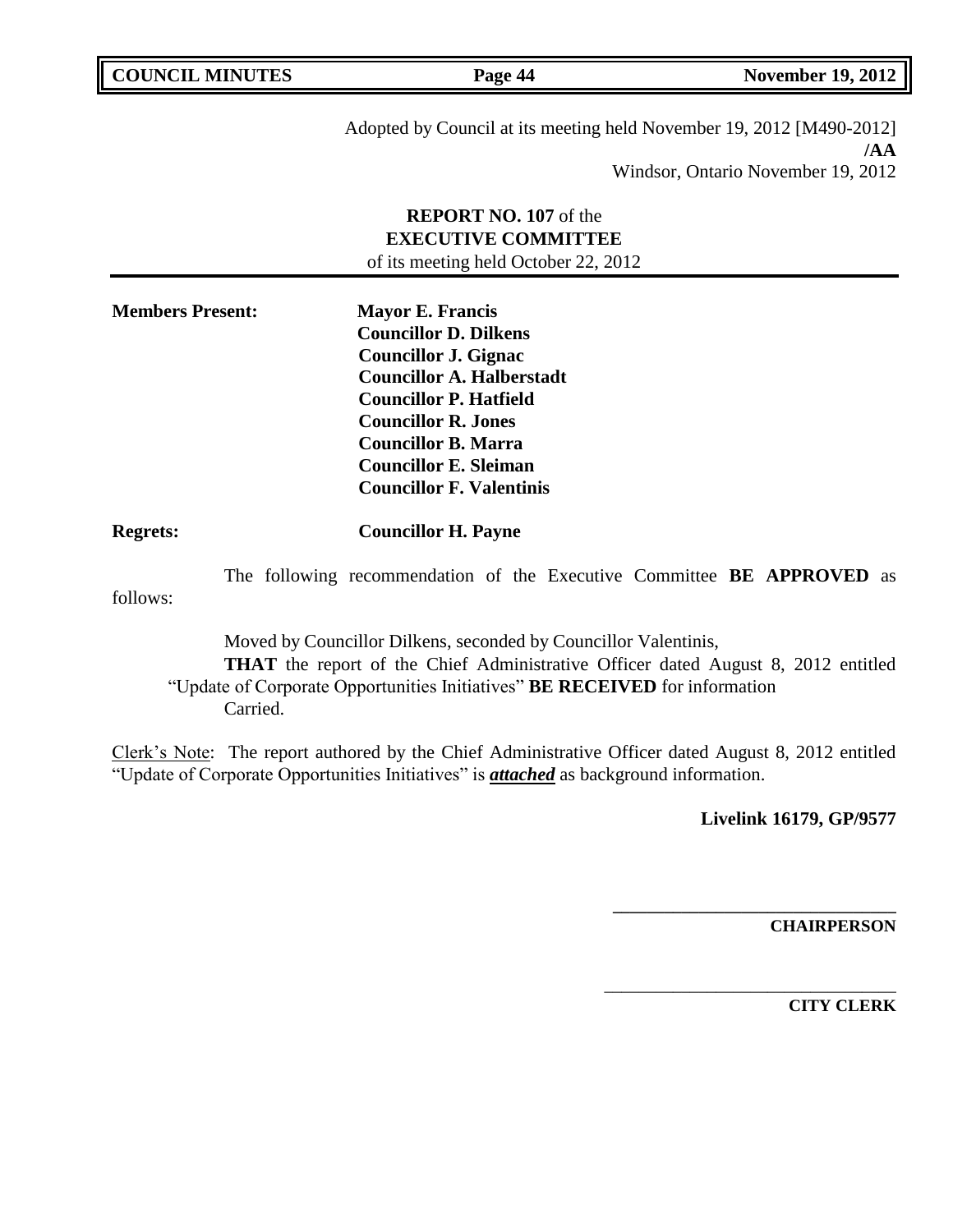Adopted by Council at its meeting held November 19, 2012 [M490-2012]
**/AA**
Windsor, Ontario November 19, 2012

**REPORT NO. 107** of the
**EXECUTIVE COMMITTEE**
of its meeting held October 22, 2012

**Members Present:**
**Mayor E. Francis**
**Councillor D. Dilkens**
**Councillor J. Gignac**
**Councillor A. Halberstadt**
**Councillor P. Hatfield**
**Councillor R. Jones**
**Councillor B. Marra**
**Councillor E. Sleiman**
**Councillor F. Valentinis**

**Regrets:** **Councillor H. Payne**

The following recommendation of the Executive Committee **BE APPROVED** as follows:

Moved by Councillor Dilkens, seconded by Councillor Valentinis,
**THAT** the report of the Chief Administrative Officer dated August 8, 2012 entitled "Update of Corporate Opportunities Initiatives" **BE RECEIVED** for information
Carried.

Clerk's Note: The report authored by the Chief Administrative Officer dated August 8, 2012 entitled "Update of Corporate Opportunities Initiatives" is ***attached*** as background information.

**Livelink 16179, GP/9577**

**\_\_\_\_\_\_\_\_\_\_\_\_\_\_\_\_\_\_\_\_\_\_\_\_\_\_\_\_\_\_\_\_**
**CHAIRPERSON**

\_\_\_\_\_\_\_\_\_\_\_\_\_\_\_\_\_\_\_\_\_\_\_\_\_\_\_\_\_\_\_\_
**CITY CLERK**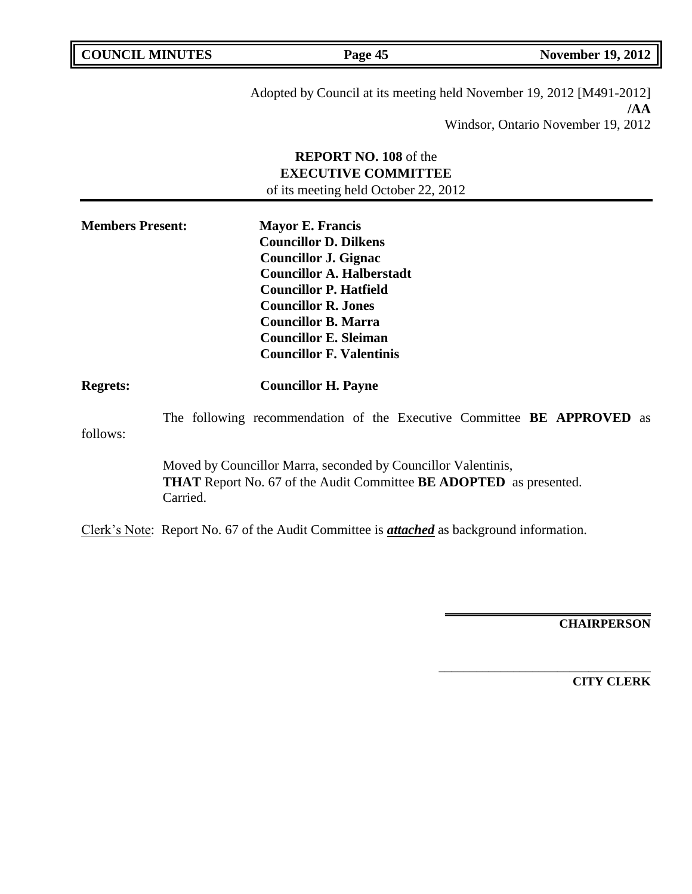Adopted by Council at its meeting held November 19, 2012 [M491-2012]
**/AA**
Windsor, Ontario November 19, 2012

**REPORT NO. 108** of the
**EXECUTIVE COMMITTEE**
of its meeting held October 22, 2012

**Members Present:** **Mayor E. Francis**
**Councillor D. Dilkens**
**Councillor J. Gignac**
**Councillor A. Halberstadt**
**Councillor P. Hatfield**
**Councillor R. Jones**
**Councillor B. Marra**
**Councillor E. Sleiman**
**Councillor F. Valentinis**

**Regrets:** **Councillor H. Payne**

The following recommendation of the Executive Committee **BE APPROVED** as follows:

Moved by Councillor Marra, seconded by Councillor Valentinis,
**THAT** Report No. 67 of the Audit Committee **BE ADOPTED** as presented.
Carried.

Clerk's Note: Report No. 67 of the Audit Committee is ***attached*** as background information.

**CHAIRPERSON**

**CITY CLERK**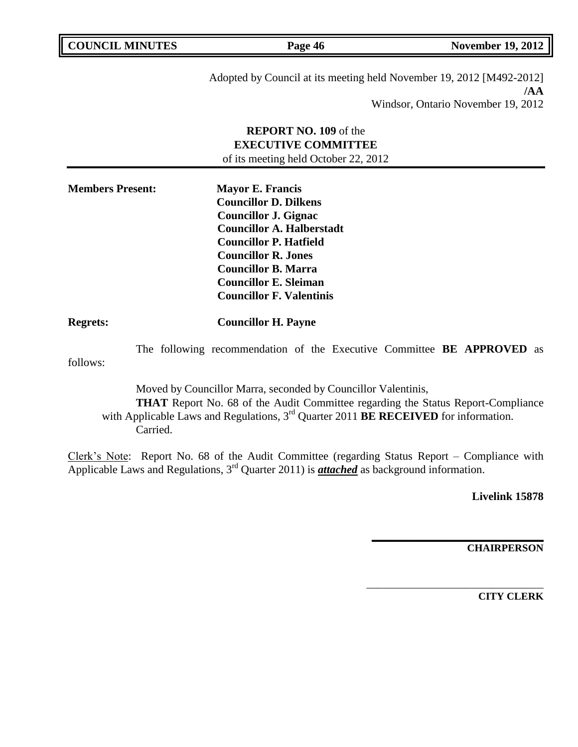Adopted by Council at its meeting held November 19, 2012 [M492-2012]
**/AA**
Windsor, Ontario November 19, 2012

**REPORT NO. 109** of the
**EXECUTIVE COMMITTEE**
of its meeting held October 22, 2012

**Members Present:** **Mayor E. Francis**
**Councillor D. Dilkens**
**Councillor J. Gignac**
**Councillor A. Halberstadt**
**Councillor P. Hatfield**
**Councillor R. Jones**
**Councillor B. Marra**
**Councillor E. Sleiman**
**Councillor F. Valentinis**

**Regrets:** **Councillor H. Payne**

The following recommendation of the Executive Committee **BE APPROVED** as follows:

Moved by Councillor Marra, seconded by Councillor Valentinis,

**THAT** Report No. 68 of the Audit Committee regarding the Status Report-Compliance with Applicable Laws and Regulations, 3rd Quarter 2011 **BE RECEIVED** for information.

Carried.

Clerk's Note: Report No. 68 of the Audit Committee (regarding Status Report – Compliance with Applicable Laws and Regulations, 3rd Quarter 2011) is ***attached*** as background information.

**Livelink 15878**

**CHAIRPERSON**

**CITY CLERK**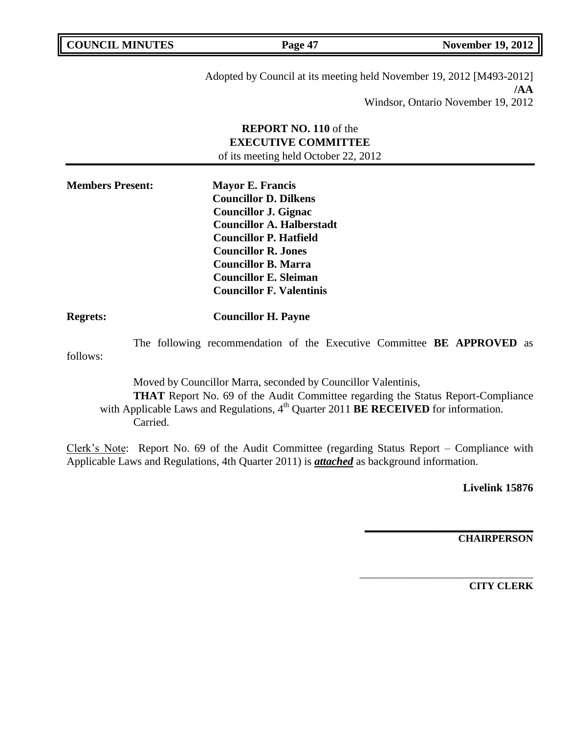Adopted by Council at its meeting held November 19, 2012 [M493-2012]
**/AA**
Windsor, Ontario November 19, 2012

**REPORT NO. 110** of the
**EXECUTIVE COMMITTEE**
of its meeting held October 22, 2012

**Members Present:** **Mayor E. Francis**
**Councillor D. Dilkens**
**Councillor J. Gignac**
**Councillor A. Halberstadt**
**Councillor P. Hatfield**
**Councillor R. Jones**
**Councillor B. Marra**
**Councillor E. Sleiman**
**Councillor F. Valentinis**

**Regrets:** **Councillor H. Payne**

The following recommendation of the Executive Committee **BE APPROVED** as follows:

Moved by Councillor Marra, seconded by Councillor Valentinis,
**THAT** Report No. 69 of the Audit Committee regarding the Status Report-Compliance with Applicable Laws and Regulations, 4th Quarter 2011 **BE RECEIVED** for information.
Carried.

Clerk's Note: Report No. 69 of the Audit Committee (regarding Status Report – Compliance with Applicable Laws and Regulations, 4th Quarter 2011) is ***attached*** as background information.

**Livelink 15876**

**CHAIRPERSON**

**CITY CLERK**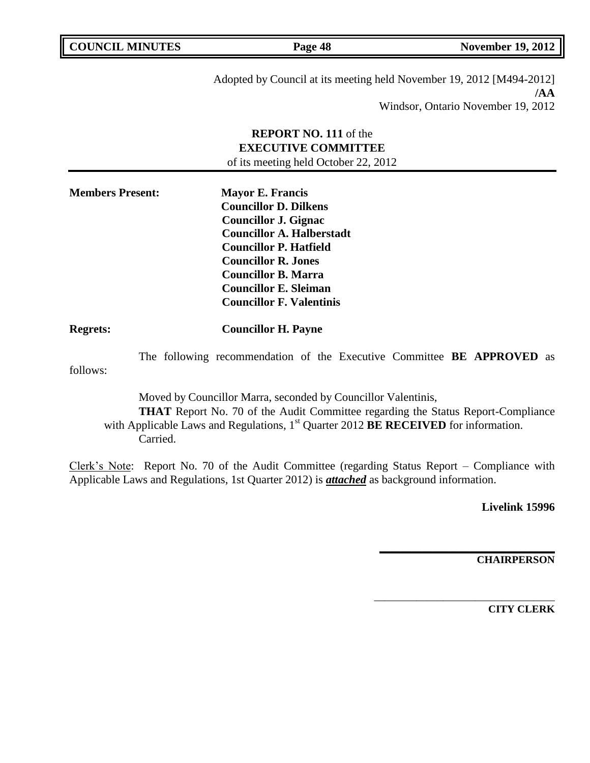Adopted by Council at its meeting held November 19, 2012 [M494-2012]
**/AA**
Windsor, Ontario November 19, 2012

**REPORT NO. 111** of the
**EXECUTIVE COMMITTEE**
of its meeting held October 22, 2012

**Members Present:** **Mayor E. Francis**
**Councillor D. Dilkens**
**Councillor J. Gignac**
**Councillor A. Halberstadt**
**Councillor P. Hatfield**
**Councillor R. Jones**
**Councillor B. Marra**
**Councillor E. Sleiman**
**Councillor F. Valentinis**

**Regrets:** **Councillor H. Payne**

The following recommendation of the Executive Committee **BE APPROVED** as follows:

Moved by Councillor Marra, seconded by Councillor Valentinis,
**THAT** Report No. 70 of the Audit Committee regarding the Status Report-Compliance with Applicable Laws and Regulations, 1st Quarter 2012 **BE RECEIVED** for information.
Carried.

Clerk's Note: Report No. 70 of the Audit Committee (regarding Status Report – Compliance with Applicable Laws and Regulations, 1st Quarter 2012) is ***attached*** as background information.

**Livelink 15996**

**CHAIRPERSON**

**CITY CLERK**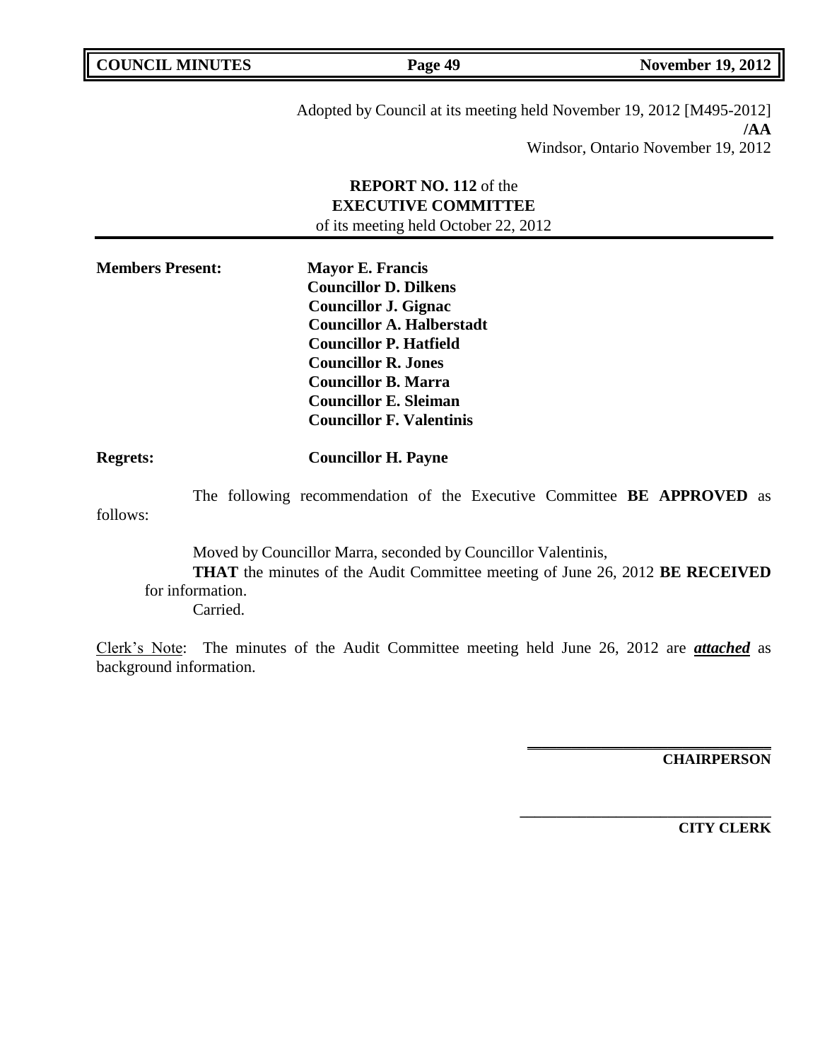Adopted by Council at its meeting held November 19, 2012 [M495-2012]
**/AA**
Windsor, Ontario November 19, 2012

**REPORT NO. 112** of the
**EXECUTIVE COMMITTEE**
of its meeting held October 22, 2012

**Members Present:**
**Mayor E. Francis**
**Councillor D. Dilkens**
**Councillor J. Gignac**
**Councillor A. Halberstadt**
**Councillor P. Hatfield**
**Councillor R. Jones**
**Councillor B. Marra**
**Councillor E. Sleiman**
**Councillor F. Valentinis**

**Regrets:** **Councillor H. Payne**

The following recommendation of the Executive Committee **BE APPROVED** as follows:

Moved by Councillor Marra, seconded by Councillor Valentinis,
**THAT** the minutes of the Audit Committee meeting of June 26, 2012 **BE RECEIVED** for information.
Carried.

Clerk's Note: The minutes of the Audit Committee meeting held June 26, 2012 are ***attached*** as background information.

**CHAIRPERSON**

**CITY CLERK**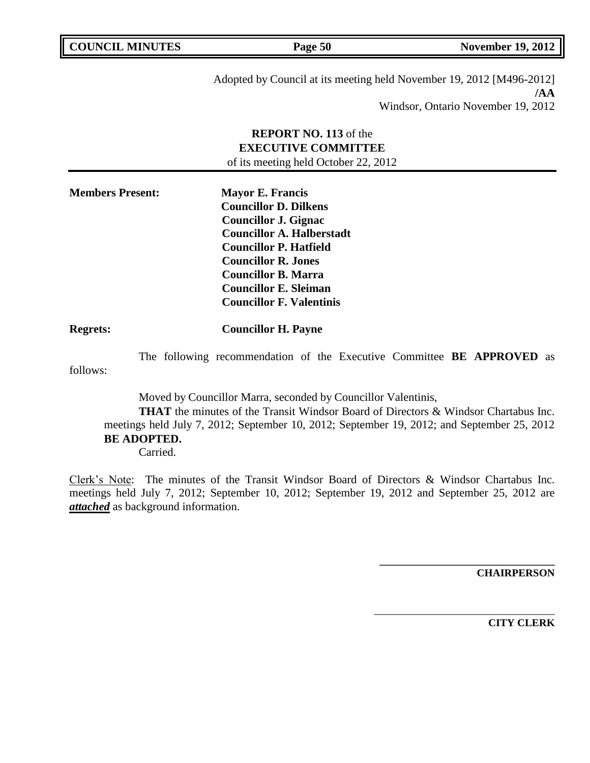Adopted by Council at its meeting held November 19, 2012 [M496-2012]
**/AA**
Windsor, Ontario November 19, 2012

**REPORT NO. 113** of the
**EXECUTIVE COMMITTEE**
of its meeting held October 22, 2012

**Members Present:** **Mayor E. Francis**
**Councillor D. Dilkens**
**Councillor J. Gignac**
**Councillor A. Halberstadt**
**Councillor P. Hatfield**
**Councillor R. Jones**
**Councillor B. Marra**
**Councillor E. Sleiman**
**Councillor F. Valentinis**

**Regrets:** **Councillor H. Payne**

The following recommendation of the Executive Committee **BE APPROVED** as follows:

Moved by Councillor Marra, seconded by Councillor Valentinis,

**THAT** the minutes of the Transit Windsor Board of Directors & Windsor Chartabus Inc. meetings held July 7, 2012; September 10, 2012; September 19, 2012; and September 25, 2012 **BE ADOPTED.**

Carried.

Clerk's Note: The minutes of the Transit Windsor Board of Directors & Windsor Chartabus Inc. meetings held July 7, 2012; September 10, 2012; September 19, 2012 and September 25, 2012 are ***attached*** as background information.

**CHAIRPERSON**

**CITY CLERK**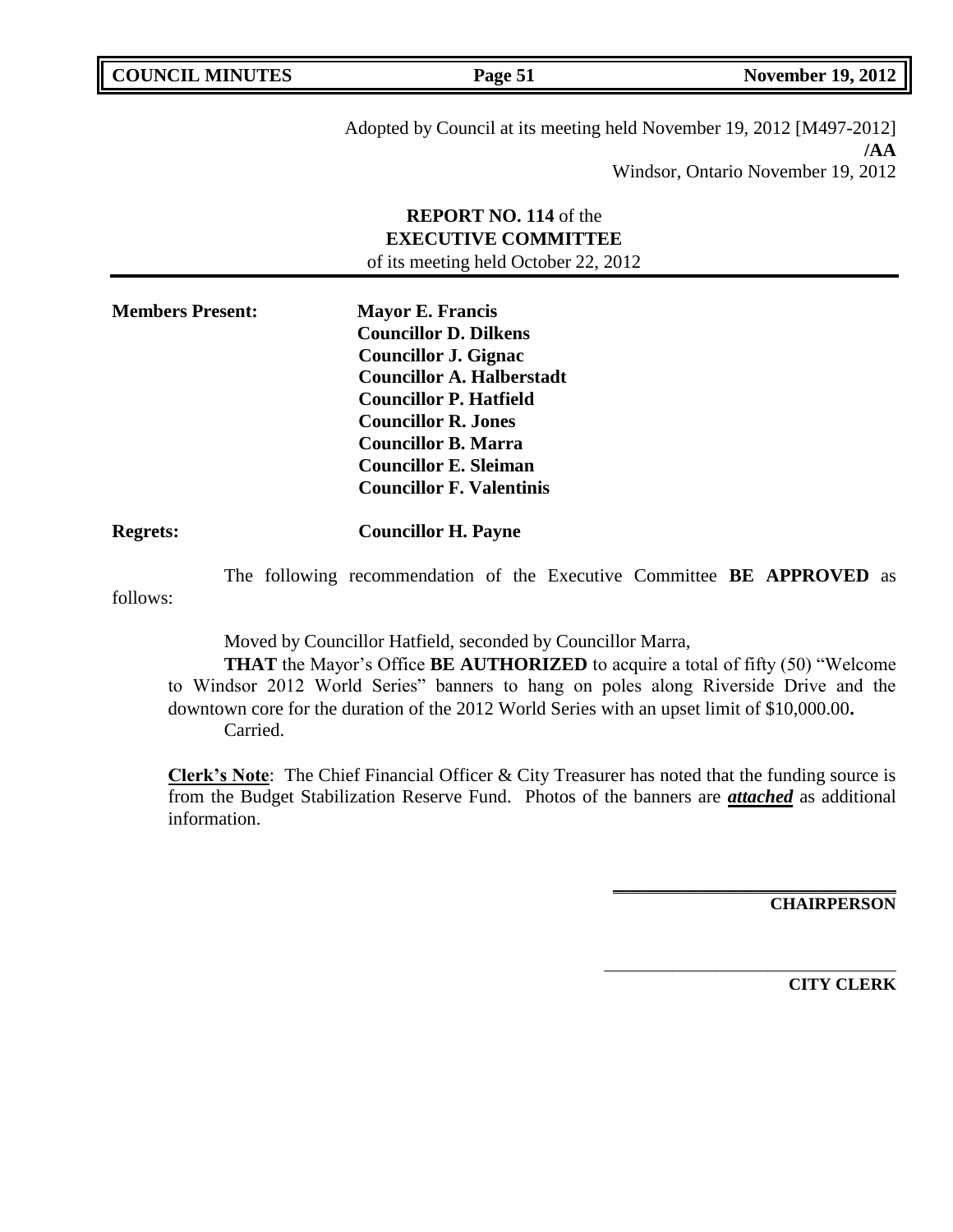Adopted by Council at its meeting held November 19, 2012 [M497-2012]
**/AA**
Windsor, Ontario November 19, 2012

**REPORT NO. 114** of the
**EXECUTIVE COMMITTEE**
of its meeting held October 22, 2012

**Members Present:**

**Mayor E. Francis**
**Councillor D. Dilkens**
**Councillor J. Gignac**
**Councillor A. Halberstadt**
**Councillor P. Hatfield**
**Councillor R. Jones**
**Councillor B. Marra**
**Councillor E. Sleiman**
**Councillor F. Valentinis**

**Regrets:** **Councillor H. Payne**

The following recommendation of the Executive Committee **BE APPROVED** as follows:

Moved by Councillor Hatfield, seconded by Councillor Marra,

**THAT** the Mayor's Office **BE AUTHORIZED** to acquire a total of fifty (50) "Welcome to Windsor 2012 World Series" banners to hang on poles along Riverside Drive and the downtown core for the duration of the 2012 World Series with an upset limit of $10,000.00**.**

Carried.

**Clerk's Note**: The Chief Financial Officer & City Treasurer has noted that the funding source is from the Budget Stabilization Reserve Fund. Photos of the banners are ***attached*** as additional information.

**CHAIRPERSON**

**CITY CLERK**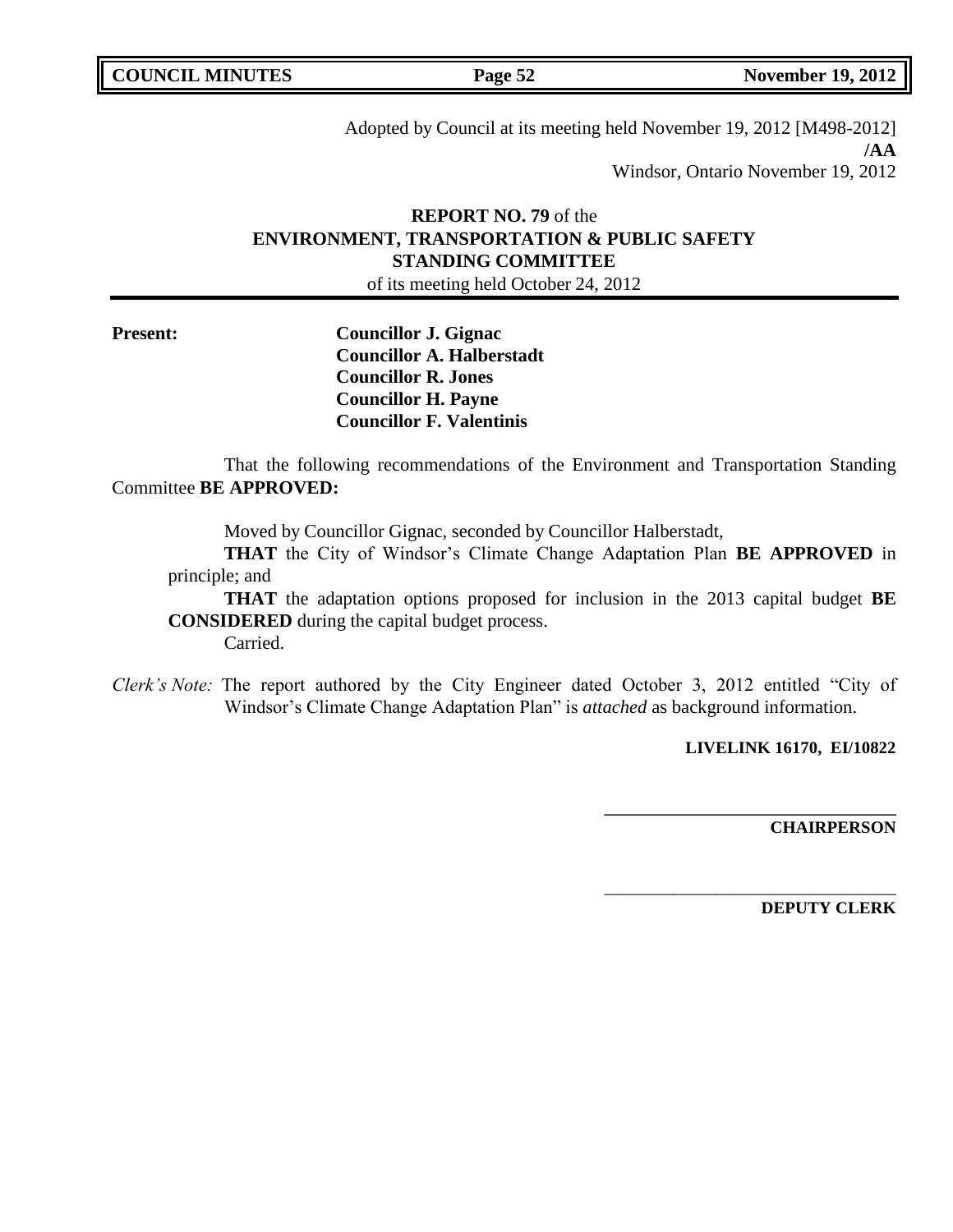Adopted by Council at its meeting held November 19, 2012 [M498-2012]
**/AA**
Windsor, Ontario November 19, 2012

**REPORT NO. 79** of the
**ENVIRONMENT, TRANSPORTATION & PUBLIC SAFETY STANDING COMMITTEE**
of its meeting held October 24, 2012

**Present:**

**Councillor J. Gignac**
**Councillor A. Halberstadt**
**Councillor R. Jones**
**Councillor H. Payne**
**Councillor F. Valentinis**

That the following recommendations of the Environment and Transportation Standing Committee **BE APPROVED:**

Moved by Councillor Gignac, seconded by Councillor Halberstadt,

**THAT** the City of Windsor's Climate Change Adaptation Plan **BE APPROVED** in principle; and

**THAT** the adaptation options proposed for inclusion in the 2013 capital budget **BE CONSIDERED** during the capital budget process.

Carried.

*Clerk's Note:* The report authored by the City Engineer dated October 3, 2012 entitled "City of Windsor's Climate Change Adaptation Plan" is *attached* as background information.

**LIVELINK 16170, EI/10822**

\_\_\_\_\_\_\_\_\_\_\_\_\_\_\_\_\_\_\_\_\_\_\_\_\_\_\_\_\_\_\_\_
**CHAIRPERSON**

\_\_\_\_\_\_\_\_\_\_\_\_\_\_\_\_\_\_\_\_\_\_\_\_\_\_\_\_\_\_\_\_
**DEPUTY CLERK**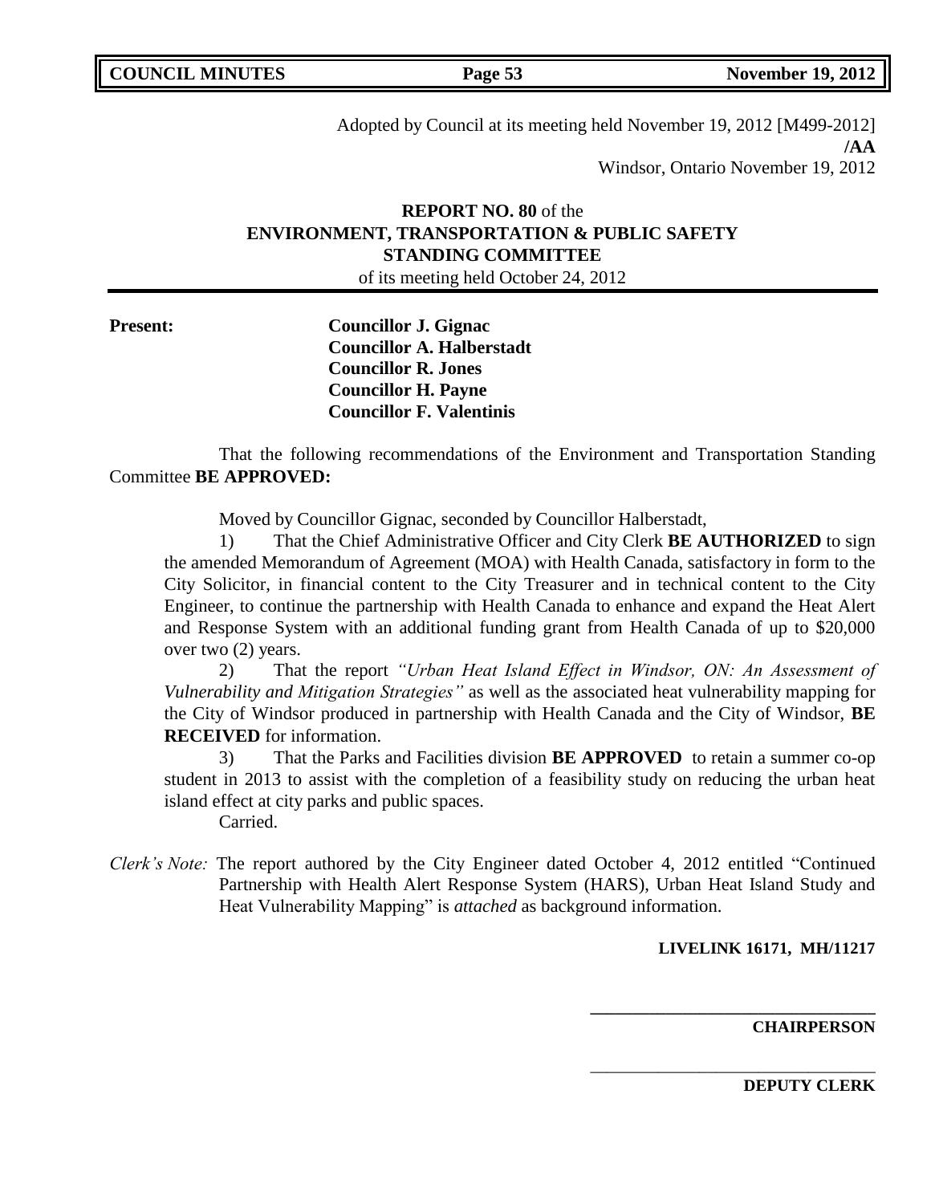Adopted by Council at its meeting held November 19, 2012 [M499-2012]
**/AA**
Windsor, Ontario November 19, 2012

**REPORT NO. 80** of the
**ENVIRONMENT, TRANSPORTATION & PUBLIC SAFETY STANDING COMMITTEE**
of its meeting held October 24, 2012

**Present:**

**Councillor J. Gignac**
**Councillor A. Halberstadt**
**Councillor R. Jones**
**Councillor H. Payne**
**Councillor F. Valentinis**

That the following recommendations of the Environment and Transportation Standing Committee **BE APPROVED:**

Moved by Councillor Gignac, seconded by Councillor Halberstadt,

1) That the Chief Administrative Officer and City Clerk **BE AUTHORIZED** to sign the amended Memorandum of Agreement (MOA) with Health Canada, satisfactory in form to the City Solicitor, in financial content to the City Treasurer and in technical content to the City Engineer, to continue the partnership with Health Canada to enhance and expand the Heat Alert and Response System with an additional funding grant from Health Canada of up to $20,000 over two (2) years.

2) That the report *"Urban Heat Island Effect in Windsor, ON: An Assessment of Vulnerability and Mitigation Strategies"* as well as the associated heat vulnerability mapping for the City of Windsor produced in partnership with Health Canada and the City of Windsor, **BE RECEIVED** for information.

3) That the Parks and Facilities division **BE APPROVED** to retain a summer co-op student in 2013 to assist with the completion of a feasibility study on reducing the urban heat island effect at city parks and public spaces.

Carried.

*Clerk's Note:* The report authored by the City Engineer dated October 4, 2012 entitled "Continued Partnership with Health Alert Response System (HARS), Urban Heat Island Study and Heat Vulnerability Mapping" is *attached* as background information.

**LIVELINK 16171, MH/11217**

______________________________
**CHAIRPERSON**

______________________________
**DEPUTY CLERK**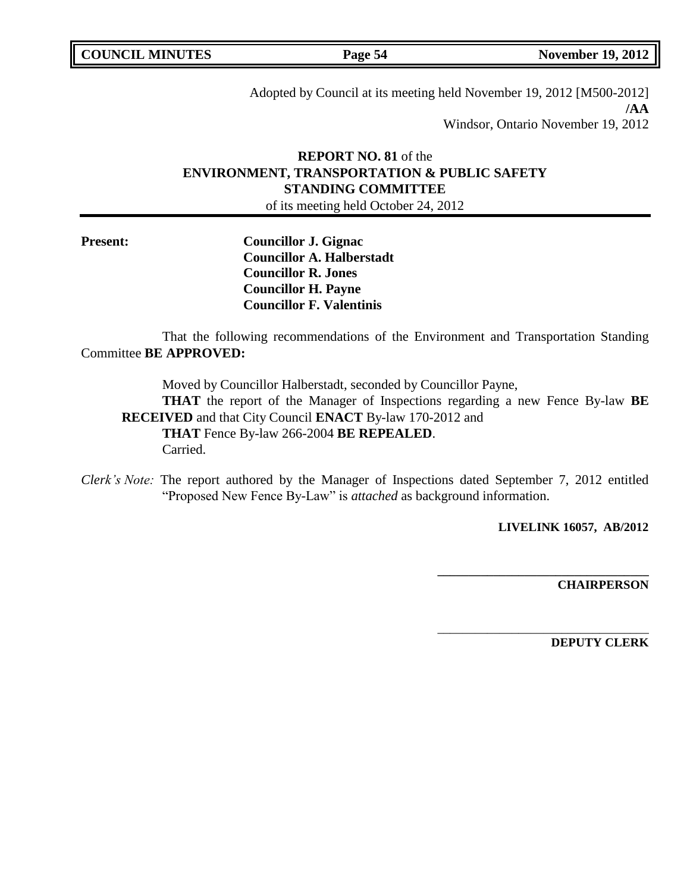Adopted by Council at its meeting held November 19, 2012 [M500-2012]
**/AA**
Windsor, Ontario November 19, 2012

## **REPORT NO. 81** of the **ENVIRONMENT, TRANSPORTATION & PUBLIC SAFETY STANDING COMMITTEE**

of its meeting held October 24, 2012

---

**Present:**

**Councillor J. Gignac**
**Councillor A. Halberstadt**
**Councillor R. Jones**
**Councillor H. Payne**
**Councillor F. Valentinis**

That the following recommendations of the Environment and Transportation Standing Committee **BE APPROVED:**

Moved by Councillor Halberstadt, seconded by Councillor Payne,
**THAT** the report of the Manager of Inspections regarding a new Fence By-law **BE RECEIVED** and that City Council **ENACT** By-law 170-2012 and
**THAT** Fence By-law 266-2004 **BE REPEALED**.
Carried.

*Clerk's Note:* The report authored by the Manager of Inspections dated September 7, 2012 entitled "Proposed New Fence By-Law" is *attached* as background information.

**LIVELINK 16057, AB/2012**

\_\_\_\_\_\_\_\_\_\_\_\_\_\_\_\_\_\_\_\_\_\_\_\_\_\_\_\_\_\_\_\_
**CHAIRPERSON**

\_\_\_\_\_\_\_\_\_\_\_\_\_\_\_\_\_\_\_\_\_\_\_\_\_\_\_\_\_\_\_\_
**DEPUTY CLERK**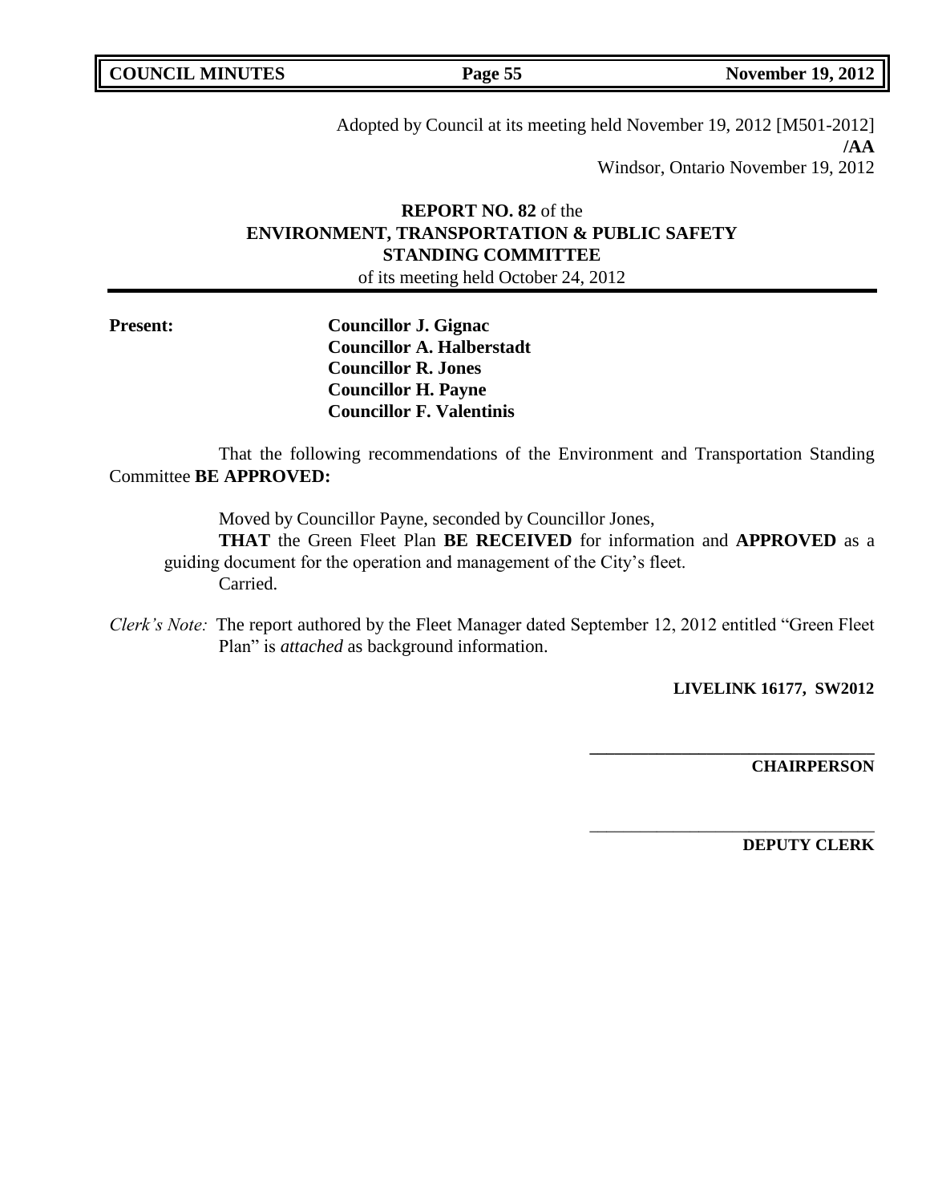Adopted by Council at its meeting held November 19, 2012 [M501-2012]
**/AA**
Windsor, Ontario November 19, 2012

## **REPORT NO. 82** of the ENVIRONMENT, TRANSPORTATION & PUBLIC SAFETY STANDING COMMITTEE

of its meeting held October 24, 2012

**Present:**

**Councillor J. Gignac**
**Councillor A. Halberstadt**
**Councillor R. Jones**
**Councillor H. Payne**
**Councillor F. Valentinis**

That the following recommendations of the Environment and Transportation Standing Committee **BE APPROVED:**

Moved by Councillor Payne, seconded by Councillor Jones,

**THAT** the Green Fleet Plan **BE RECEIVED** for information and **APPROVED** as a guiding document for the operation and management of the City's fleet.

Carried.

*Clerk's Note:* The report authored by the Fleet Manager dated September 12, 2012 entitled "Green Fleet Plan" is *attached* as background information.

**LIVELINK 16177, SW2012**

______________________________
**CHAIRPERSON**

______________________________
**DEPUTY CLERK**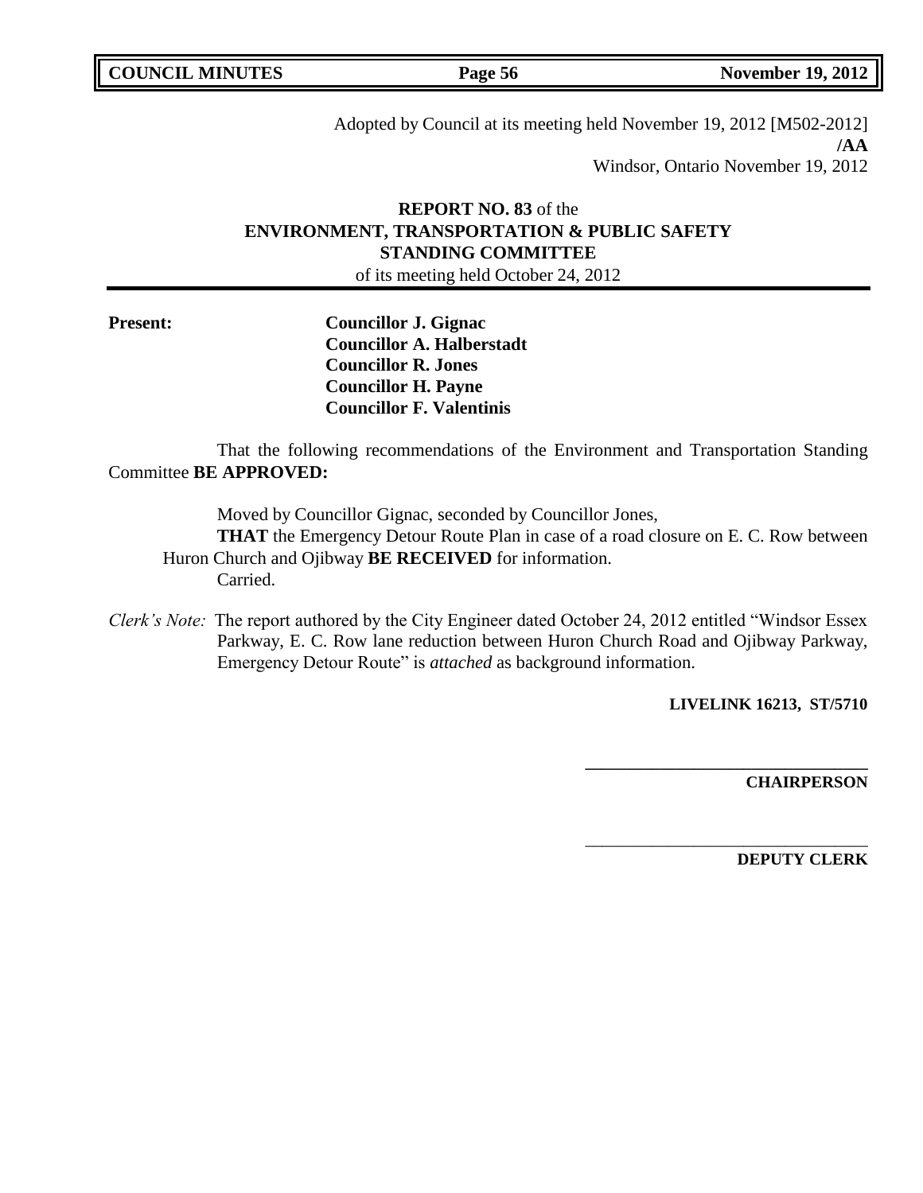Adopted by Council at its meeting held November 19, 2012 [M502-2012]
**/AA**
Windsor, Ontario November 19, 2012

**REPORT NO. 83** of the
**ENVIRONMENT, TRANSPORTATION & PUBLIC SAFETY STANDING COMMITTEE**
of its meeting held October 24, 2012

**Present:**
**Councillor J. Gignac**
**Councillor A. Halberstadt**
**Councillor R. Jones**
**Councillor H. Payne**
**Councillor F. Valentinis**

That the following recommendations of the Environment and Transportation Standing Committee **BE APPROVED:**

Moved by Councillor Gignac, seconded by Councillor Jones,
**THAT** the Emergency Detour Route Plan in case of a road closure on E. C. Row between Huron Church and Ojibway **BE RECEIVED** for information.
Carried.

*Clerk's Note:* The report authored by the City Engineer dated October 24, 2012 entitled "Windsor Essex Parkway, E. C. Row lane reduction between Huron Church Road and Ojibway Parkway, Emergency Detour Route" is *attached* as background information.

**LIVELINK 16213, ST/5710**

\_\_\_\_\_\_\_\_\_\_\_\_\_\_\_\_\_\_\_\_\_\_\_\_\_\_\_\_\_\_\_\_
**CHAIRPERSON**

\_\_\_\_\_\_\_\_\_\_\_\_\_\_\_\_\_\_\_\_\_\_\_\_\_\_\_\_\_\_\_\_
**DEPUTY CLERK**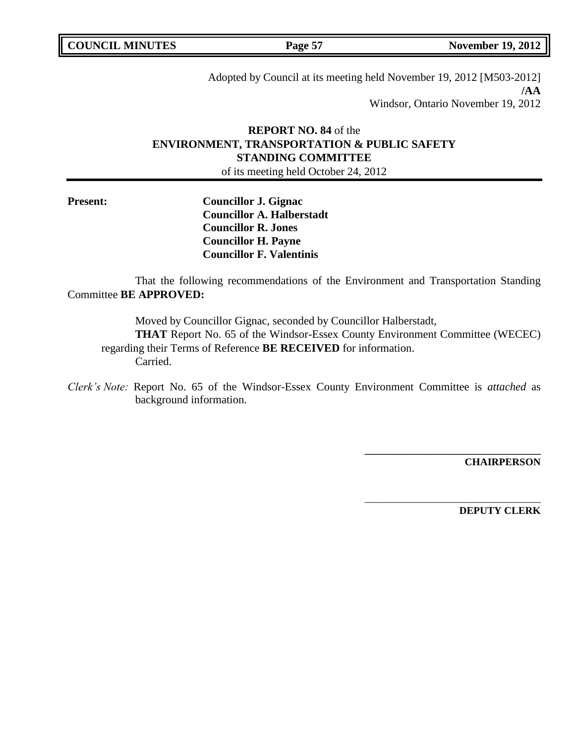Adopted by Council at its meeting held November 19, 2012 [M503-2012]
**/AA**
Windsor, Ontario November 19, 2012

## **REPORT NO. 84** of the **ENVIRONMENT, TRANSPORTATION & PUBLIC SAFETY STANDING COMMITTEE**

of its meeting held October 24, 2012

**Present:**

**Councillor J. Gignac**
**Councillor A. Halberstadt**
**Councillor R. Jones**
**Councillor H. Payne**
**Councillor F. Valentinis**

That the following recommendations of the Environment and Transportation Standing Committee **BE APPROVED:**

Moved by Councillor Gignac, seconded by Councillor Halberstadt,
**THAT** Report No. 65 of the Windsor-Essex County Environment Committee (WECEC) regarding their Terms of Reference **BE RECEIVED** for information.
Carried.

*Clerk's Note:* Report No. 65 of the Windsor-Essex County Environment Committee is *attached* as background information.

\_\_\_\_\_\_\_\_\_\_\_\_\_\_\_\_\_\_\_\_\_\_\_\_\_\_\_\_\_\_\_\_
**CHAIRPERSON**

\_\_\_\_\_\_\_\_\_\_\_\_\_\_\_\_\_\_\_\_\_\_\_\_\_\_\_\_\_\_\_\_
**DEPUTY CLERK**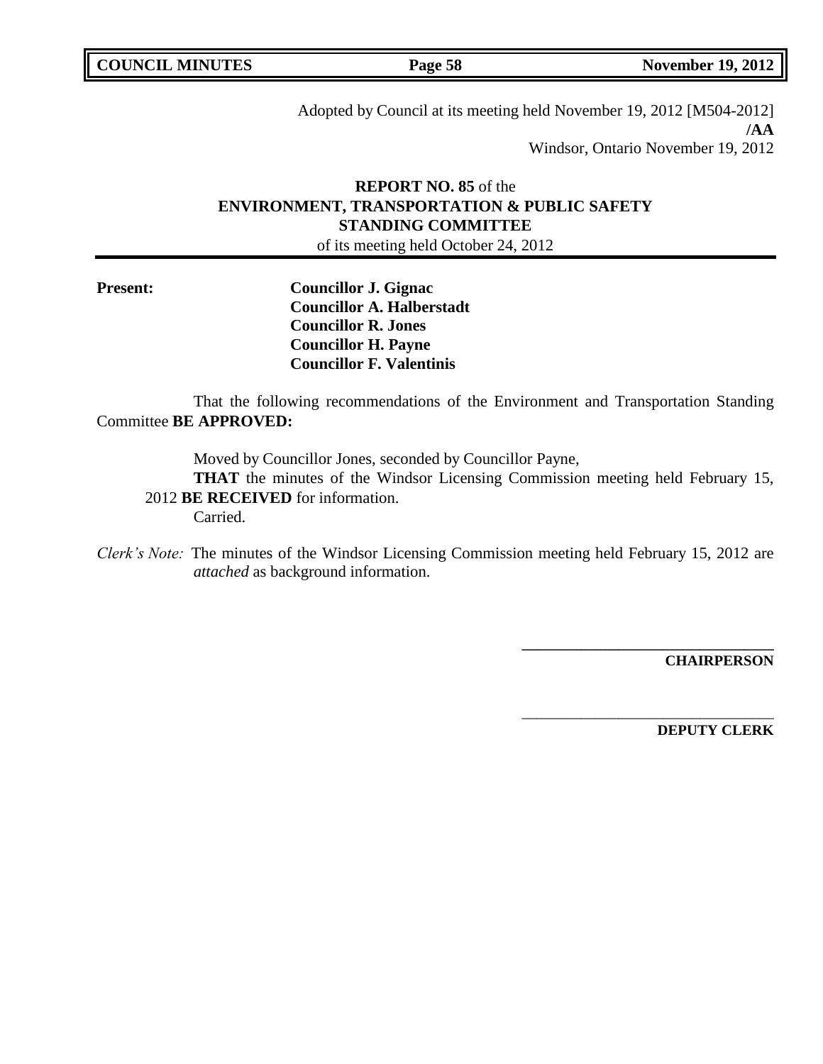Adopted by Council at its meeting held November 19, 2012 [M504-2012]
**/AA**
Windsor, Ontario November 19, 2012

**REPORT NO. 85** of the
**ENVIRONMENT, TRANSPORTATION & PUBLIC SAFETY STANDING COMMITTEE**
of its meeting held October 24, 2012

---

**Present:**

**Councillor J. Gignac**
**Councillor A. Halberstadt**
**Councillor R. Jones**
**Councillor H. Payne**
**Councillor F. Valentinis**

That the following recommendations of the Environment and Transportation Standing Committee **BE APPROVED:**

Moved by Councillor Jones, seconded by Councillor Payne,
**THAT** the minutes of the Windsor Licensing Commission meeting held February 15, 2012 **BE RECEIVED** for information.
Carried.

*Clerk's Note:* The minutes of the Windsor Licensing Commission meeting held February 15, 2012 are *attached* as background information.

**CHAIRPERSON**

**DEPUTY CLERK**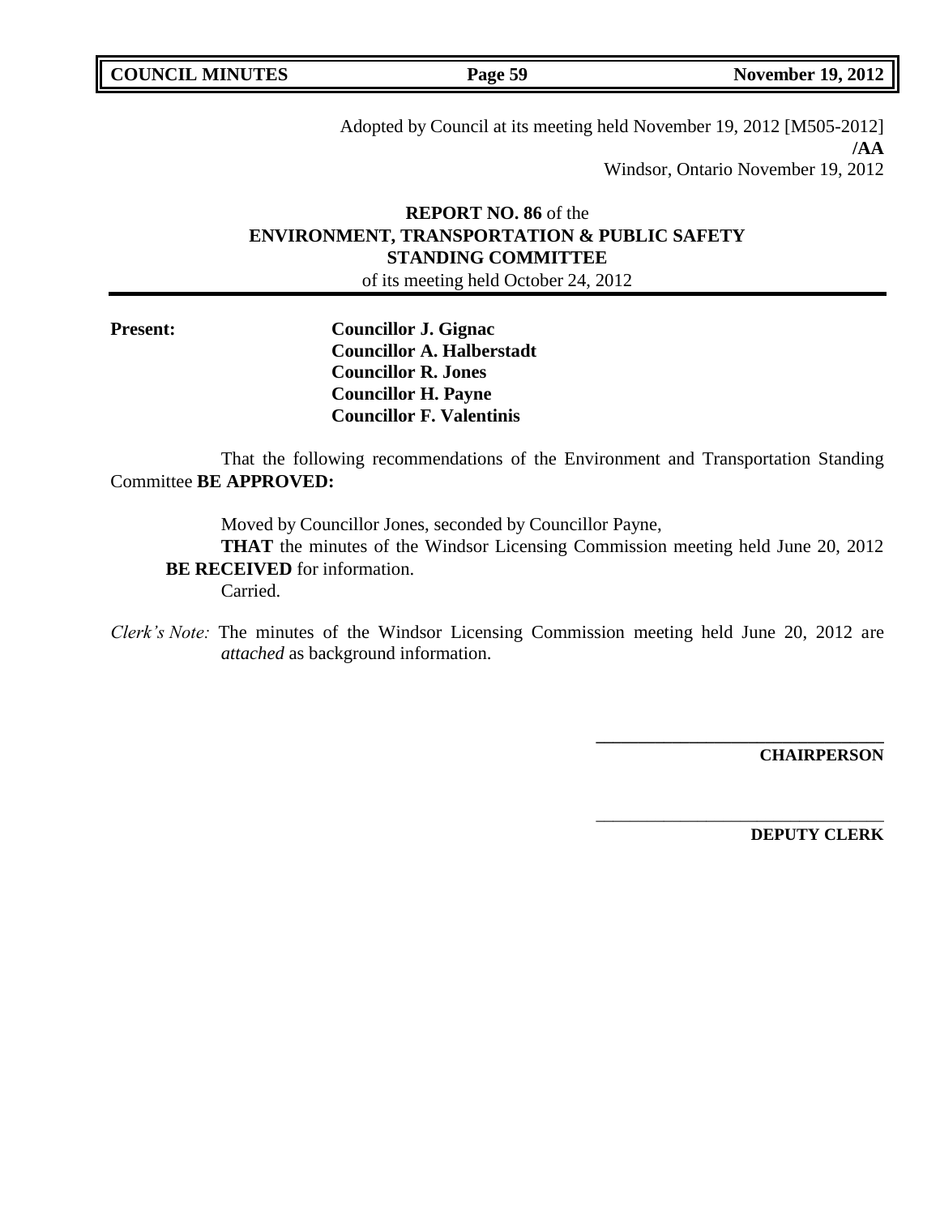Adopted by Council at its meeting held November 19, 2012 [M505-2012]
**/AA**
Windsor, Ontario November 19, 2012

**REPORT NO. 86** of the
**ENVIRONMENT, TRANSPORTATION & PUBLIC SAFETY STANDING COMMITTEE**
of its meeting held October 24, 2012

**Present:**
**Councillor J. Gignac**
**Councillor A. Halberstadt**
**Councillor R. Jones**
**Councillor H. Payne**
**Councillor F. Valentinis**

That the following recommendations of the Environment and Transportation Standing Committee **BE APPROVED:**

Moved by Councillor Jones, seconded by Councillor Payne,
**THAT** the minutes of the Windsor Licensing Commission meeting held June 20, 2012 **BE RECEIVED** for information.
Carried.

*Clerk's Note:* The minutes of the Windsor Licensing Commission meeting held June 20, 2012 are *attached* as background information.

\_\_\_\_\_\_\_\_\_\_\_\_\_\_\_\_\_\_\_\_\_\_\_\_\_\_\_\_\_\_\_\_
**CHAIRPERSON**

\_\_\_\_\_\_\_\_\_\_\_\_\_\_\_\_\_\_\_\_\_\_\_\_\_\_\_\_\_\_\_\_
**DEPUTY CLERK**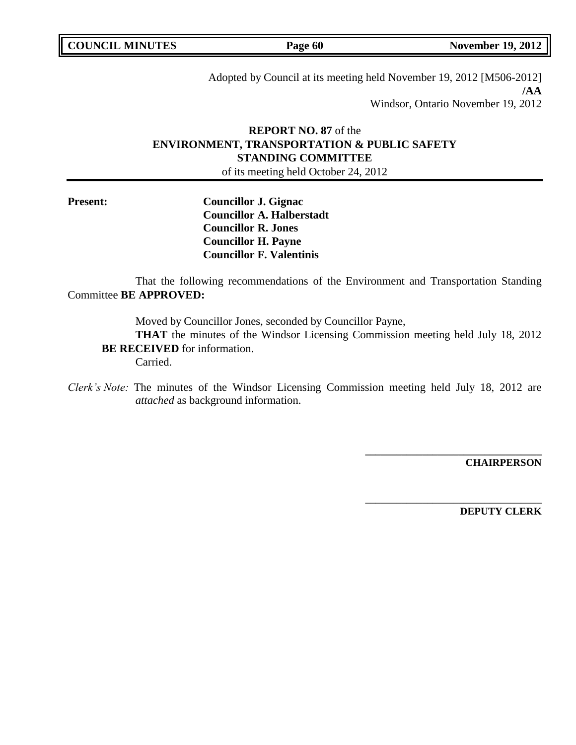Adopted by Council at its meeting held November 19, 2012 [M506-2012]
**/AA**
Windsor, Ontario November 19, 2012

**REPORT NO. 87** of the
**ENVIRONMENT, TRANSPORTATION & PUBLIC SAFETY STANDING COMMITTEE**
of its meeting held October 24, 2012

**Present:**

**Councillor J. Gignac**
**Councillor A. Halberstadt**
**Councillor R. Jones**
**Councillor H. Payne**
**Councillor F. Valentinis**

That the following recommendations of the Environment and Transportation Standing Committee **BE APPROVED:**

Moved by Councillor Jones, seconded by Councillor Payne,

**THAT** the minutes of the Windsor Licensing Commission meeting held July 18, 2012 **BE RECEIVED** for information.

Carried.

*Clerk's Note:* The minutes of the Windsor Licensing Commission meeting held July 18, 2012 are *attached* as background information.

\_\_\_\_\_\_\_\_\_\_\_\_\_\_\_\_\_\_\_\_\_\_\_\_\_\_\_\_\_\_\_\_
**CHAIRPERSON**

\_\_\_\_\_\_\_\_\_\_\_\_\_\_\_\_\_\_\_\_\_\_\_\_\_\_\_\_\_\_\_\_
**DEPUTY CLERK**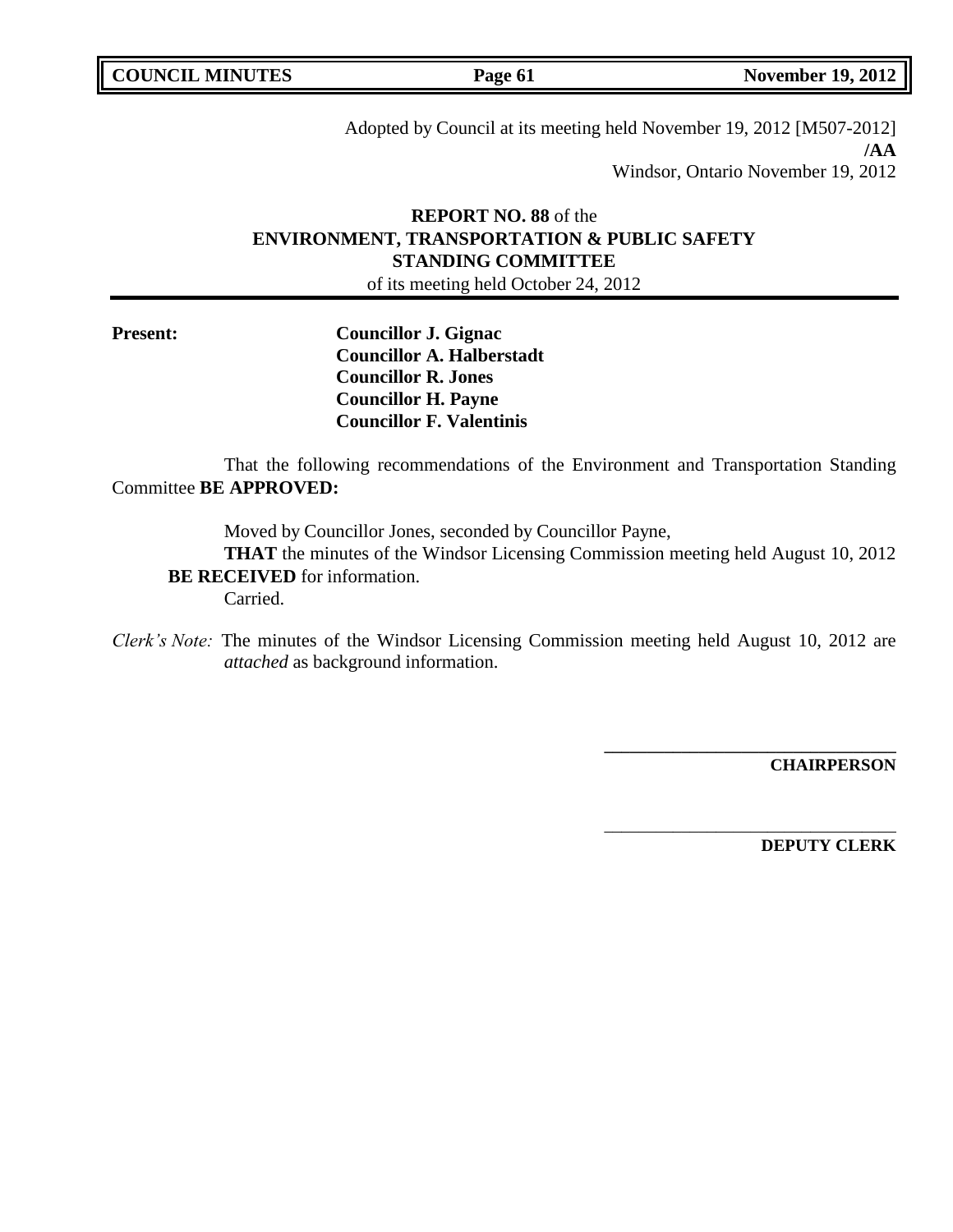Adopted by Council at its meeting held November 19, 2012 [M507-2012]
**/AA**
Windsor, Ontario November 19, 2012

**REPORT NO. 88** of the
**ENVIRONMENT, TRANSPORTATION & PUBLIC SAFETY STANDING COMMITTEE**
of its meeting held October 24, 2012

**Present:**

**Councillor J. Gignac**
**Councillor A. Halberstadt**
**Councillor R. Jones**
**Councillor H. Payne**
**Councillor F. Valentinis**

That the following recommendations of the Environment and Transportation Standing Committee **BE APPROVED:**

Moved by Councillor Jones, seconded by Councillor Payne,
**THAT** the minutes of the Windsor Licensing Commission meeting held August 10, 2012 **BE RECEIVED** for information.
Carried.

*Clerk's Note:* The minutes of the Windsor Licensing Commission meeting held August 10, 2012 are *attached* as background information.

\_\_\_\_\_\_\_\_\_\_\_\_\_\_\_\_\_\_\_\_\_\_\_\_\_\_\_\_\_\_\_\_
**CHAIRPERSON**

\_\_\_\_\_\_\_\_\_\_\_\_\_\_\_\_\_\_\_\_\_\_\_\_\_\_\_\_\_\_\_\_
**DEPUTY CLERK**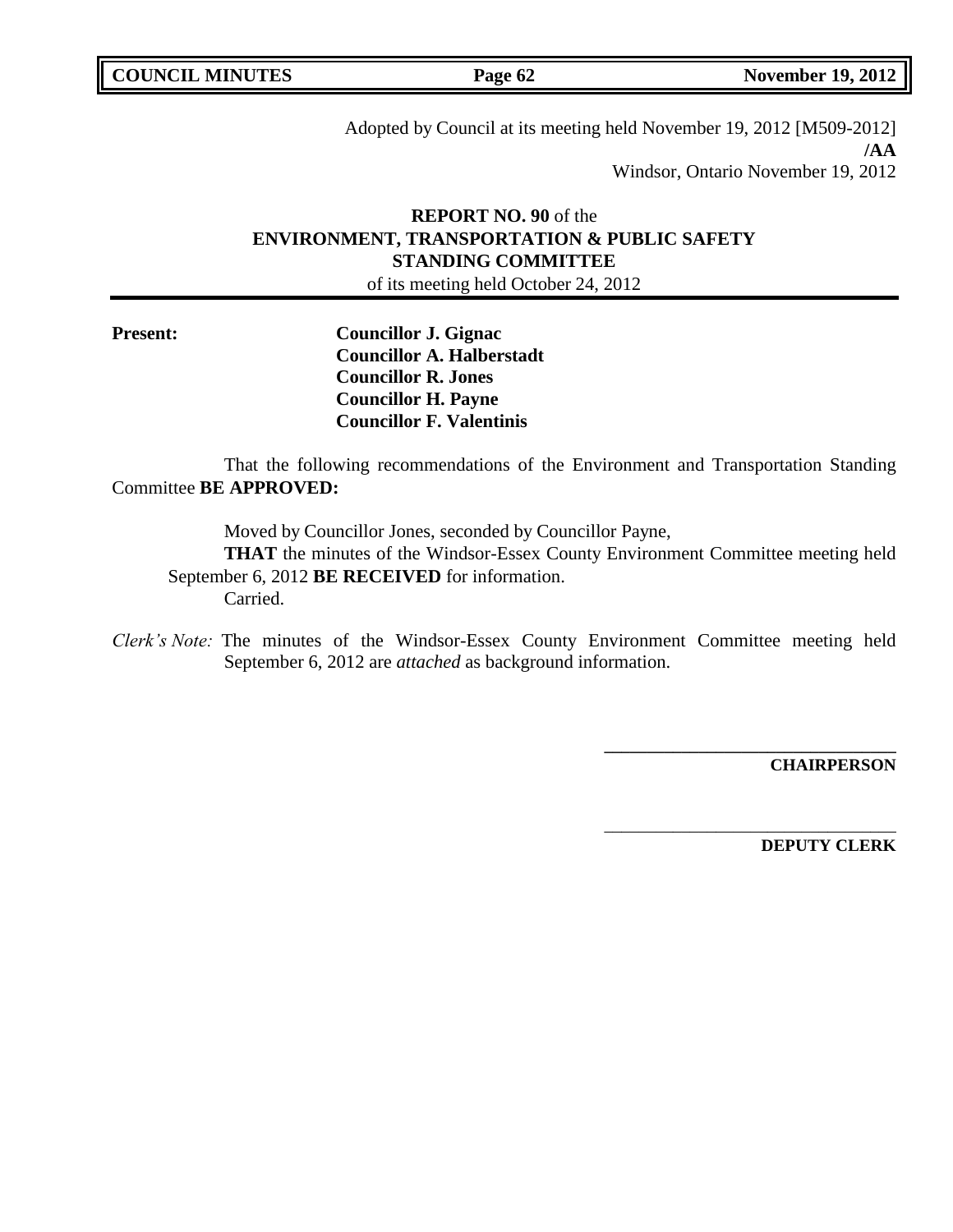Adopted by Council at its meeting held November 19, 2012 [M509-2012]

**/AA**

Windsor, Ontario November 19, 2012

**REPORT NO. 90** of the
**ENVIRONMENT, TRANSPORTATION & PUBLIC SAFETY STANDING COMMITTEE**
of its meeting held October 24, 2012

**Present:**

**Councillor J. Gignac**
**Councillor A. Halberstadt**
**Councillor R. Jones**
**Councillor H. Payne**
**Councillor F. Valentinis**

That the following recommendations of the Environment and Transportation Standing Committee **BE APPROVED:**

Moved by Councillor Jones, seconded by Councillor Payne,

**THAT** the minutes of the Windsor-Essex County Environment Committee meeting held September 6, 2012 **BE RECEIVED** for information.

Carried.

*Clerk's Note:* The minutes of the Windsor-Essex County Environment Committee meeting held September 6, 2012 are *attached* as background information.

**CHAIRPERSON**

**DEPUTY CLERK**